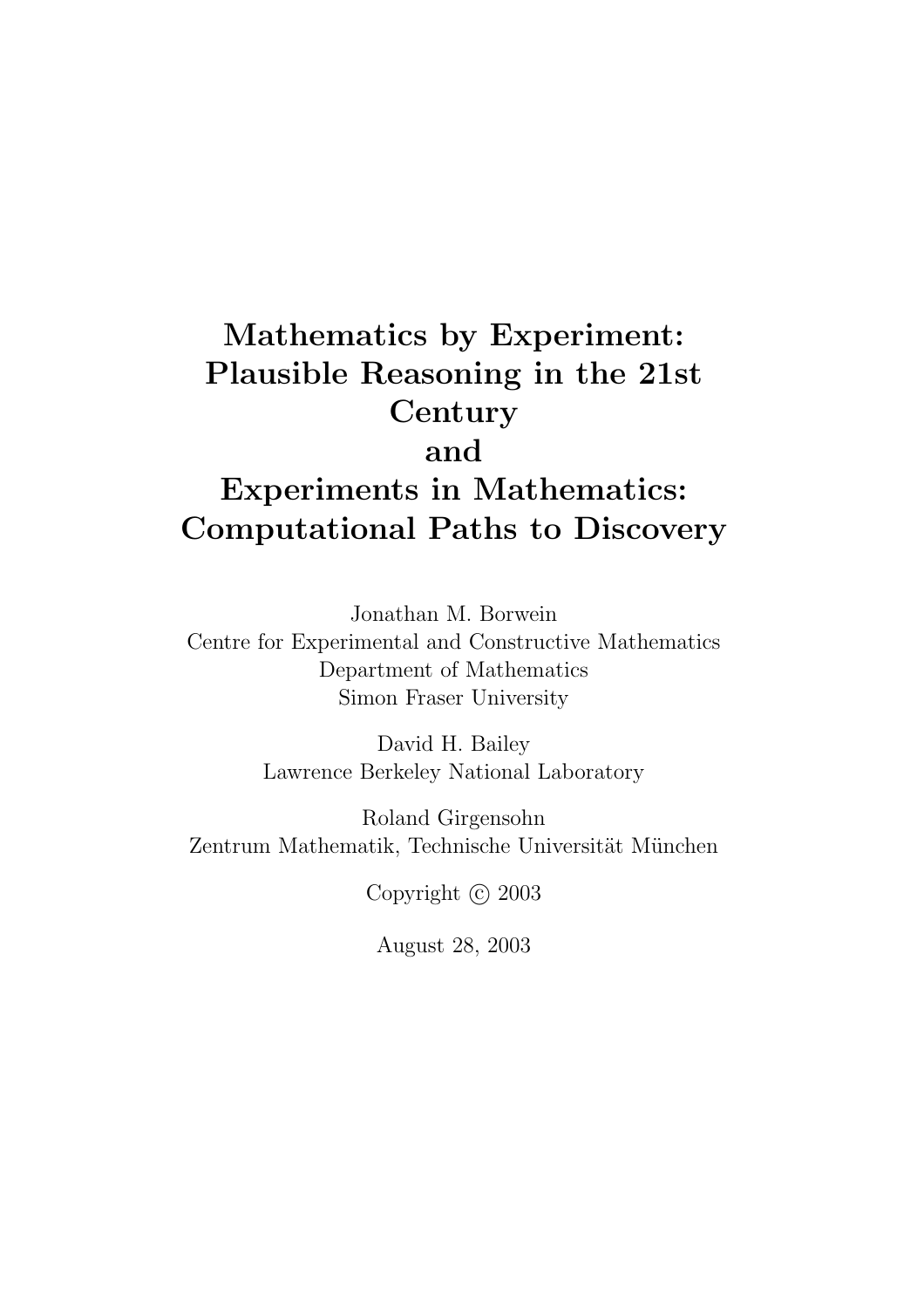# Mathematics by Experiment: Plausible Reasoning in the 21st Century and Experiments in Mathematics: Computational Paths to Discovery

Jonathan M. Borwein
Centre for Experimental and Constructive Mathematics
Department of Mathematics
Simon Fraser University

David H. Bailey
Lawrence Berkeley National Laboratory

Roland Girgensohn
Zentrum Mathematik, Technische Universität München

Copyright © 2003

August 28, 2003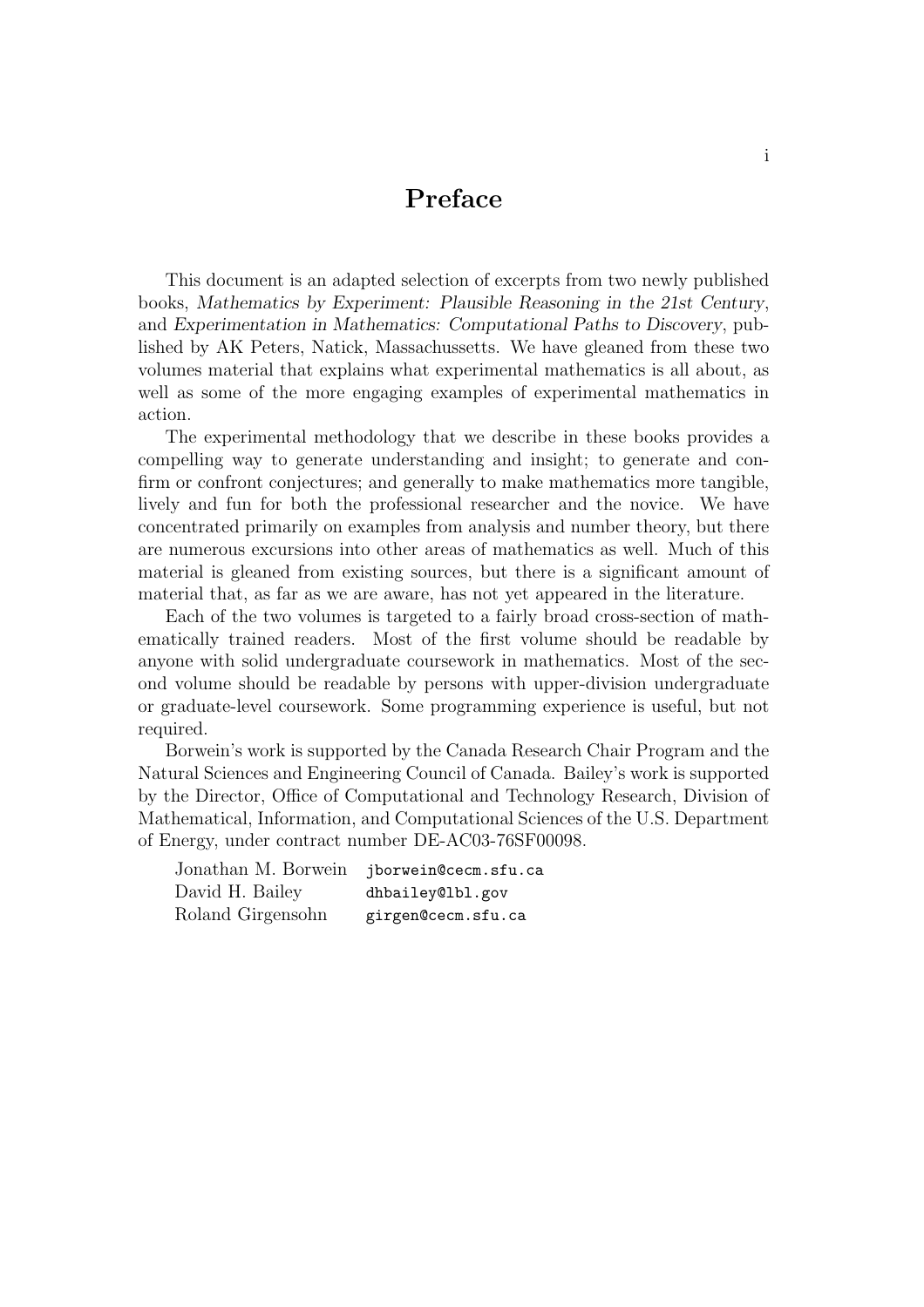# Preface

This document is an adapted selection of excerpts from two newly published books, *Mathematics by Experiment: Plausible Reasoning in the 21st Century*, and *Experimentation in Mathematics: Computational Paths to Discovery*, published by AK Peters, Natick, Massachussetts. We have gleaned from these two volumes material that explains what experimental mathematics is all about, as well as some of the more engaging examples of experimental mathematics in action.

The experimental methodology that we describe in these books provides a compelling way to generate understanding and insight; to generate and confirm or confront conjectures; and generally to make mathematics more tangible, lively and fun for both the professional researcher and the novice. We have concentrated primarily on examples from analysis and number theory, but there are numerous excursions into other areas of mathematics as well. Much of this material is gleaned from existing sources, but there is a significant amount of material that, as far as we are aware, has not yet appeared in the literature.

Each of the two volumes is targeted to a fairly broad cross-section of mathematically trained readers. Most of the first volume should be readable by anyone with solid undergraduate coursework in mathematics. Most of the second volume should be readable by persons with upper-division undergraduate or graduate-level coursework. Some programming experience is useful, but not required.

Borwein's work is supported by the Canada Research Chair Program and the Natural Sciences and Engineering Council of Canada. Bailey's work is supported by the Director, Office of Computational and Technology Research, Division of Mathematical, Information, and Computational Sciences of the U.S. Department of Energy, under contract number DE-AC03-76SF00098.

| | |
|---|---|
| Jonathan M. Borwein | `jborwein@cecm.sfu.ca` |
| David H. Bailey | `dhbailey@lbl.gov` |
| Roland Girgensohn | `girgen@cecm.sfu.ca` |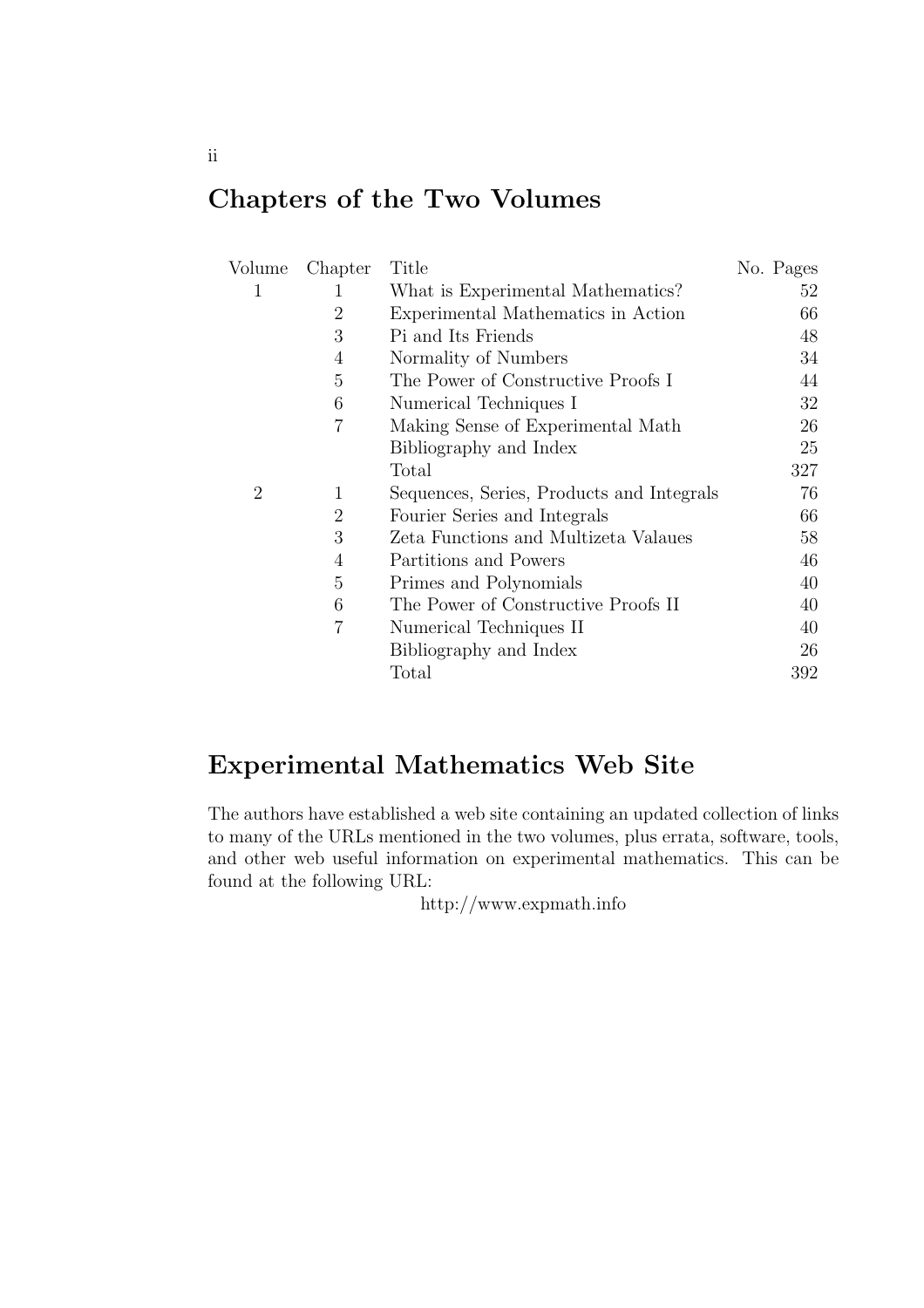## Chapters of the Two Volumes

| Volume | Chapter | Title | No. Pages |
|---|---|---|---|
| 1 | 1 | What is Experimental Mathematics? | 52 |
| | 2 | Experimental Mathematics in Action | 66 |
| | 3 | Pi and Its Friends | 48 |
| | 4 | Normality of Numbers | 34 |
| | 5 | The Power of Constructive Proofs I | 44 |
| | 6 | Numerical Techniques I | 32 |
| | 7 | Making Sense of Experimental Math | 26 |
| | | Bibliography and Index | 25 |
| | | Total | 327 |
| 2 | 1 | Sequences, Series, Products and Integrals | 76 |
| | 2 | Fourier Series and Integrals | 66 |
| | 3 | Zeta Functions and Multizeta Valaues | 58 |
| | 4 | Partitions and Powers | 46 |
| | 5 | Primes and Polynomials | 40 |
| | 6 | The Power of Constructive Proofs II | 40 |
| | 7 | Numerical Techniques II | 40 |
| | | Bibliography and Index | 26 |
| | | Total | 392 |

## Experimental Mathematics Web Site

The authors have established a web site containing an updated collection of links to many of the URLs mentioned in the two volumes, plus errata, software, tools, and other web useful information on experimental mathematics. This can be found at the following URL:

http://www.expmath.info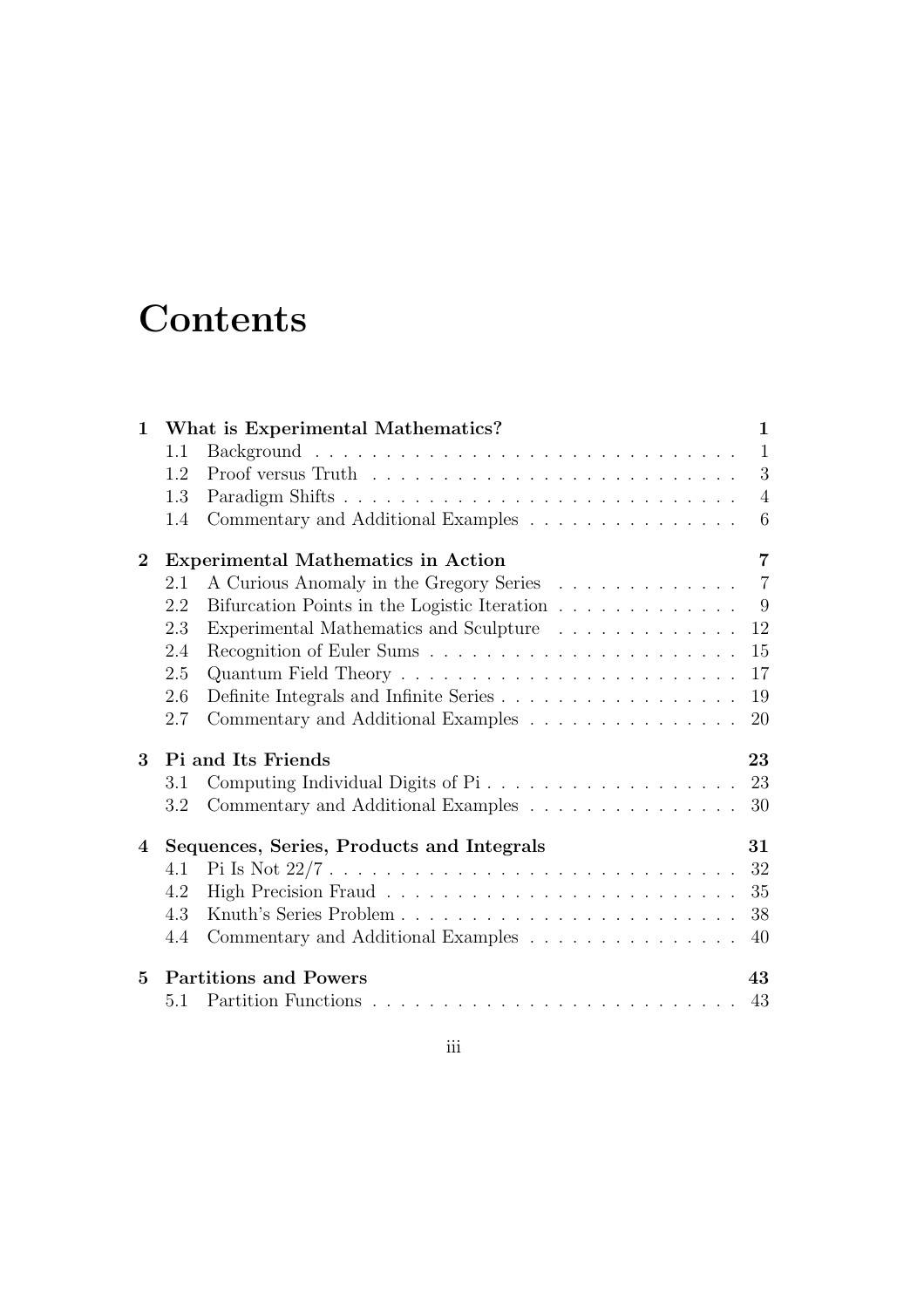# Contents

**1 What is Experimental Mathematics? — 1**

- 1.1 Background — 1
- 1.2 Proof versus Truth — 3
- 1.3 Paradigm Shifts — 4
- 1.4 Commentary and Additional Examples — 6

**2 Experimental Mathematics in Action — 7**

- 2.1 A Curious Anomaly in the Gregory Series — 7
- 2.2 Bifurcation Points in the Logistic Iteration — 9
- 2.3 Experimental Mathematics and Sculpture — 12
- 2.4 Recognition of Euler Sums — 15
- 2.5 Quantum Field Theory — 17
- 2.6 Definite Integrals and Infinite Series — 19
- 2.7 Commentary and Additional Examples — 20

**3 Pi and Its Friends — 23**

- 3.1 Computing Individual Digits of Pi — 23
- 3.2 Commentary and Additional Examples — 30

**4 Sequences, Series, Products and Integrals — 31**

- 4.1 Pi Is Not 22/7 — 32
- 4.2 High Precision Fraud — 35
- 4.3 Knuth's Series Problem — 38
- 4.4 Commentary and Additional Examples — 40

**5 Partitions and Powers — 43**

- 5.1 Partition Functions — 43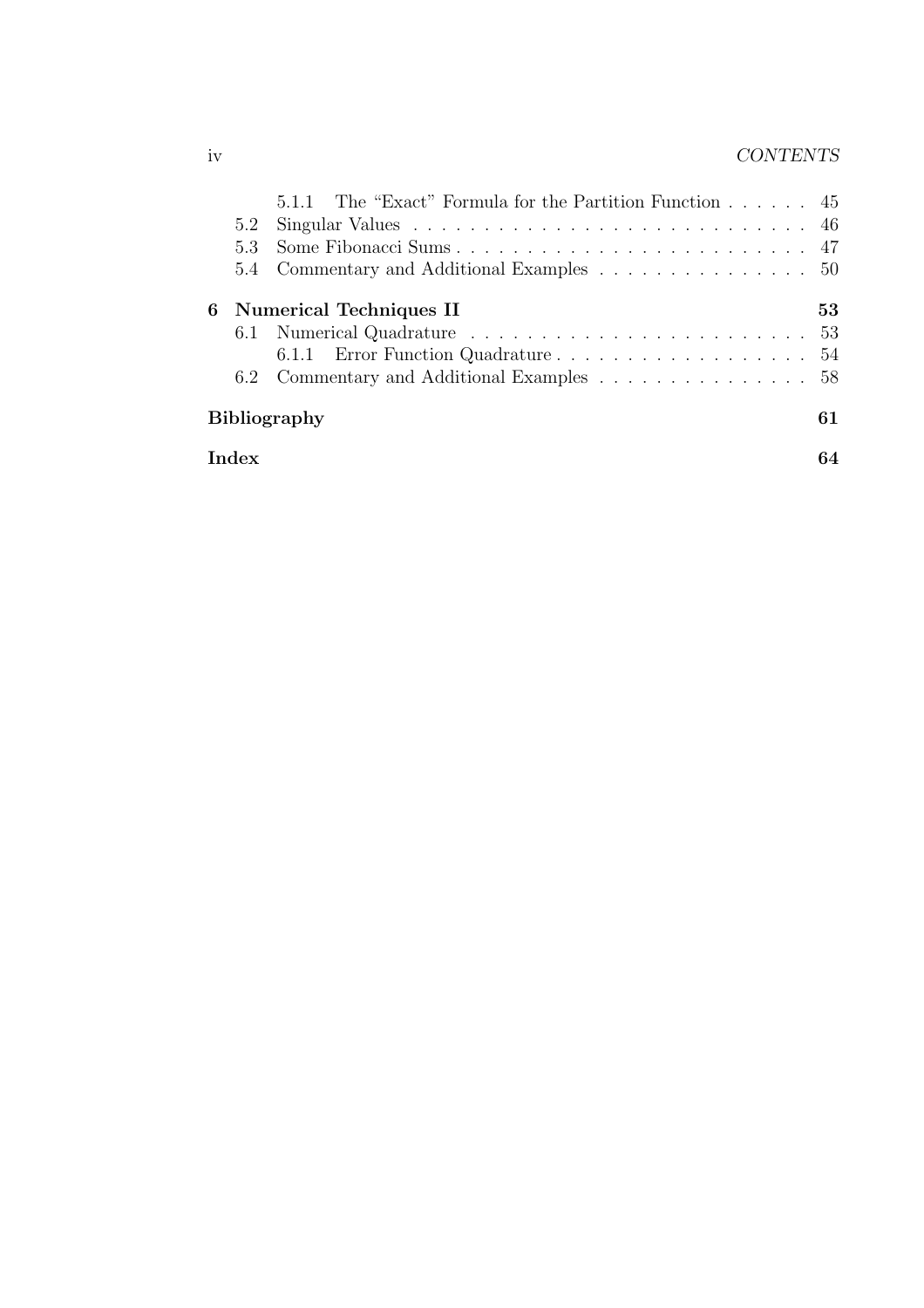5.1.1 The "Exact" Formula for the Partition Function . . . . . . 45

5.2 Singular Values . . . . . . . . . . . . . . . . . . . . . . . . . . . . 46

5.3 Some Fibonacci Sums . . . . . . . . . . . . . . . . . . . . . . . . . 47

5.4 Commentary and Additional Examples . . . . . . . . . . . . . . . 50

**6 Numerical Techniques II** **53**

6.1 Numerical Quadrature . . . . . . . . . . . . . . . . . . . . . . . . 53

6.1.1 Error Function Quadrature . . . . . . . . . . . . . . . . . . 54

6.2 Commentary and Additional Examples . . . . . . . . . . . . . . . 58

**Bibliography** **61**

**Index** **64**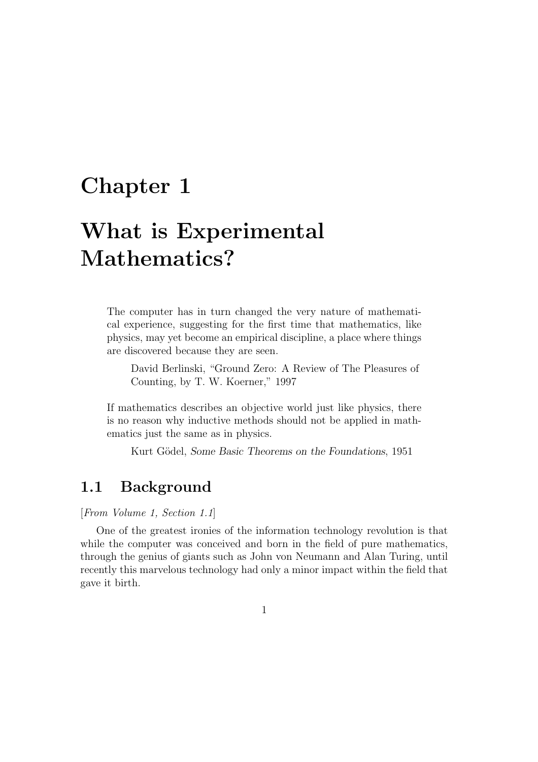# Chapter 1

# What is Experimental Mathematics?

> The computer has in turn changed the very nature of mathematical experience, suggesting for the first time that mathematics, like physics, may yet become an empirical discipline, a place where things are discovered because they are seen.
>
> David Berlinski, "Ground Zero: A Review of The Pleasures of Counting, by T. W. Koerner," 1997

> If mathematics describes an objective world just like physics, there is no reason why inductive methods should not be applied in mathematics just the same as in physics.
>
> Kurt Gödel, *Some Basic Theorems on the Foundations*, 1951

## 1.1 Background

[*From Volume 1, Section 1.1*]

One of the greatest ironies of the information technology revolution is that while the computer was conceived and born in the field of pure mathematics, through the genius of giants such as John von Neumann and Alan Turing, until recently this marvelous technology had only a minor impact within the field that gave it birth.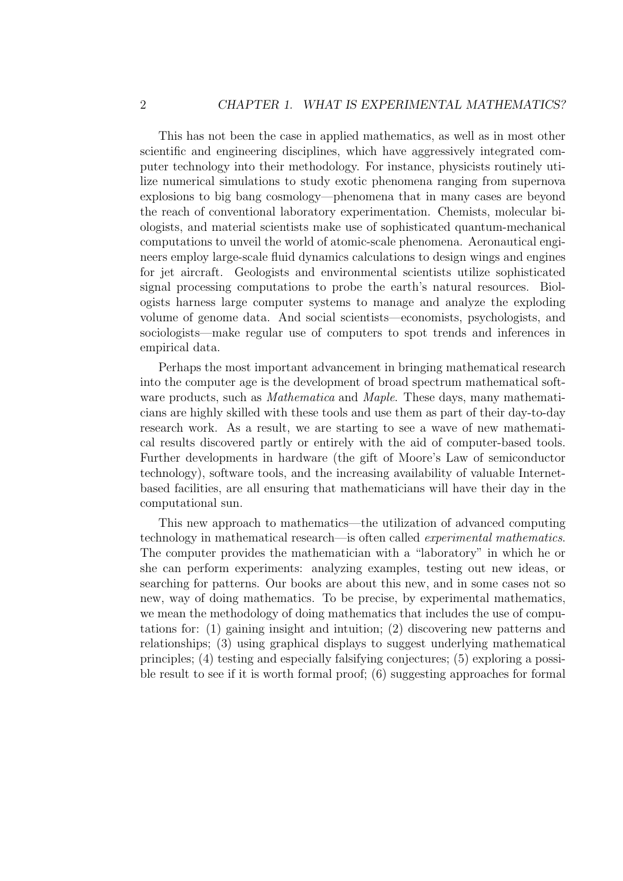This has not been the case in applied mathematics, as well as in most other scientific and engineering disciplines, which have aggressively integrated computer technology into their methodology. For instance, physicists routinely utilize numerical simulations to study exotic phenomena ranging from supernova explosions to big bang cosmology—phenomena that in many cases are beyond the reach of conventional laboratory experimentation. Chemists, molecular biologists, and material scientists make use of sophisticated quantum-mechanical computations to unveil the world of atomic-scale phenomena. Aeronautical engineers employ large-scale fluid dynamics calculations to design wings and engines for jet aircraft. Geologists and environmental scientists utilize sophisticated signal processing computations to probe the earth's natural resources. Biologists harness large computer systems to manage and analyze the exploding volume of genome data. And social scientists—economists, psychologists, and sociologists—make regular use of computers to spot trends and inferences in empirical data.

Perhaps the most important advancement in bringing mathematical research into the computer age is the development of broad spectrum mathematical software products, such as *Mathematica* and *Maple*. These days, many mathematicians are highly skilled with these tools and use them as part of their day-to-day research work. As a result, we are starting to see a wave of new mathematical results discovered partly or entirely with the aid of computer-based tools. Further developments in hardware (the gift of Moore's Law of semiconductor technology), software tools, and the increasing availability of valuable Internet-based facilities, are all ensuring that mathematicians will have their day in the computational sun.

This new approach to mathematics—the utilization of advanced computing technology in mathematical research—is often called *experimental mathematics*. The computer provides the mathematician with a "laboratory" in which he or she can perform experiments: analyzing examples, testing out new ideas, or searching for patterns. Our books are about this new, and in some cases not so new, way of doing mathematics. To be precise, by experimental mathematics, we mean the methodology of doing mathematics that includes the use of computations for: (1) gaining insight and intuition; (2) discovering new patterns and relationships; (3) using graphical displays to suggest underlying mathematical principles; (4) testing and especially falsifying conjectures; (5) exploring a possible result to see if it is worth formal proof; (6) suggesting approaches for formal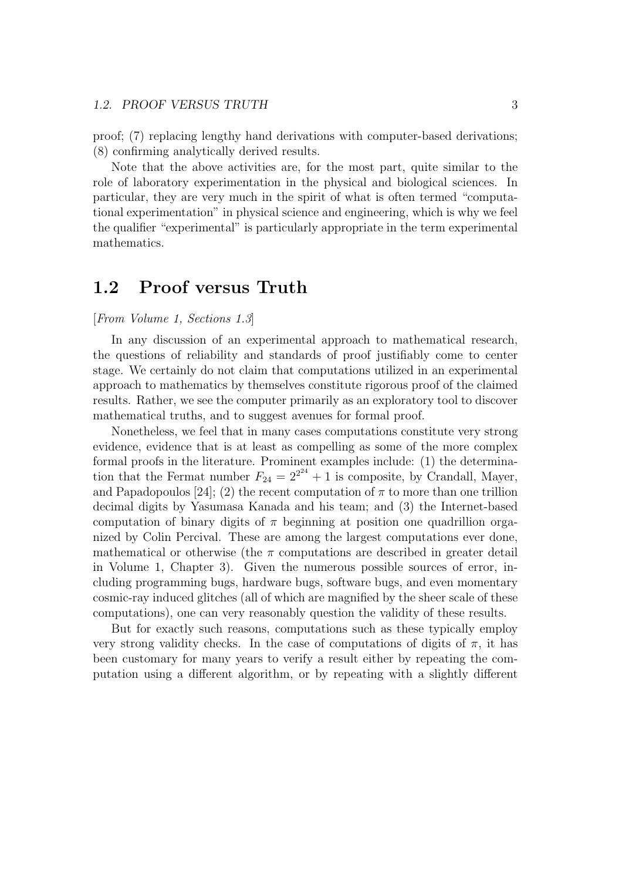proof; (7) replacing lengthy hand derivations with computer-based derivations; (8) confirming analytically derived results.

Note that the above activities are, for the most part, quite similar to the role of laboratory experimentation in the physical and biological sciences. In particular, they are very much in the spirit of what is often termed "computational experimentation" in physical science and engineering, which is why we feel the qualifier "experimental" is particularly appropriate in the term experimental mathematics.

## 1.2 Proof versus Truth

[*From Volume 1, Sections 1.3*]

In any discussion of an experimental approach to mathematical research, the questions of reliability and standards of proof justifiably come to center stage. We certainly do not claim that computations utilized in an experimental approach to mathematics by themselves constitute rigorous proof of the claimed results. Rather, we see the computer primarily as an exploratory tool to discover mathematical truths, and to suggest avenues for formal proof.

Nonetheless, we feel that in many cases computations constitute very strong evidence, evidence that is at least as compelling as some of the more complex formal proofs in the literature. Prominent examples include: (1) the determination that the Fermat number $F_{24} = 2^{2^{24}} + 1$ is composite, by Crandall, Mayer, and Papadopoulos [24]; (2) the recent computation of $\pi$ to more than one trillion decimal digits by Yasumasa Kanada and his team; and (3) the Internet-based computation of binary digits of $\pi$ beginning at position one quadrillion organized by Colin Percival. These are among the largest computations ever done, mathematical or otherwise (the $\pi$ computations are described in greater detail in Volume 1, Chapter 3). Given the numerous possible sources of error, including programming bugs, hardware bugs, software bugs, and even momentary cosmic-ray induced glitches (all of which are magnified by the sheer scale of these computations), one can very reasonably question the validity of these results.

But for exactly such reasons, computations such as these typically employ very strong validity checks. In the case of computations of digits of $\pi$, it has been customary for many years to verify a result either by repeating the computation using a different algorithm, or by repeating with a slightly different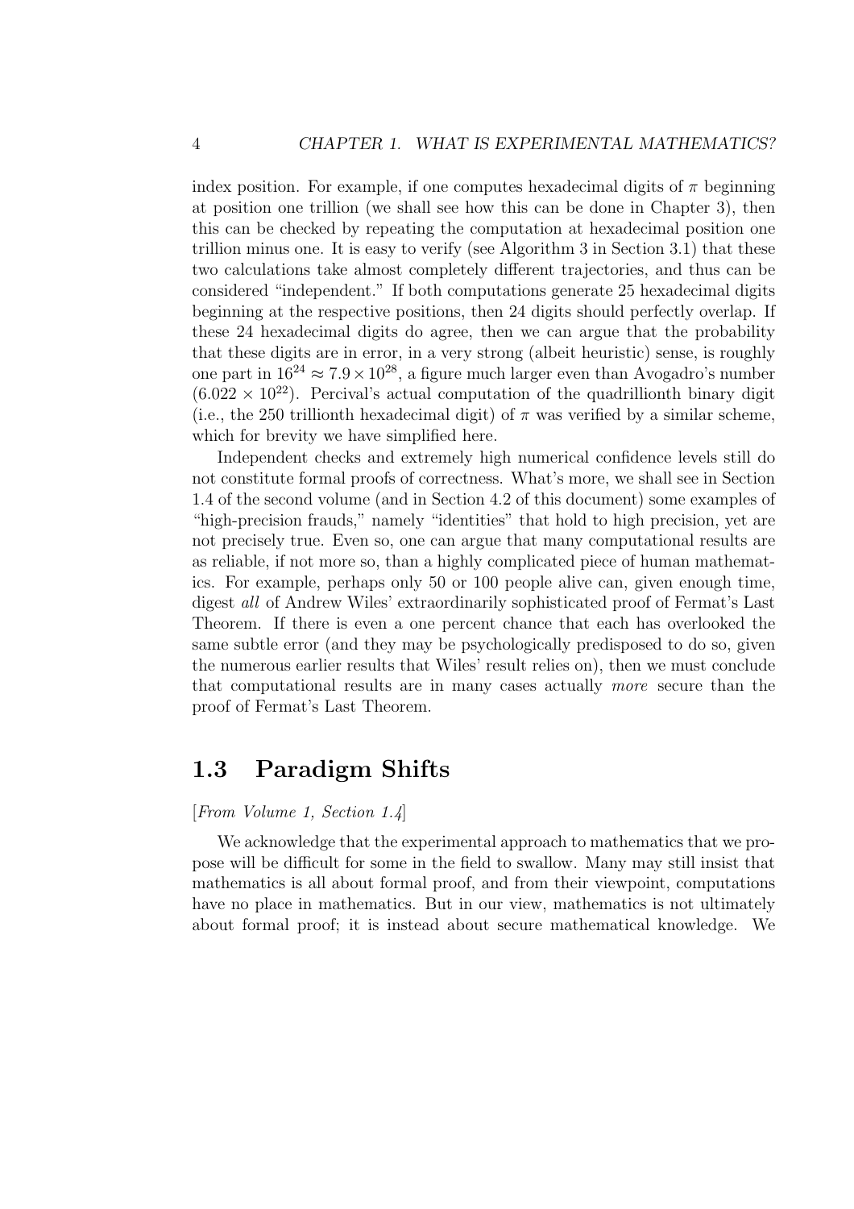index position. For example, if one computes hexadecimal digits of $\pi$ beginning at position one trillion (we shall see how this can be done in Chapter 3), then this can be checked by repeating the computation at hexadecimal position one trillion minus one. It is easy to verify (see Algorithm 3 in Section 3.1) that these two calculations take almost completely different trajectories, and thus can be considered "independent." If both computations generate 25 hexadecimal digits beginning at the respective positions, then 24 digits should perfectly overlap. If these 24 hexadecimal digits do agree, then we can argue that the probability that these digits are in error, in a very strong (albeit heuristic) sense, is roughly one part in $16^{24} \approx 7.9 \times 10^{28}$, a figure much larger even than Avogadro's number ($6.022 \times 10^{22}$). Percival's actual computation of the quadrillionth binary digit (i.e., the 250 trillionth hexadecimal digit) of $\pi$ was verified by a similar scheme, which for brevity we have simplified here.

Independent checks and extremely high numerical confidence levels still do not constitute formal proofs of correctness. What's more, we shall see in Section 1.4 of the second volume (and in Section 4.2 of this document) some examples of "high-precision frauds," namely "identities" that hold to high precision, yet are not precisely true. Even so, one can argue that many computational results are as reliable, if not more so, than a highly complicated piece of human mathematics. For example, perhaps only 50 or 100 people alive can, given enough time, digest *all* of Andrew Wiles' extraordinarily sophisticated proof of Fermat's Last Theorem. If there is even a one percent chance that each has overlooked the same subtle error (and they may be psychologically predisposed to do so, given the numerous earlier results that Wiles' result relies on), then we must conclude that computational results are in many cases actually *more* secure than the proof of Fermat's Last Theorem.

## 1.3 Paradigm Shifts

[*From Volume 1, Section 1.4*]

We acknowledge that the experimental approach to mathematics that we propose will be difficult for some in the field to swallow. Many may still insist that mathematics is all about formal proof, and from their viewpoint, computations have no place in mathematics. But in our view, mathematics is not ultimately about formal proof; it is instead about secure mathematical knowledge. We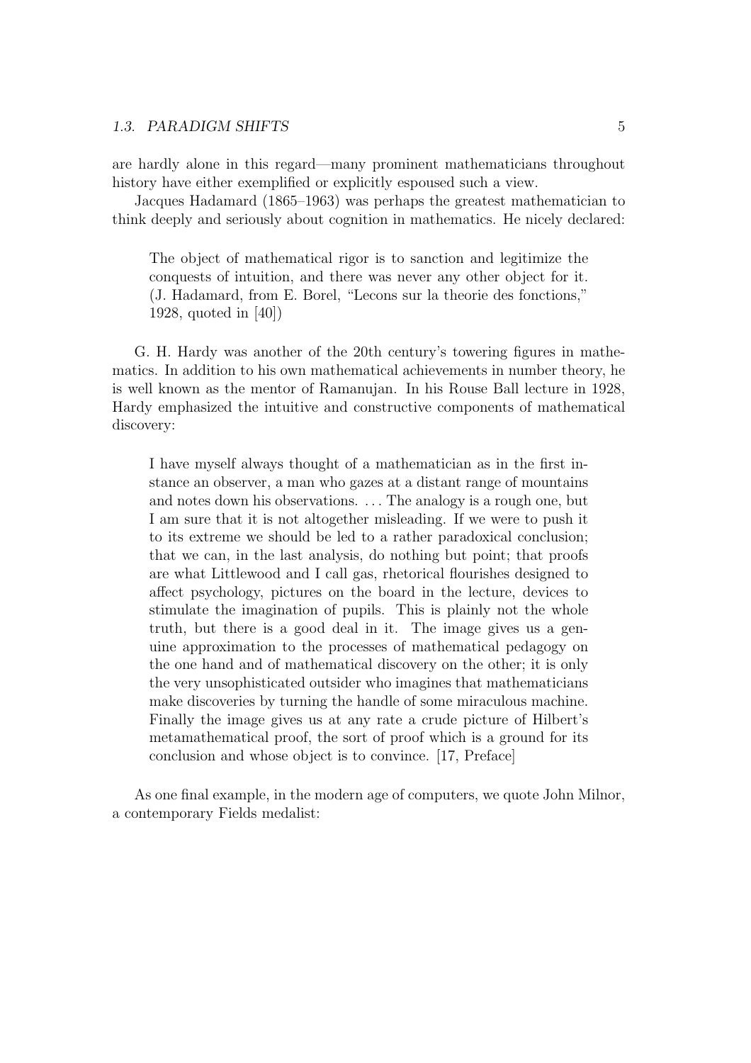are hardly alone in this regard—many prominent mathematicians throughout history have either exemplified or explicitly espoused such a view.

Jacques Hadamard (1865–1963) was perhaps the greatest mathematician to think deeply and seriously about cognition in mathematics. He nicely declared:

> The object of mathematical rigor is to sanction and legitimize the conquests of intuition, and there was never any other object for it. (J. Hadamard, from E. Borel, "Lecons sur la theorie des fonctions," 1928, quoted in [40])

G. H. Hardy was another of the 20th century's towering figures in mathematics. In addition to his own mathematical achievements in number theory, he is well known as the mentor of Ramanujan. In his Rouse Ball lecture in 1928, Hardy emphasized the intuitive and constructive components of mathematical discovery:

> I have myself always thought of a mathematician as in the first instance an observer, a man who gazes at a distant range of mountains and notes down his observations. ... The analogy is a rough one, but I am sure that it is not altogether misleading. If we were to push it to its extreme we should be led to a rather paradoxical conclusion; that we can, in the last analysis, do nothing but point; that proofs are what Littlewood and I call gas, rhetorical flourishes designed to affect psychology, pictures on the board in the lecture, devices to stimulate the imagination of pupils. This is plainly not the whole truth, but there is a good deal in it. The image gives us a genuine approximation to the processes of mathematical pedagogy on the one hand and of mathematical discovery on the other; it is only the very unsophisticated outsider who imagines that mathematicians make discoveries by turning the handle of some miraculous machine. Finally the image gives us at any rate a crude picture of Hilbert's metamathematical proof, the sort of proof which is a ground for its conclusion and whose object is to convince. [17, Preface]

As one final example, in the modern age of computers, we quote John Milnor, a contemporary Fields medalist: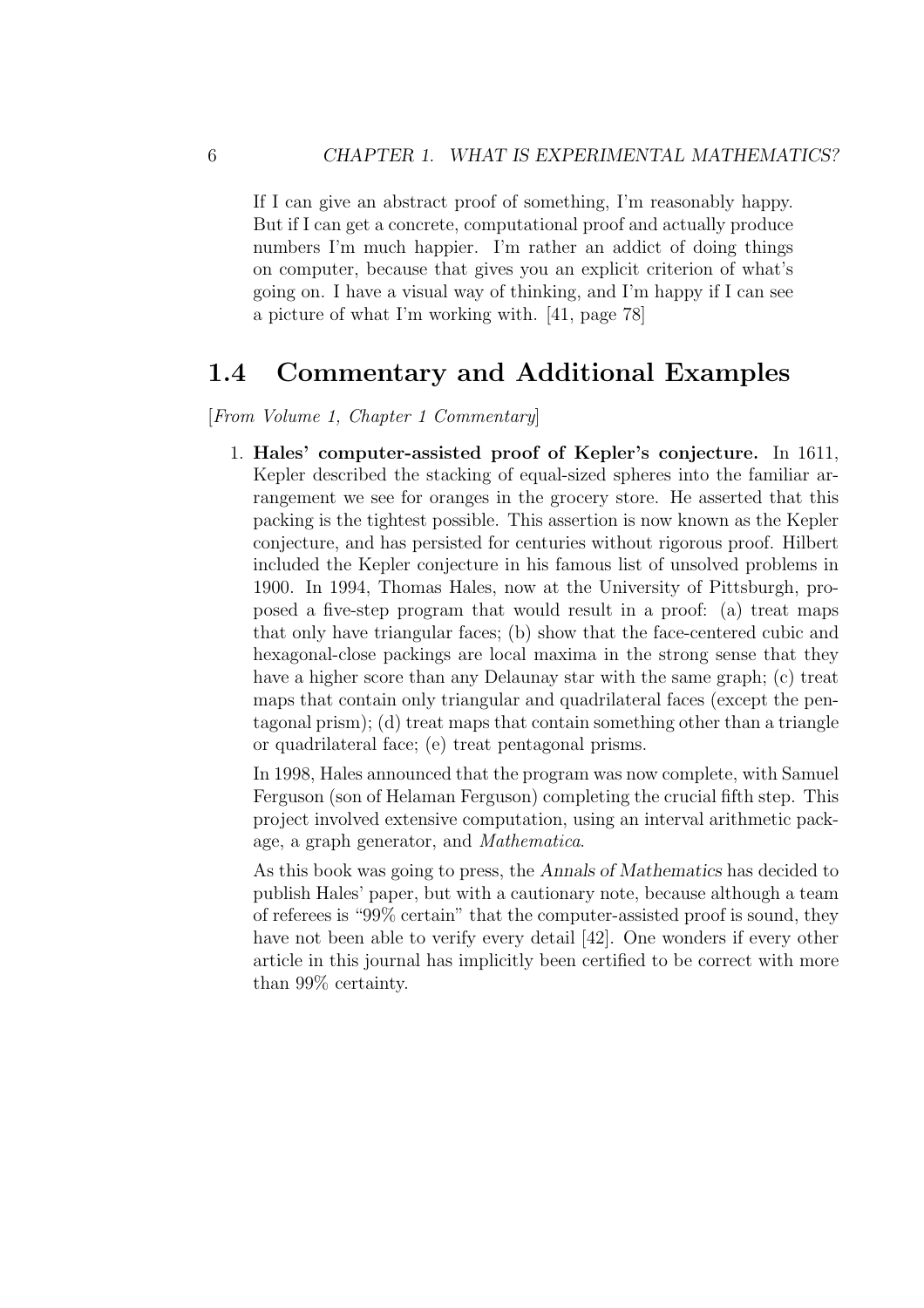> If I can give an abstract proof of something, I'm reasonably happy. But if I can get a concrete, computational proof and actually produce numbers I'm much happier. I'm rather an addict of doing things on computer, because that gives you an explicit criterion of what's going on. I have a visual way of thinking, and I'm happy if I can see a picture of what I'm working with. [41, page 78]

## 1.4 Commentary and Additional Examples

[*From Volume 1, Chapter 1 Commentary*]

1. **Hales' computer-assisted proof of Kepler's conjecture.** In 1611, Kepler described the stacking of equal-sized spheres into the familiar arrangement we see for oranges in the grocery store. He asserted that this packing is the tightest possible. This assertion is now known as the Kepler conjecture, and has persisted for centuries without rigorous proof. Hilbert included the Kepler conjecture in his famous list of unsolved problems in 1900. In 1994, Thomas Hales, now at the University of Pittsburgh, proposed a five-step program that would result in a proof: (a) treat maps that only have triangular faces; (b) show that the face-centered cubic and hexagonal-close packings are local maxima in the strong sense that they have a higher score than any Delaunay star with the same graph; (c) treat maps that contain only triangular and quadrilateral faces (except the pentagonal prism); (d) treat maps that contain something other than a triangle or quadrilateral face; (e) treat pentagonal prisms.

   In 1998, Hales announced that the program was now complete, with Samuel Ferguson (son of Helaman Ferguson) completing the crucial fifth step. This project involved extensive computation, using an interval arithmetic package, a graph generator, and *Mathematica*.

   As this book was going to press, the *Annals of Mathematics* has decided to publish Hales' paper, but with a cautionary note, because although a team of referees is "99% certain" that the computer-assisted proof is sound, they have not been able to verify every detail [42]. One wonders if every other article in this journal has implicitly been certified to be correct with more than 99% certainty.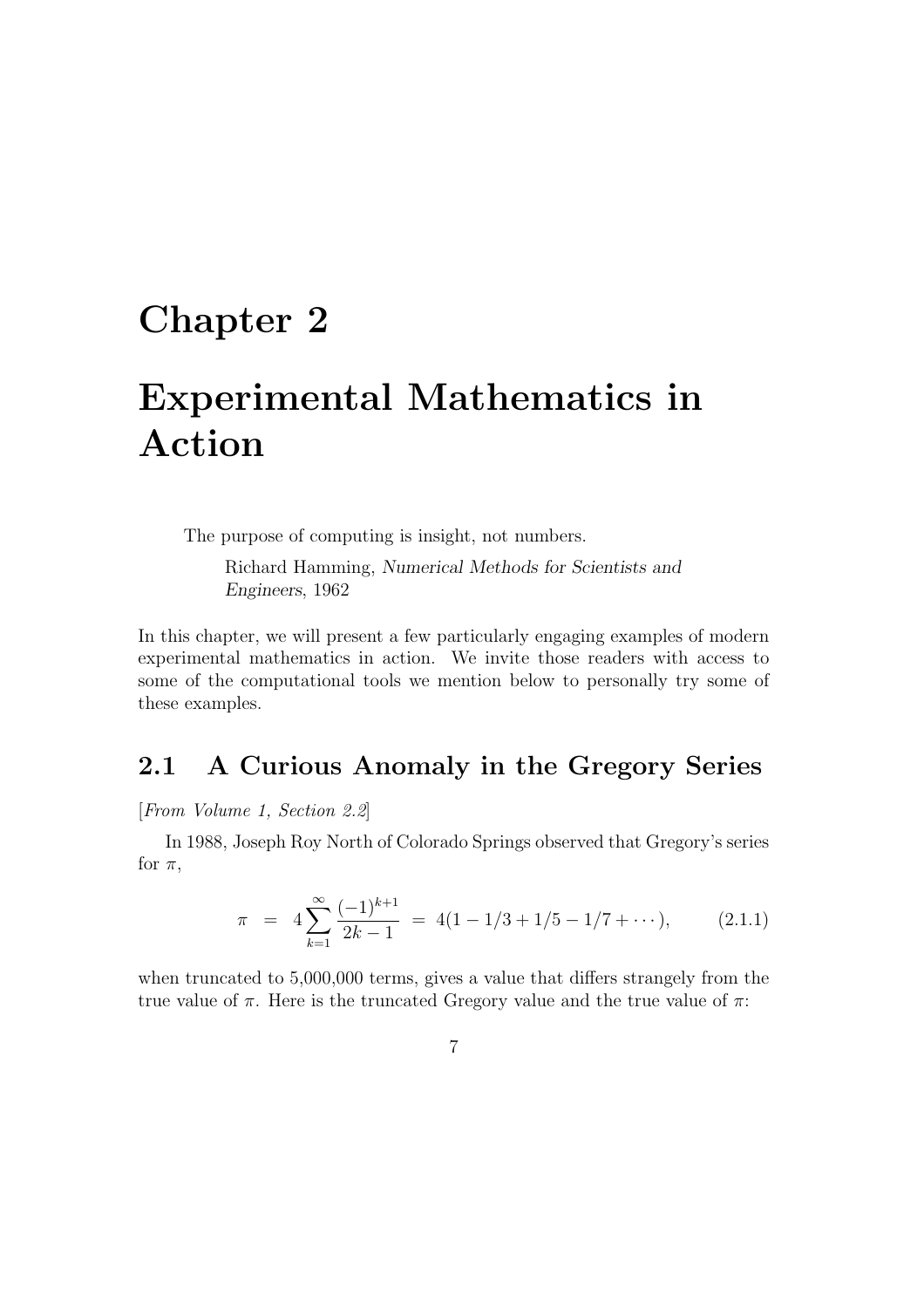# Chapter 2

# Experimental Mathematics in Action

> The purpose of computing is insight, not numbers.
>
> Richard Hamming, *Numerical Methods for Scientists and Engineers*, 1962

In this chapter, we will present a few particularly engaging examples of modern experimental mathematics in action. We invite those readers with access to some of the computational tools we mention below to personally try some of these examples.

## 2.1 A Curious Anomaly in the Gregory Series

[*From Volume 1, Section 2.2*]

In 1988, Joseph Roy North of Colorado Springs observed that Gregory's series for $\pi$,

$$\pi \;=\; 4\sum_{k=1}^{\infty}\frac{(-1)^{k+1}}{2k-1} \;=\; 4(1-1/3+1/5-1/7+\cdots), \qquad (2.1.1)$$

when truncated to 5,000,000 terms, gives a value that differs strangely from the true value of $\pi$. Here is the truncated Gregory value and the true value of $\pi$: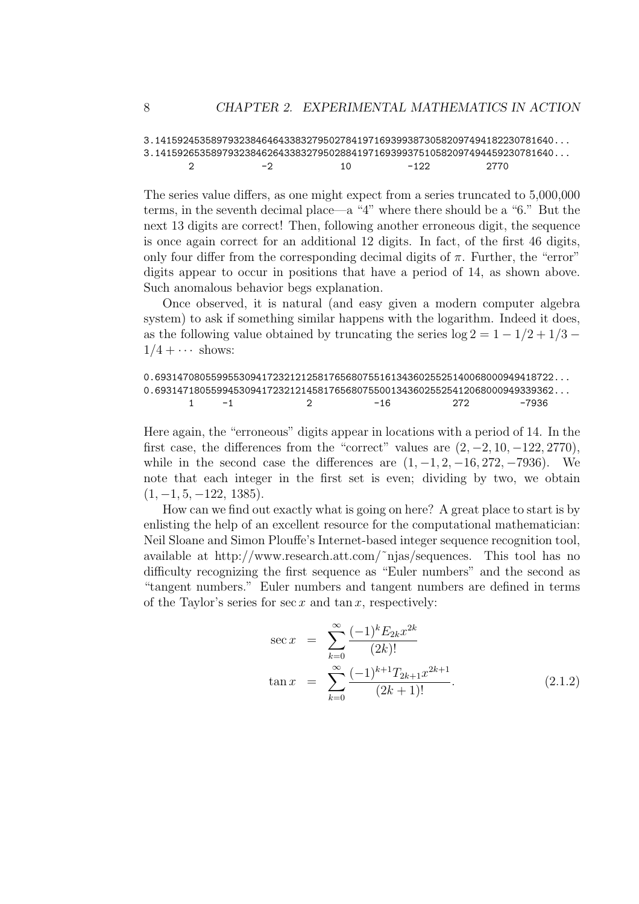```
3.14159245358979323846464338327950278419716939938730582097494182230781640...
3.14159265358979323846264338327950288419716939937510582097494459230781640...
        2             -2            10           -122          2770
```

The series value differs, as one might expect from a series truncated to 5,000,000 terms, in the seventh decimal place—a "4" where there should be a "6." But the next 13 digits are correct! Then, following another erroneous digit, the sequence is once again correct for an additional 12 digits. In fact, of the first 46 digits, only four differ from the corresponding decimal digits of $\pi$. Further, the "error" digits appear to occur in positions that have a period of 14, as shown above. Such anomalous behavior begs explanation.

Once observed, it is natural (and easy given a modern computer algebra system) to ask if something similar happens with the logarithm. Indeed it does, as the following value obtained by truncating the series $\log 2 = 1 - 1/2 + 1/3 - 1/4 + \cdots$ shows:

```
0.69314708055995530941723212125817656807551613436025525140068000949418722...
0.69314718055994530941723212145817656807550013436025525412068000949339362...
        1      -1            2            -16            272           -7936
```

Here again, the "erroneous" digits appear in locations with a period of 14. In the first case, the differences from the "correct" values are $(2, -2, 10, -122, 2770)$, while in the second case the differences are $(1, -1, 2, -16, 272, -7936)$. We note that each integer in the first set is even; dividing by two, we obtain $(1, -1, 5, -122, 1385)$.

How can we find out exactly what is going on here? A great place to start is by enlisting the help of an excellent resource for the computational mathematician: Neil Sloane and Simon Plouffe's Internet-based integer sequence recognition tool, available at http://www.research.att.com/~njas/sequences. This tool has no difficulty recognizing the first sequence as "Euler numbers" and the second as "tangent numbers." Euler numbers and tangent numbers are defined in terms of the Taylor's series for $\sec x$ and $\tan x$, respectively:

$$\sec x = \sum_{k=0}^{\infty} \frac{(-1)^k E_{2k} x^{2k}}{(2k)!}$$

$$\tan x = \sum_{k=0}^{\infty} \frac{(-1)^{k+1} T_{2k+1} x^{2k+1}}{(2k+1)!}. \quad (2.1.2)$$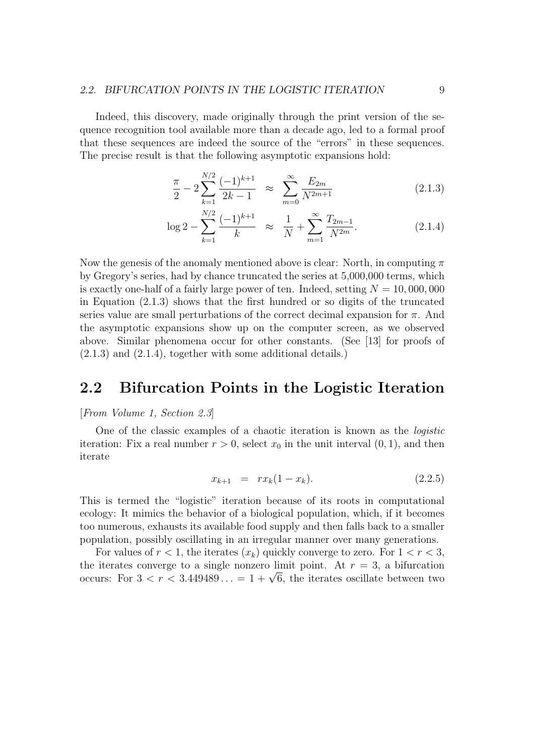Indeed, this discovery, made originally through the print version of the sequence recognition tool available more than a decade ago, led to a formal proof that these sequences are indeed the source of the "errors" in these sequences. The precise result is that the following asymptotic expansions hold:

$$\frac{\pi}{2} - 2\sum_{k=1}^{N/2} \frac{(-1)^{k+1}}{2k-1} \approx \sum_{m=0}^{\infty} \frac{E_{2m}}{N^{2m+1}} \tag{2.1.3}$$

$$\log 2 - \sum_{k=1}^{N/2} \frac{(-1)^{k+1}}{k} \approx \frac{1}{N} + \sum_{m=1}^{\infty} \frac{T_{2m-1}}{N^{2m}}. \tag{2.1.4}$$

Now the genesis of the anomaly mentioned above is clear: North, in computing $\pi$ by Gregory's series, had by chance truncated the series at 5,000,000 terms, which is exactly one-half of a fairly large power of ten. Indeed, setting $N = 10,000,000$ in Equation (2.1.3) shows that the first hundred or so digits of the truncated series value are small perturbations of the correct decimal expansion for $\pi$. And the asymptotic expansions show up on the computer screen, as we observed above. Similar phenomena occur for other constants. (See [13] for proofs of (2.1.3) and (2.1.4), together with some additional details.)

## 2.2 Bifurcation Points in the Logistic Iteration

[*From Volume 1, Section 2.3*]

One of the classic examples of a chaotic iteration is known as the *logistic* iteration: Fix a real number $r > 0$, select $x_0$ in the unit interval $(0, 1)$, and then iterate

$$x_{k+1} = r x_k (1 - x_k). \tag{2.2.5}$$

This is termed the "logistic" iteration because of its roots in computational ecology: It mimics the behavior of a biological population, which, if it becomes too numerous, exhausts its available food supply and then falls back to a smaller population, possibly oscillating in an irregular manner over many generations.

For values of $r < 1$, the iterates $(x_k)$ quickly converge to zero. For $1 < r < 3$, the iterates converge to a single nonzero limit point. At $r = 3$, a bifurcation occurs: For $3 < r < 3.449489\ldots = 1 + \sqrt{6}$, the iterates oscillate between two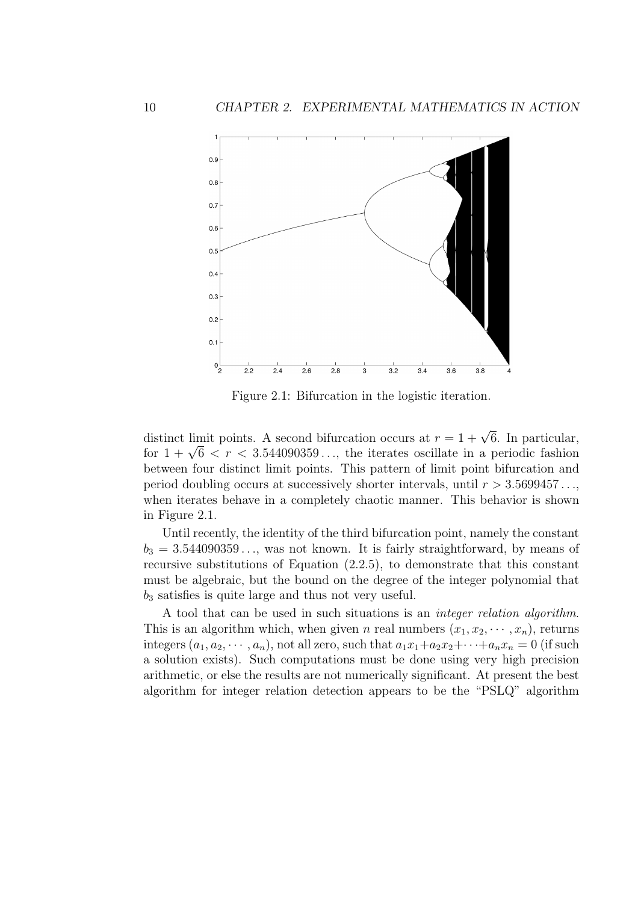Figure 2.1: Bifurcation in the logistic iteration.

distinct limit points. A second bifurcation occurs at $r = 1 + \sqrt{6}$. In particular, for $1 + \sqrt{6} < r < 3.544090359\ldots$, the iterates oscillate in a periodic fashion between four distinct limit points. This pattern of limit point bifurcation and period doubling occurs at successively shorter intervals, until $r > 3.5699457\ldots$, when iterates behave in a completely chaotic manner. This behavior is shown in Figure 2.1.

Until recently, the identity of the third bifurcation point, namely the constant $b_3 = 3.544090359\ldots$, was not known. It is fairly straightforward, by means of recursive substitutions of Equation (2.2.5), to demonstrate that this constant must be algebraic, but the bound on the degree of the integer polynomial that $b_3$ satisfies is quite large and thus not very useful.

A tool that can be used in such situations is an *integer relation algorithm*. This is an algorithm which, when given $n$ real numbers $(x_1, x_2, \cdots, x_n)$, returns integers $(a_1, a_2, \cdots, a_n)$, not all zero, such that $a_1x_1 + a_2x_2 + \cdots + a_nx_n = 0$ (if such a solution exists). Such computations must be done using very high precision arithmetic, or else the results are not numerically significant. At present the best algorithm for integer relation detection appears to be the "PSLQ" algorithm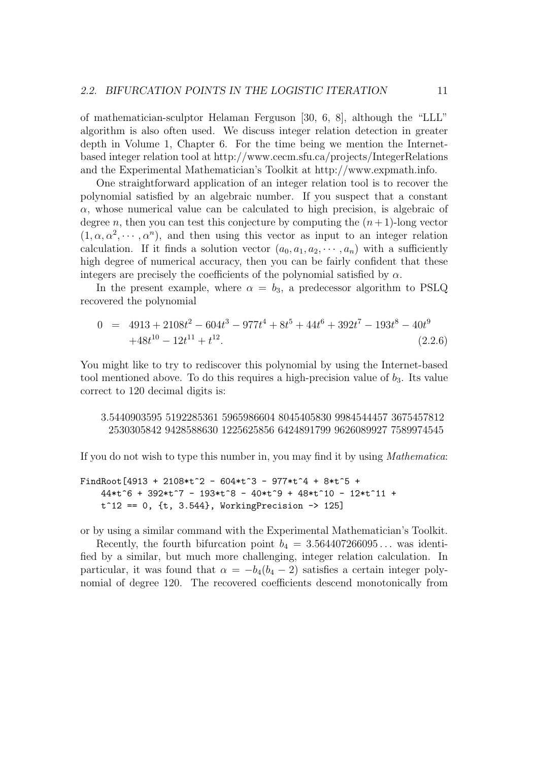of mathematician-sculptor Helaman Ferguson [30, 6, 8], although the "LLL" algorithm is also often used. We discuss integer relation detection in greater depth in Volume 1, Chapter 6. For the time being we mention the Internet-based integer relation tool at http://www.cecm.sfu.ca/projects/IntegerRelations and the Experimental Mathematician's Toolkit at http://www.expmath.info.

One straightforward application of an integer relation tool is to recover the polynomial satisfied by an algebraic number. If you suspect that a constant $\alpha$, whose numerical value can be calculated to high precision, is algebraic of degree $n$, then you can test this conjecture by computing the $(n+1)$-long vector $(1, \alpha, \alpha^2, \cdots, \alpha^n)$, and then using this vector as input to an integer relation calculation. If it finds a solution vector $(a_0, a_1, a_2, \cdots, a_n)$ with a sufficiently high degree of numerical accuracy, then you can be fairly confident that these integers are precisely the coefficients of the polynomial satisfied by $\alpha$.

In the present example, where $\alpha = b_3$, a predecessor algorithm to PSLQ recovered the polynomial

$$
\begin{aligned}
0 &= 4913 + 2108t^2 - 604t^3 - 977t^4 + 8t^5 + 44t^6 + 392t^7 - 193t^8 - 40t^9 \\
&\quad +48t^{10} - 12t^{11} + t^{12}. \qquad (2.2.6)
\end{aligned}
$$

You might like to try to rediscover this polynomial by using the Internet-based tool mentioned above. To do this requires a high-precision value of $b_3$. Its value correct to 120 decimal digits is:

3.5440903595 5192285361 5965986604 8045405830 9984544457 3675457812
2530305842 9428588630 1225625856 6424891799 9626089927 7589974545

If you do not wish to type this number in, you may find it by using *Mathematica*:

```
FindRoot[4913 + 2108*t^2 - 604*t^3 - 977*t^4 + 8*t^5 +
    44*t^6 + 392*t^7 - 193*t^8 - 40*t^9 + 48*t^10 - 12*t^11 +
    t^12 == 0, {t, 3.544}, WorkingPrecision -> 125]
```

or by using a similar command with the Experimental Mathematician's Toolkit.

Recently, the fourth bifurcation point $b_4 = 3.564407266095\ldots$ was identified by a similar, but much more challenging, integer relation calculation. In particular, it was found that $\alpha = -b_4(b_4 - 2)$ satisfies a certain integer polynomial of degree 120. The recovered coefficients descend monotonically from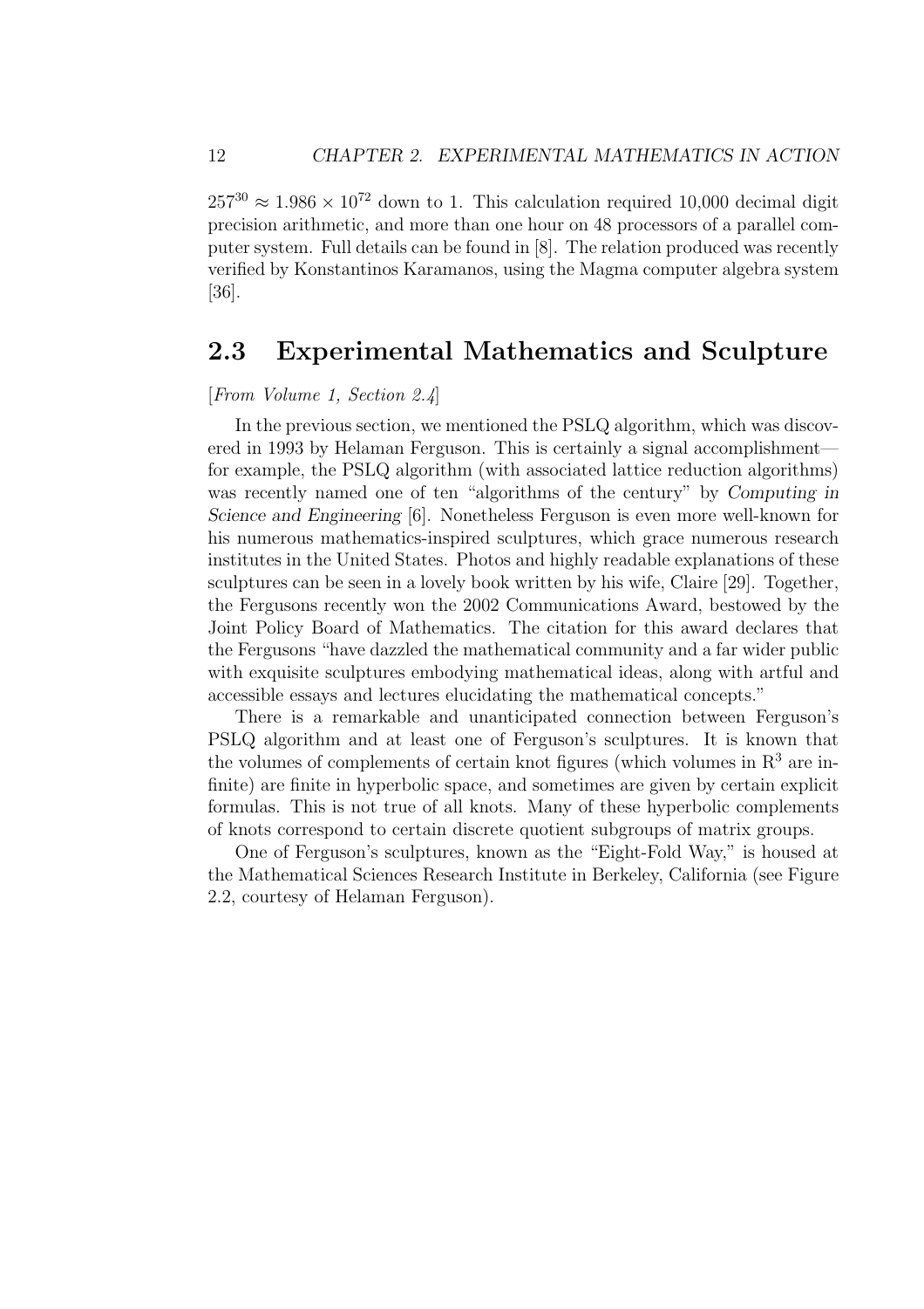$257^{30} \approx 1.986 \times 10^{72}$ down to 1. This calculation required 10,000 decimal digit precision arithmetic, and more than one hour on 48 processors of a parallel computer system. Full details can be found in [8]. The relation produced was recently verified by Konstantinos Karamanos, using the Magma computer algebra system [36].

## 2.3 Experimental Mathematics and Sculpture

[*From Volume 1, Section 2.4*]

In the previous section, we mentioned the PSLQ algorithm, which was discovered in 1993 by Helaman Ferguson. This is certainly a signal accomplishment—for example, the PSLQ algorithm (with associated lattice reduction algorithms) was recently named one of ten "algorithms of the century" by *Computing in Science and Engineering* [6]. Nonetheless Ferguson is even more well-known for his numerous mathematics-inspired sculptures, which grace numerous research institutes in the United States. Photos and highly readable explanations of these sculptures can be seen in a lovely book written by his wife, Claire [29]. Together, the Fergusons recently won the 2002 Communications Award, bestowed by the Joint Policy Board of Mathematics. The citation for this award declares that the Fergusons "have dazzled the mathematical community and a far wider public with exquisite sculptures embodying mathematical ideas, along with artful and accessible essays and lectures elucidating the mathematical concepts."

There is a remarkable and unanticipated connection between Ferguson's PSLQ algorithm and at least one of Ferguson's sculptures. It is known that the volumes of complements of certain knot figures (which volumes in $\mathrm{R}^3$ are infinite) are finite in hyperbolic space, and sometimes are given by certain explicit formulas. This is not true of all knots. Many of these hyperbolic complements of knots correspond to certain discrete quotient subgroups of matrix groups.

One of Ferguson's sculptures, known as the "Eight-Fold Way," is housed at the Mathematical Sciences Research Institute in Berkeley, California (see Figure 2.2, courtesy of Helaman Ferguson).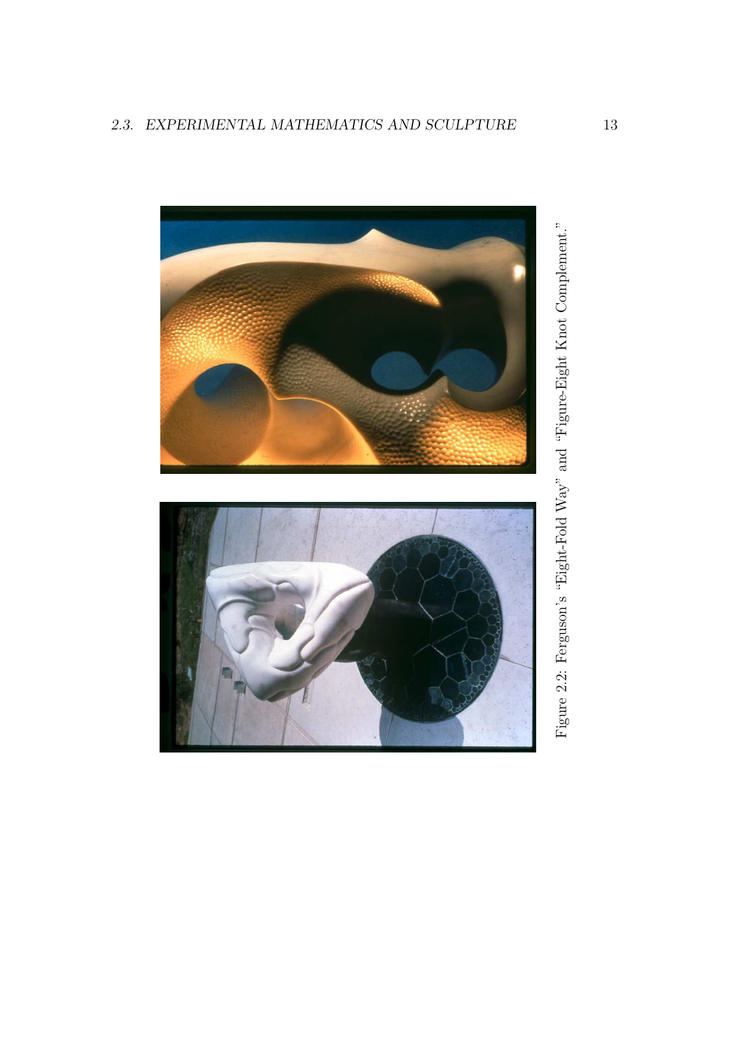Figure 2.2: Ferguson's "Eight-Fold Way" and "Figure-Eight Knot Complement."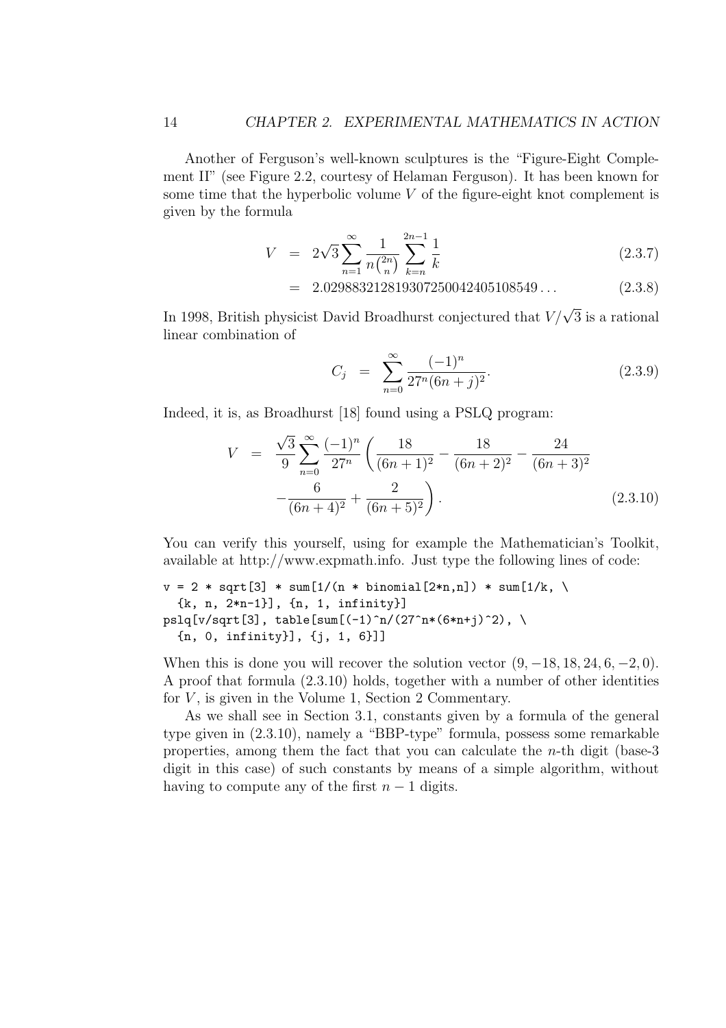Another of Ferguson's well-known sculptures is the "Figure-Eight Complement II" (see Figure 2.2, courtesy of Helaman Ferguson). It has been known for some time that the hyperbolic volume $V$ of the figure-eight knot complement is given by the formula

$$V = 2\sqrt{3}\sum_{n=1}^{\infty} \frac{1}{n\binom{2n}{n}} \sum_{k=n}^{2n-1} \frac{1}{k} \tag{2.3.7}$$

$$= 2.02988321281930725004240510854 9\ldots \tag{2.3.8}$$

In 1998, British physicist David Broadhurst conjectured that $V/\sqrt{3}$ is a rational linear combination of

$$C_j = \sum_{n=0}^{\infty} \frac{(-1)^n}{27^n(6n+j)^2}. \tag{2.3.9}$$

Indeed, it is, as Broadhurst [18] found using a PSLQ program:

$$\begin{aligned} V &= \frac{\sqrt{3}}{9}\sum_{n=0}^{\infty} \frac{(-1)^n}{27^n}\left(\frac{18}{(6n+1)^2} - \frac{18}{(6n+2)^2} - \frac{24}{(6n+3)^2}\right. \\ &\quad \left. - \frac{6}{(6n+4)^2} + \frac{2}{(6n+5)^2}\right). \end{aligned} \tag{2.3.10}$$

You can verify this yourself, using for example the Mathematician's Toolkit, available at http://www.expmath.info. Just type the following lines of code:

```
v = 2 * sqrt[3] * sum[1/(n * binomial[2*n,n]) * sum[1/k, \
  {k, n, 2*n-1}], {n, 1, infinity}]
pslq[v/sqrt[3], table[sum[(-1)^n/(27^n*(6*n+j)^2), \
  {n, 0, infinity}], {j, 1, 6}]]
```

When this is done you will recover the solution vector $(9, -18, 18, 24, 6, -2, 0)$. A proof that formula (2.3.10) holds, together with a number of other identities for $V$, is given in the Volume 1, Section 2 Commentary.

As we shall see in Section 3.1, constants given by a formula of the general type given in (2.3.10), namely a "BBP-type" formula, possess some remarkable properties, among them the fact that you can calculate the $n$-th digit (base-3 digit in this case) of such constants by means of a simple algorithm, without having to compute any of the first $n-1$ digits.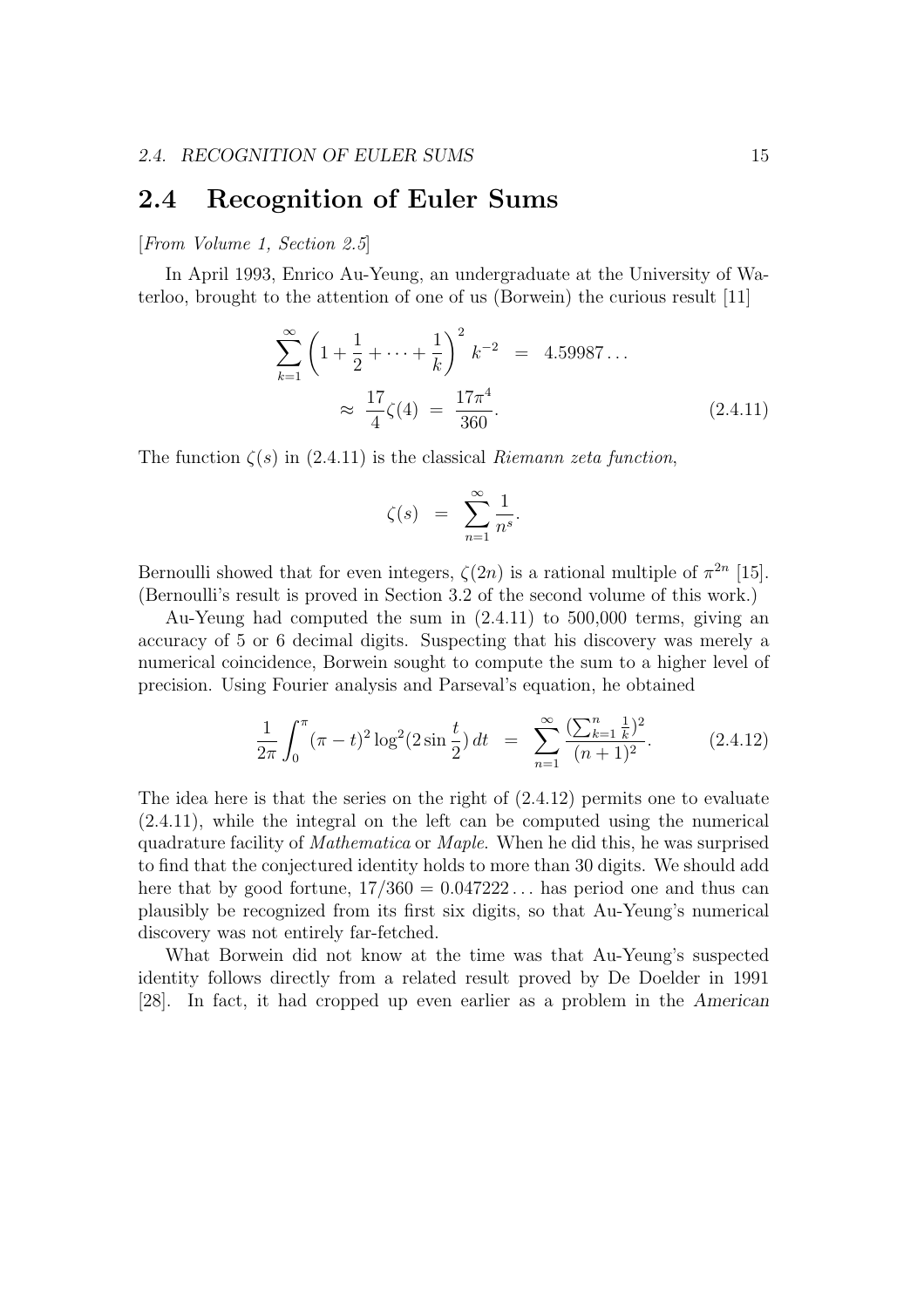## 2.4 Recognition of Euler Sums

[*From Volume 1, Section 2.5*]

In April 1993, Enrico Au-Yeung, an undergraduate at the University of Waterloo, brought to the attention of one of us (Borwein) the curious result [11]

$$\begin{aligned} \sum_{k=1}^{\infty} \left(1 + \frac{1}{2} + \cdots + \frac{1}{k}\right)^2 k^{-2} &= 4.59987\ldots \\ &\approx \frac{17}{4}\zeta(4) = \frac{17\pi^4}{360}. \end{aligned} \tag{2.4.11}$$

The function $\zeta(s)$ in (2.4.11) is the classical *Riemann zeta function*,

$$\zeta(s) = \sum_{n=1}^{\infty} \frac{1}{n^s}.$$

Bernoulli showed that for even integers, $\zeta(2n)$ is a rational multiple of $\pi^{2n}$ [15]. (Bernoulli's result is proved in Section 3.2 of the second volume of this work.)

Au-Yeung had computed the sum in (2.4.11) to 500,000 terms, giving an accuracy of 5 or 6 decimal digits. Suspecting that his discovery was merely a numerical coincidence, Borwein sought to compute the sum to a higher level of precision. Using Fourier analysis and Parseval's equation, he obtained

$$\frac{1}{2\pi}\int_0^{\pi} (\pi - t)^2 \log^2(2\sin\frac{t}{2})\, dt = \sum_{n=1}^{\infty} \frac{(\sum_{k=1}^{n} \frac{1}{k})^2}{(n+1)^2}. \tag{2.4.12}$$

The idea here is that the series on the right of (2.4.12) permits one to evaluate (2.4.11), while the integral on the left can be computed using the numerical quadrature facility of *Mathematica* or *Maple*. When he did this, he was surprised to find that the conjectured identity holds to more than 30 digits. We should add here that by good fortune, $17/360 = 0.047222\ldots$ has period one and thus can plausibly be recognized from its first six digits, so that Au-Yeung's numerical discovery was not entirely far-fetched.

What Borwein did not know at the time was that Au-Yeung's suspected identity follows directly from a related result proved by De Doelder in 1991 [28]. In fact, it had cropped up even earlier as a problem in the *American*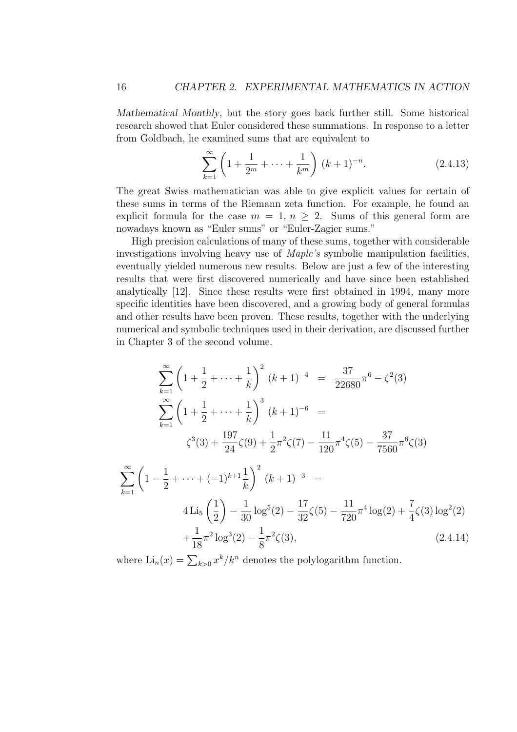*Mathematical Monthly*, but the story goes back further still. Some historical research showed that Euler considered these summations. In response to a letter from Goldbach, he examined sums that are equivalent to

$$\sum_{k=1}^{\infty} \left(1 + \frac{1}{2^m} + \cdots + \frac{1}{k^m}\right) (k+1)^{-n}. \tag{2.4.13}$$

The great Swiss mathematician was able to give explicit values for certain of these sums in terms of the Riemann zeta function. For example, he found an explicit formula for the case $m = 1$, $n \geq 2$. Sums of this general form are nowadays known as "Euler sums" or "Euler-Zagier sums."

High precision calculations of many of these sums, together with considerable investigations involving heavy use of *Maple's* symbolic manipulation facilities, eventually yielded numerous new results. Below are just a few of the interesting results that were first discovered numerically and have since been established analytically [12]. Since these results were first obtained in 1994, many more specific identities have been discovered, and a growing body of general formulas and other results have been proven. These results, together with the underlying numerical and symbolic techniques used in their derivation, are discussed further in Chapter 3 of the second volume.

$$\begin{aligned}
\sum_{k=1}^{\infty} \left(1 + \frac{1}{2} + \cdots + \frac{1}{k}\right)^2 (k+1)^{-4} &= \frac{37}{22680}\pi^6 - \zeta^2(3) \\
\sum_{k=1}^{\infty} \left(1 + \frac{1}{2} + \cdots + \frac{1}{k}\right)^3 (k+1)^{-6} &= \\
\zeta^3(3) + \frac{197}{24}\zeta(9) + \frac{1}{2}\pi^2\zeta(7) &- \frac{11}{120}\pi^4\zeta(5) - \frac{37}{7560}\pi^6\zeta(3) \\
\sum_{k=1}^{\infty} \left(1 - \frac{1}{2} + \cdots + (-1)^{k+1}\frac{1}{k}\right)^2 (k+1)^{-3} &= \\
4\,\mathrm{Li}_5\left(\frac{1}{2}\right) - \frac{1}{30}\log^5(2) - \frac{17}{32}\zeta(5) &- \frac{11}{720}\pi^4\log(2) + \frac{7}{4}\zeta(3)\log^2(2) \\
&+ \frac{1}{18}\pi^2\log^3(2) - \frac{1}{8}\pi^2\zeta(3),
\end{aligned} \tag{2.4.14}$$

where $\mathrm{Li}_n(x) = \sum_{k>0} x^k/k^n$ denotes the polylogarithm function.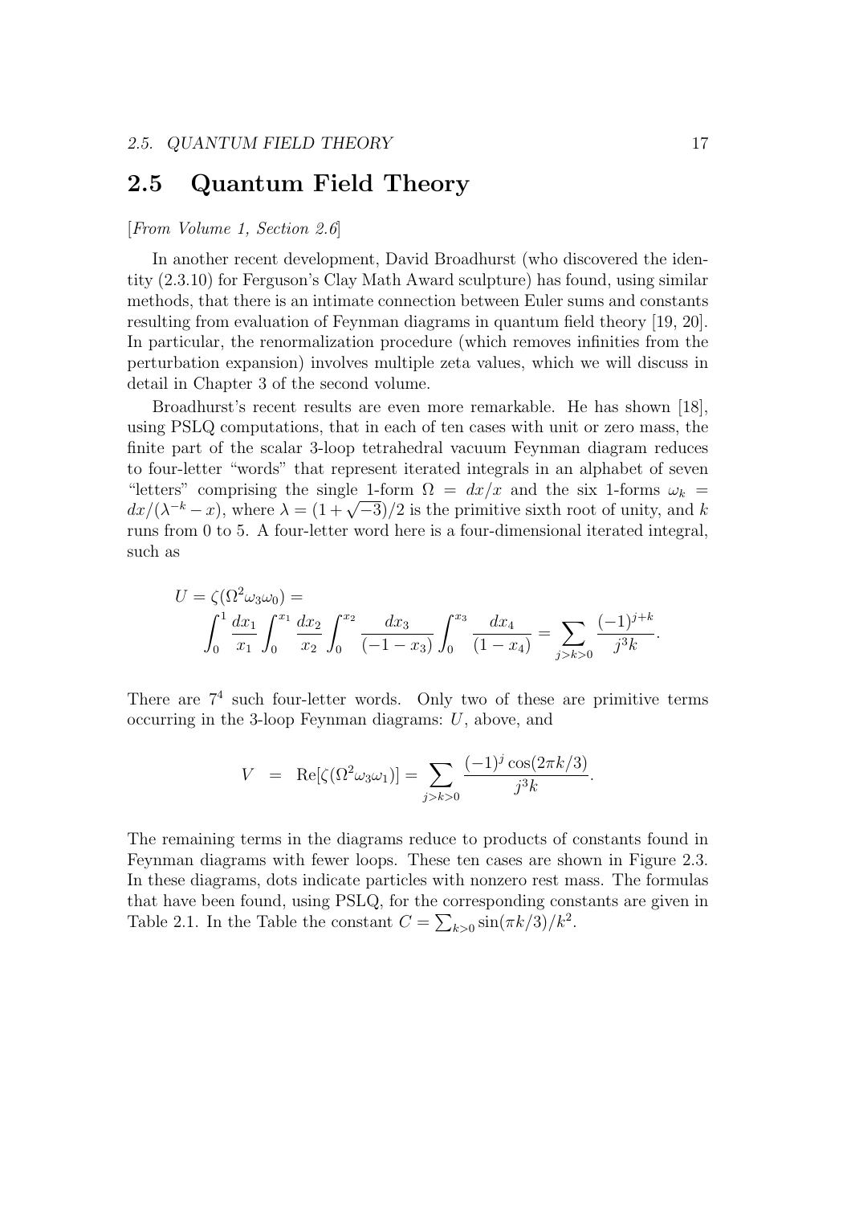## 2.5 Quantum Field Theory

[*From Volume 1, Section 2.6*]

In another recent development, David Broadhurst (who discovered the identity (2.3.10) for Ferguson's Clay Math Award sculpture) has found, using similar methods, that there is an intimate connection between Euler sums and constants resulting from evaluation of Feynman diagrams in quantum field theory [19, 20]. In particular, the renormalization procedure (which removes infinities from the perturbation expansion) involves multiple zeta values, which we will discuss in detail in Chapter 3 of the second volume.

Broadhurst's recent results are even more remarkable. He has shown [18], using PSLQ computations, that in each of ten cases with unit or zero mass, the finite part of the scalar 3-loop tetrahedral vacuum Feynman diagram reduces to four-letter "words" that represent iterated integrals in an alphabet of seven "letters" comprising the single 1-form $\Omega = dx/x$ and the six 1-forms $\omega_k = dx/(\lambda^{-k} - x)$, where $\lambda = (1 + \sqrt{-3})/2$ is the primitive sixth root of unity, and $k$ runs from 0 to 5. A four-letter word here is a four-dimensional iterated integral, such as

$$U = \zeta(\Omega^2 \omega_3 \omega_0) = \int_0^1 \frac{dx_1}{x_1} \int_0^{x_1} \frac{dx_2}{x_2} \int_0^{x_2} \frac{dx_3}{(-1 - x_3)} \int_0^{x_3} \frac{dx_4}{(1 - x_4)} = \sum_{j>k>0} \frac{(-1)^{j+k}}{j^3 k}.$$

There are $7^4$ such four-letter words. Only two of these are primitive terms occurring in the 3-loop Feynman diagrams: $U$, above, and

$$V = \mathrm{Re}[\zeta(\Omega^2 \omega_3 \omega_1)] = \sum_{j>k>0} \frac{(-1)^j \cos(2\pi k/3)}{j^3 k}.$$

The remaining terms in the diagrams reduce to products of constants found in Feynman diagrams with fewer loops. These ten cases are shown in Figure 2.3. In these diagrams, dots indicate particles with nonzero rest mass. The formulas that have been found, using PSLQ, for the corresponding constants are given in Table 2.1. In the Table the constant $C = \sum_{k>0} \sin(\pi k/3)/k^2$.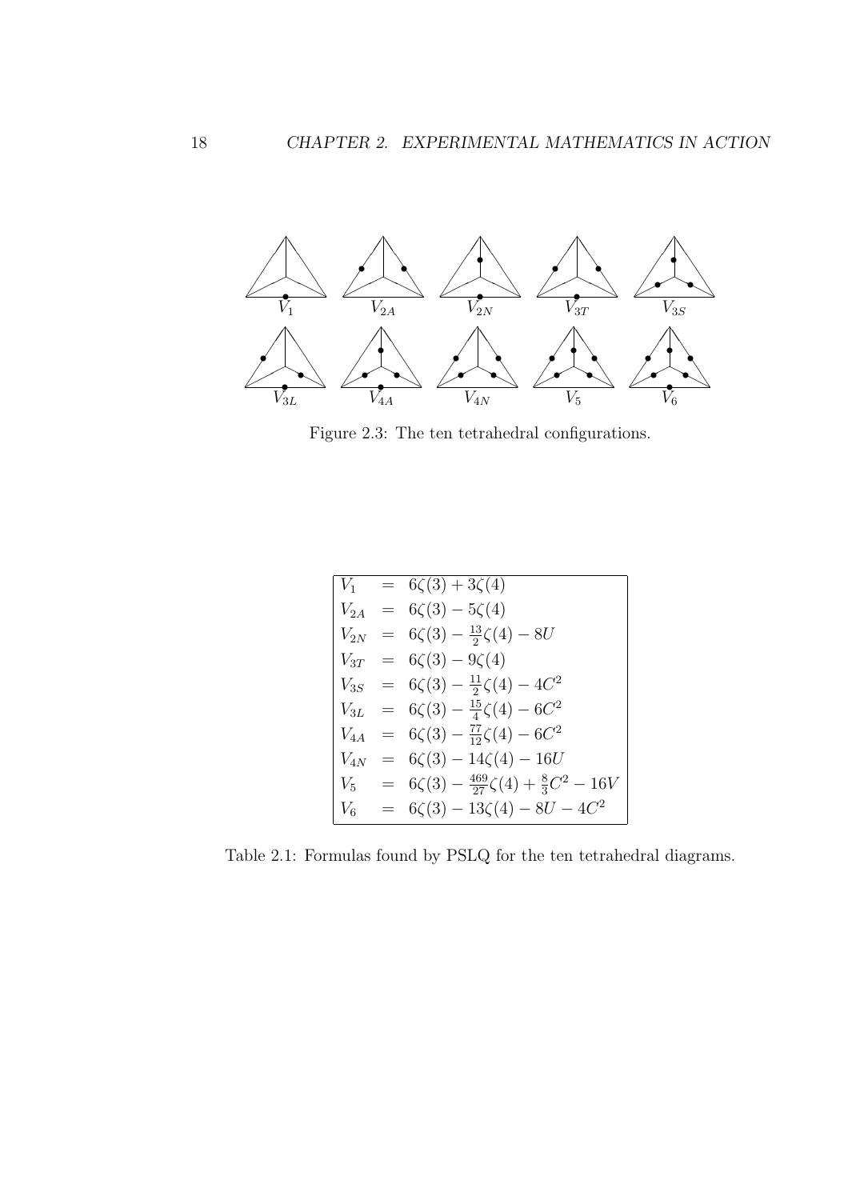Figure 2.3: The ten tetrahedral configurations.

$$
\begin{array}{lcl}
V_1 & = & 6\zeta(3) + 3\zeta(4) \\
V_{2A} & = & 6\zeta(3) - 5\zeta(4) \\
V_{2N} & = & 6\zeta(3) - \frac{13}{2}\zeta(4) - 8U \\
V_{3T} & = & 6\zeta(3) - 9\zeta(4) \\
V_{3S} & = & 6\zeta(3) - \frac{11}{2}\zeta(4) - 4C^2 \\
V_{3L} & = & 6\zeta(3) - \frac{15}{4}\zeta(4) - 6C^2 \\
V_{4A} & = & 6\zeta(3) - \frac{77}{12}\zeta(4) - 6C^2 \\
V_{4N} & = & 6\zeta(3) - 14\zeta(4) - 16U \\
V_5 & = & 6\zeta(3) - \frac{469}{27}\zeta(4) + \frac{8}{3}C^2 - 16V \\
V_6 & = & 6\zeta(3) - 13\zeta(4) - 8U - 4C^2
\end{array}
$$

Table 2.1: Formulas found by PSLQ for the ten tetrahedral diagrams.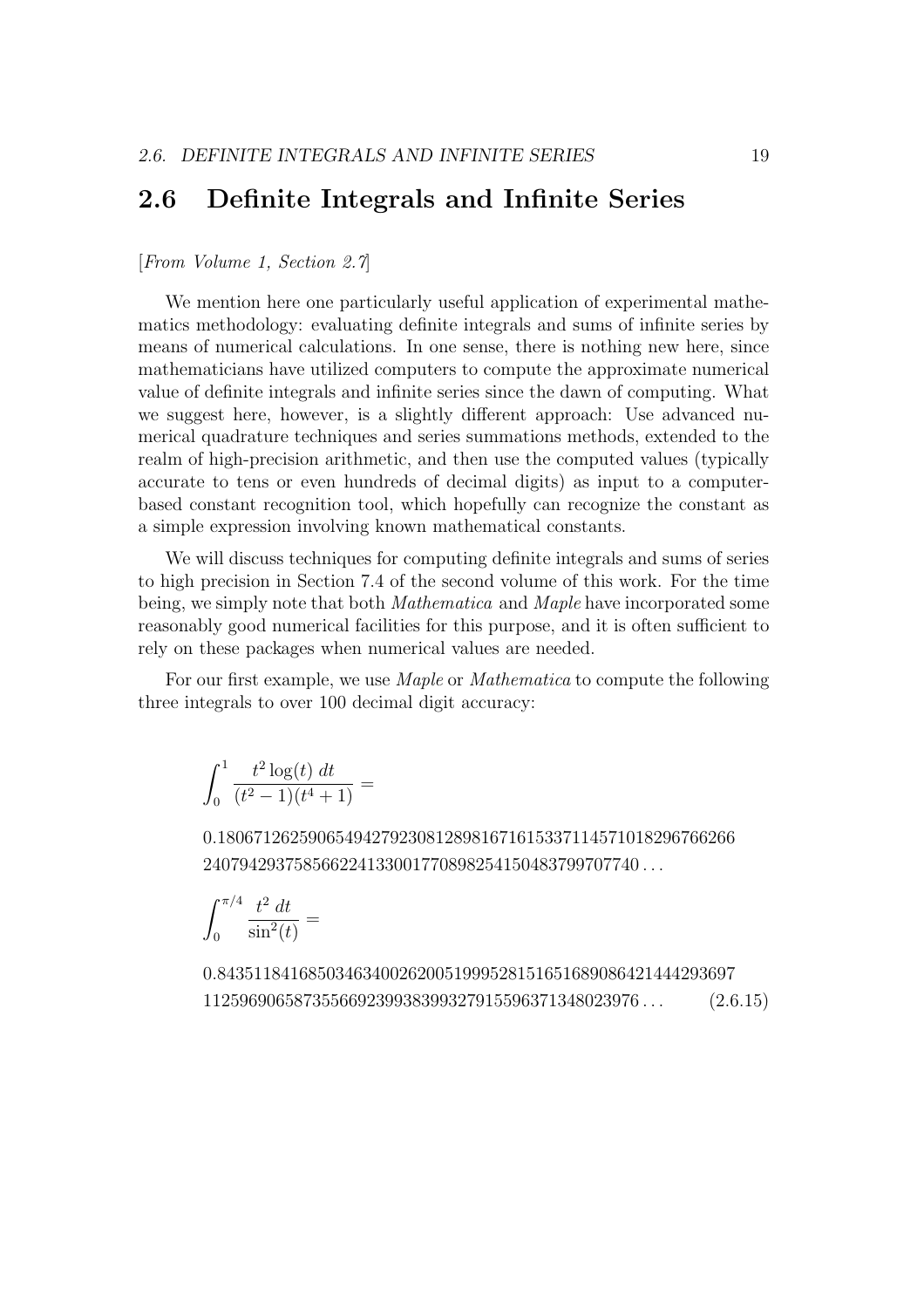## 2.6 Definite Integrals and Infinite Series

[*From Volume 1, Section 2.7*]

We mention here one particularly useful application of experimental mathematics methodology: evaluating definite integrals and sums of infinite series by means of numerical calculations. In one sense, there is nothing new here, since mathematicians have utilized computers to compute the approximate numerical value of definite integrals and infinite series since the dawn of computing. What we suggest here, however, is a slightly different approach: Use advanced numerical quadrature techniques and series summations methods, extended to the realm of high-precision arithmetic, and then use the computed values (typically accurate to tens or even hundreds of decimal digits) as input to a computer-based constant recognition tool, which hopefully can recognize the constant as a simple expression involving known mathematical constants.

We will discuss techniques for computing definite integrals and sums of series to high precision in Section 7.4 of the second volume of this work. For the time being, we simply note that both *Mathematica* and *Maple* have incorporated some reasonably good numerical facilities for this purpose, and it is often sufficient to rely on these packages when numerical values are needed.

For our first example, we use *Maple* or *Mathematica* to compute the following three integrals to over 100 decimal digit accuracy:

$$\int_0^1 \frac{t^2 \log(t)\, dt}{(t^2-1)(t^4+1)} =$$

0.180671262590654942792308128981671615337114571018296766266
240794293758566224133001770898254150483799707740 ...

$$\int_0^{\pi/4} \frac{t^2\, dt}{\sin^2(t)} =$$

0.843511841685034634002620051999528151651689086421444293697
112596906587355669239938399327915596371348023976 ... (2.6.15)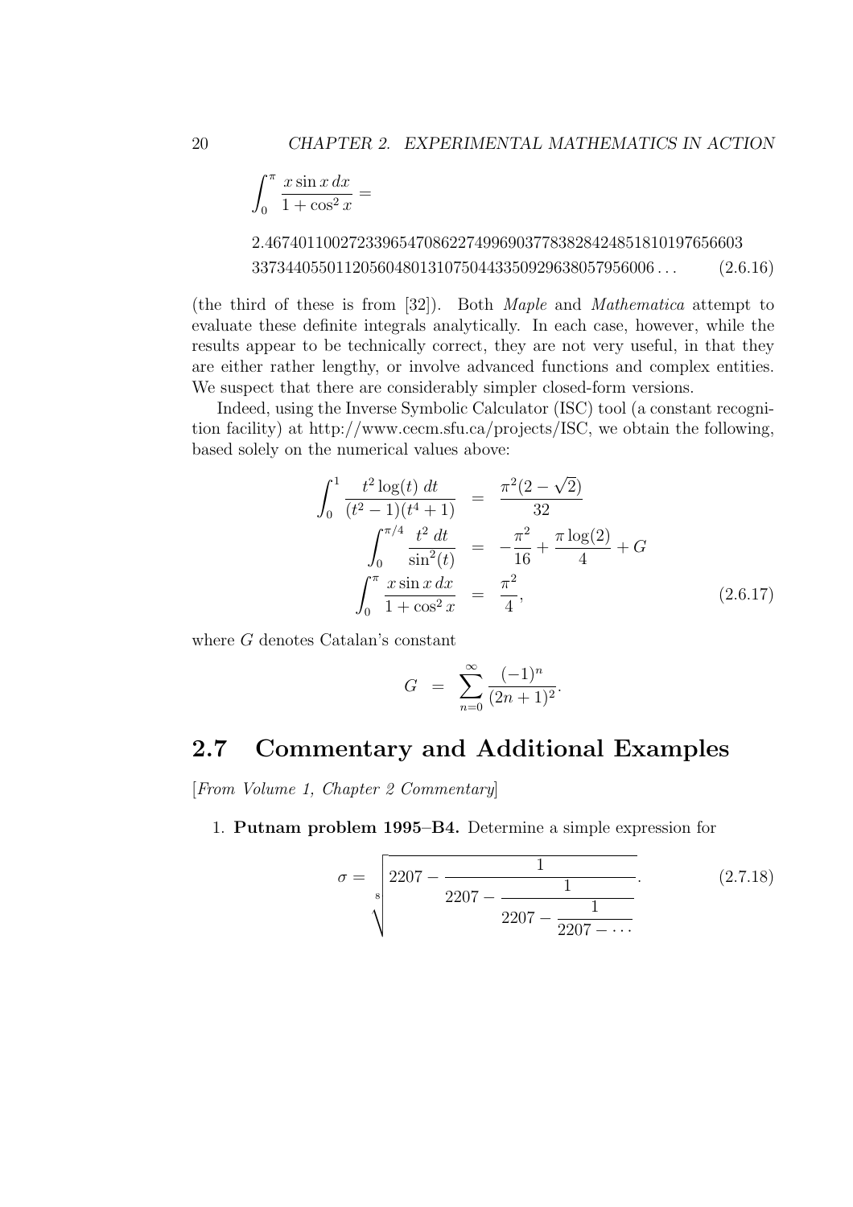$$\int_0^\pi \frac{x \sin x \, dx}{1 + \cos^2 x} =$$

$$2.4674011002723396547086227499690377838284248518101976566033373440550112056048013107504433509296380579560 06\ldots \tag{2.6.16}$$

(the third of these is from [32]). Both *Maple* and *Mathematica* attempt to evaluate these definite integrals analytically. In each case, however, while the results appear to be technically correct, they are not very useful, in that they are either rather lengthy, or involve advanced functions and complex entities. We suspect that there are considerably simpler closed-form versions.

Indeed, using the Inverse Symbolic Calculator (ISC) tool (a constant recognition facility) at http://www.cecm.sfu.ca/projects/ISC, we obtain the following, based solely on the numerical values above:

$$\begin{aligned}
\int_0^1 \frac{t^2 \log(t) \; dt}{(t^2-1)(t^4+1)} &= \frac{\pi^2(2-\sqrt{2})}{32} \\
\int_0^{\pi/4} \frac{t^2 \; dt}{\sin^2(t)} &= -\frac{\pi^2}{16} + \frac{\pi \log(2)}{4} + G \\
\int_0^\pi \frac{x \sin x \, dx}{1+\cos^2 x} &= \frac{\pi^2}{4},
\end{aligned} \tag{2.6.17}$$

where $G$ denotes Catalan's constant

$$G \;=\; \sum_{n=0}^{\infty} \frac{(-1)^n}{(2n+1)^2}.$$

## 2.7 Commentary and Additional Examples

[*From Volume 1, Chapter 2 Commentary*]

1. **Putnam problem 1995–B4.** Determine a simple expression for

$$\sigma = \sqrt[8]{2207 - \cfrac{1}{2207 - \cfrac{1}{2207 - \cfrac{1}{2207 - \cdots}}}}. \tag{2.7.18}$$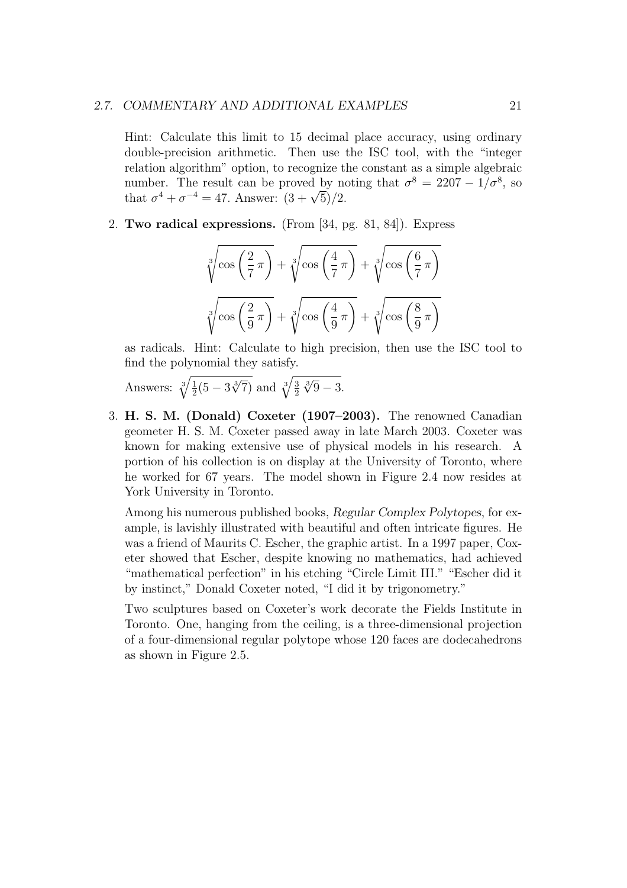Hint: Calculate this limit to 15 decimal place accuracy, using ordinary double-precision arithmetic. Then use the ISC tool, with the "integer relation algorithm" option, to recognize the constant as a simple algebraic number. The result can be proved by noting that $\sigma^8 = 2207 - 1/\sigma^8$, so that $\sigma^4 + \sigma^{-4} = 47$. Answer: $(3 + \sqrt{5})/2$.

2. **Two radical expressions.** (From [34, pg. 81, 84]). Express

$$\sqrt[3]{\cos\left(\frac{2}{7}\pi\right)} + \sqrt[3]{\cos\left(\frac{4}{7}\pi\right)} + \sqrt[3]{\cos\left(\frac{6}{7}\pi\right)}$$

$$\sqrt[3]{\cos\left(\frac{2}{9}\pi\right)} + \sqrt[3]{\cos\left(\frac{4}{9}\pi\right)} + \sqrt[3]{\cos\left(\frac{8}{9}\pi\right)}$$

as radicals. Hint: Calculate to high precision, then use the ISC tool to find the polynomial they satisfy.

Answers: $\sqrt[3]{\frac{1}{2}(5 - 3\sqrt[3]{7})}$ and $\sqrt[3]{\frac{3}{2}\sqrt[3]{9} - 3}$.

3. **H. S. M. (Donald) Coxeter (1907–2003).** The renowned Canadian geometer H. S. M. Coxeter passed away in late March 2003. Coxeter was known for making extensive use of physical models in his research. A portion of his collection is on display at the University of Toronto, where he worked for 67 years. The model shown in Figure 2.4 now resides at York University in Toronto.

Among his numerous published books, *Regular Complex Polytopes*, for example, is lavishly illustrated with beautiful and often intricate figures. He was a friend of Maurits C. Escher, the graphic artist. In a 1997 paper, Coxeter showed that Escher, despite knowing no mathematics, had achieved "mathematical perfection" in his etching "Circle Limit III." "Escher did it by instinct," Donald Coxeter noted, "I did it by trigonometry."

Two sculptures based on Coxeter's work decorate the Fields Institute in Toronto. One, hanging from the ceiling, is a three-dimensional projection of a four-dimensional regular polytope whose 120 faces are dodecahedrons as shown in Figure 2.5.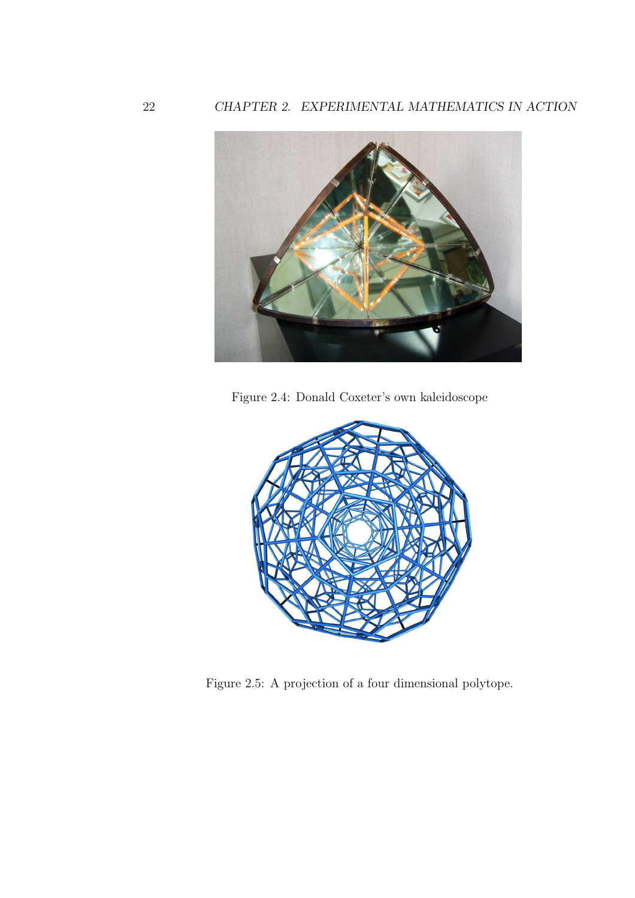Figure 2.4: Donald Coxeter's own kaleidoscope

Figure 2.5: A projection of a four dimensional polytope.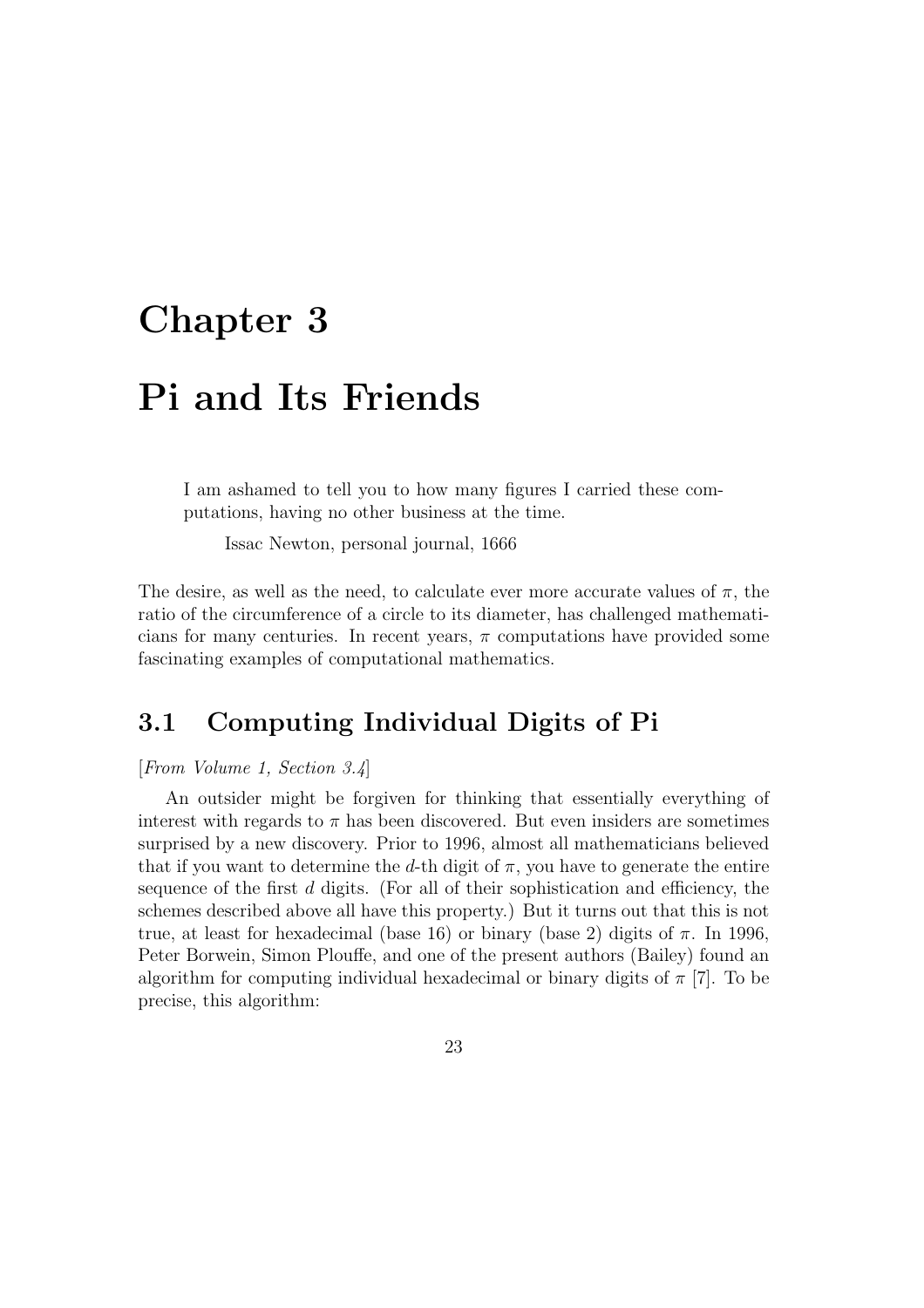# Chapter 3

# Pi and Its Friends

> I am ashamed to tell you to how many figures I carried these computations, having no other business at the time.
>
> Issac Newton, personal journal, 1666

The desire, as well as the need, to calculate ever more accurate values of $\pi$, the ratio of the circumference of a circle to its diameter, has challenged mathematicians for many centuries. In recent years, $\pi$ computations have provided some fascinating examples of computational mathematics.

## 3.1 Computing Individual Digits of Pi

[*From Volume 1, Section 3.4*]

An outsider might be forgiven for thinking that essentially everything of interest with regards to $\pi$ has been discovered. But even insiders are sometimes surprised by a new discovery. Prior to 1996, almost all mathematicians believed that if you want to determine the $d$-th digit of $\pi$, you have to generate the entire sequence of the first $d$ digits. (For all of their sophistication and efficiency, the schemes described above all have this property.) But it turns out that this is not true, at least for hexadecimal (base 16) or binary (base 2) digits of $\pi$. In 1996, Peter Borwein, Simon Plouffe, and one of the present authors (Bailey) found an algorithm for computing individual hexadecimal or binary digits of $\pi$ [7]. To be precise, this algorithm: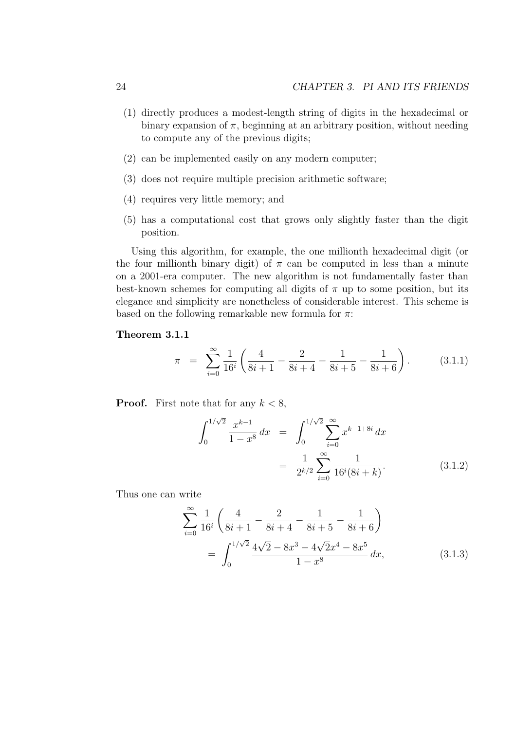(1) directly produces a modest-length string of digits in the hexadecimal or binary expansion of $\pi$, beginning at an arbitrary position, without needing to compute any of the previous digits;

(2) can be implemented easily on any modern computer;

(3) does not require multiple precision arithmetic software;

(4) requires very little memory; and

(5) has a computational cost that grows only slightly faster than the digit position.

Using this algorithm, for example, the one millionth hexadecimal digit (or the four millionth binary digit) of $\pi$ can be computed in less than a minute on a 2001-era computer. The new algorithm is not fundamentally faster than best-known schemes for computing all digits of $\pi$ up to some position, but its elegance and simplicity are nonetheless of considerable interest. This scheme is based on the following remarkable new formula for $\pi$:

**Theorem 3.1.1**

$$\pi = \sum_{i=0}^{\infty} \frac{1}{16^i} \left( \frac{4}{8i+1} - \frac{2}{8i+4} - \frac{1}{8i+5} - \frac{1}{8i+6} \right). \tag{3.1.1}$$

**Proof.** First note that for any $k < 8$,

$$\begin{aligned} \int_0^{1/\sqrt{2}} \frac{x^{k-1}}{1-x^8} \, dx &= \int_0^{1/\sqrt{2}} \sum_{i=0}^{\infty} x^{k-1+8i} \, dx \\ &= \frac{1}{2^{k/2}} \sum_{i=0}^{\infty} \frac{1}{16^i (8i+k)}. \end{aligned} \tag{3.1.2}$$

Thus one can write

$$\begin{aligned} &\sum_{i=0}^{\infty} \frac{1}{16^i} \left( \frac{4}{8i+1} - \frac{2}{8i+4} - \frac{1}{8i+5} - \frac{1}{8i+6} \right) \\ &\quad = \int_0^{1/\sqrt{2}} \frac{4\sqrt{2} - 8x^3 - 4\sqrt{2}x^4 - 8x^5}{1-x^8} \, dx, \end{aligned} \tag{3.1.3}$$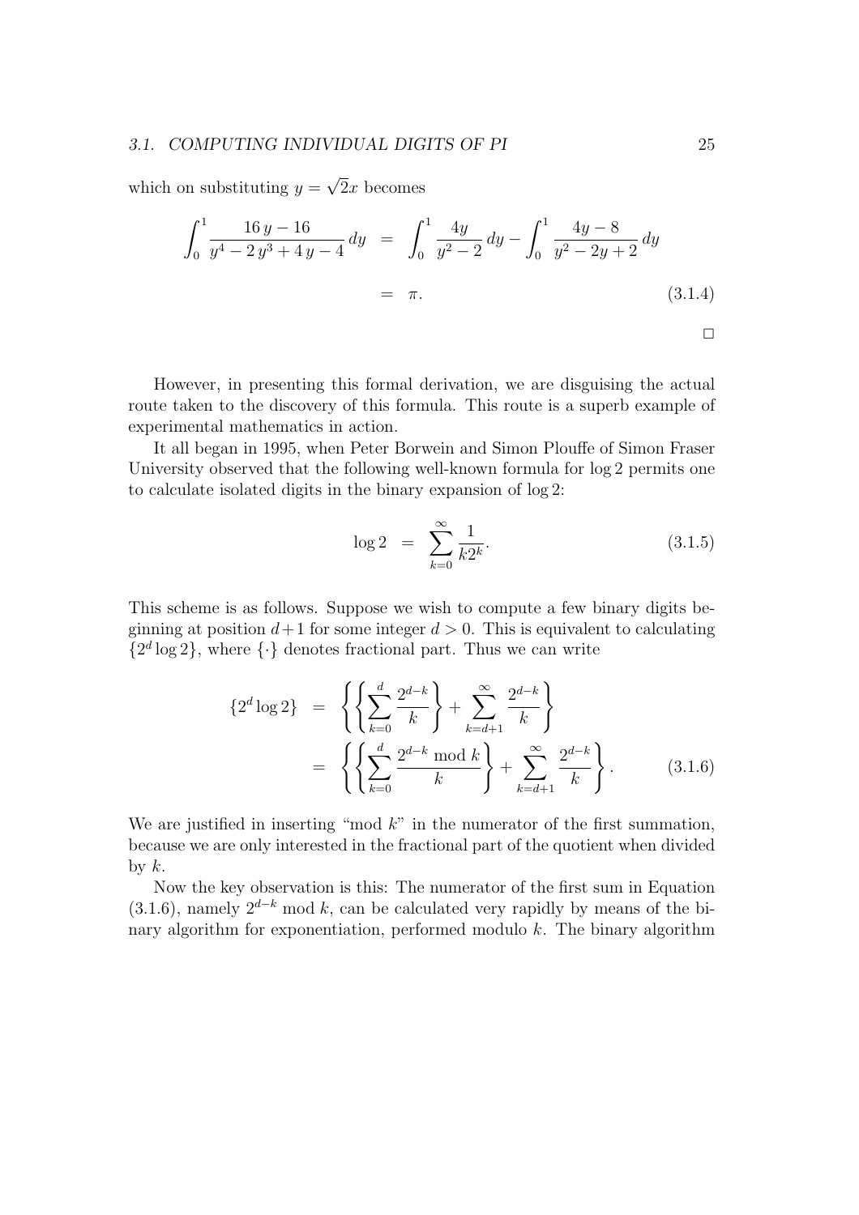which on substituting $y = \sqrt{2}x$ becomes

$$\int_0^1 \frac{16\,y - 16}{y^4 - 2\,y^3 + 4\,y - 4}\,dy \;=\; \int_0^1 \frac{4y}{y^2 - 2}\,dy - \int_0^1 \frac{4y - 8}{y^2 - 2y + 2}\,dy$$

$$= \;\pi. \tag{3.1.4}$$

□

However, in presenting this formal derivation, we are disguising the actual route taken to the discovery of this formula. This route is a superb example of experimental mathematics in action.

It all began in 1995, when Peter Borwein and Simon Plouffe of Simon Fraser University observed that the following well-known formula for log 2 permits one to calculate isolated digits in the binary expansion of log 2:

$$\log 2 \;=\; \sum_{k=0}^{\infty} \frac{1}{k2^k}. \tag{3.1.5}$$

This scheme is as follows. Suppose we wish to compute a few binary digits beginning at position $d+1$ for some integer $d > 0$. This is equivalent to calculating $\{2^d \log 2\}$, where $\{\cdot\}$ denotes fractional part. Thus we can write

$$\begin{aligned}
\{2^d \log 2\} &= \left\{\left\{\sum_{k=0}^{d} \frac{2^{d-k}}{k}\right\} + \sum_{k=d+1}^{\infty} \frac{2^{d-k}}{k}\right\} \\
&= \left\{\left\{\sum_{k=0}^{d} \frac{2^{d-k} \bmod k}{k}\right\} + \sum_{k=d+1}^{\infty} \frac{2^{d-k}}{k}\right\}.
\end{aligned} \tag{3.1.6}$$

We are justified in inserting "mod $k$" in the numerator of the first summation, because we are only interested in the fractional part of the quotient when divided by $k$.

Now the key observation is this: The numerator of the first sum in Equation (3.1.6), namely $2^{d-k} \bmod k$, can be calculated very rapidly by means of the binary algorithm for exponentiation, performed modulo $k$. The binary algorithm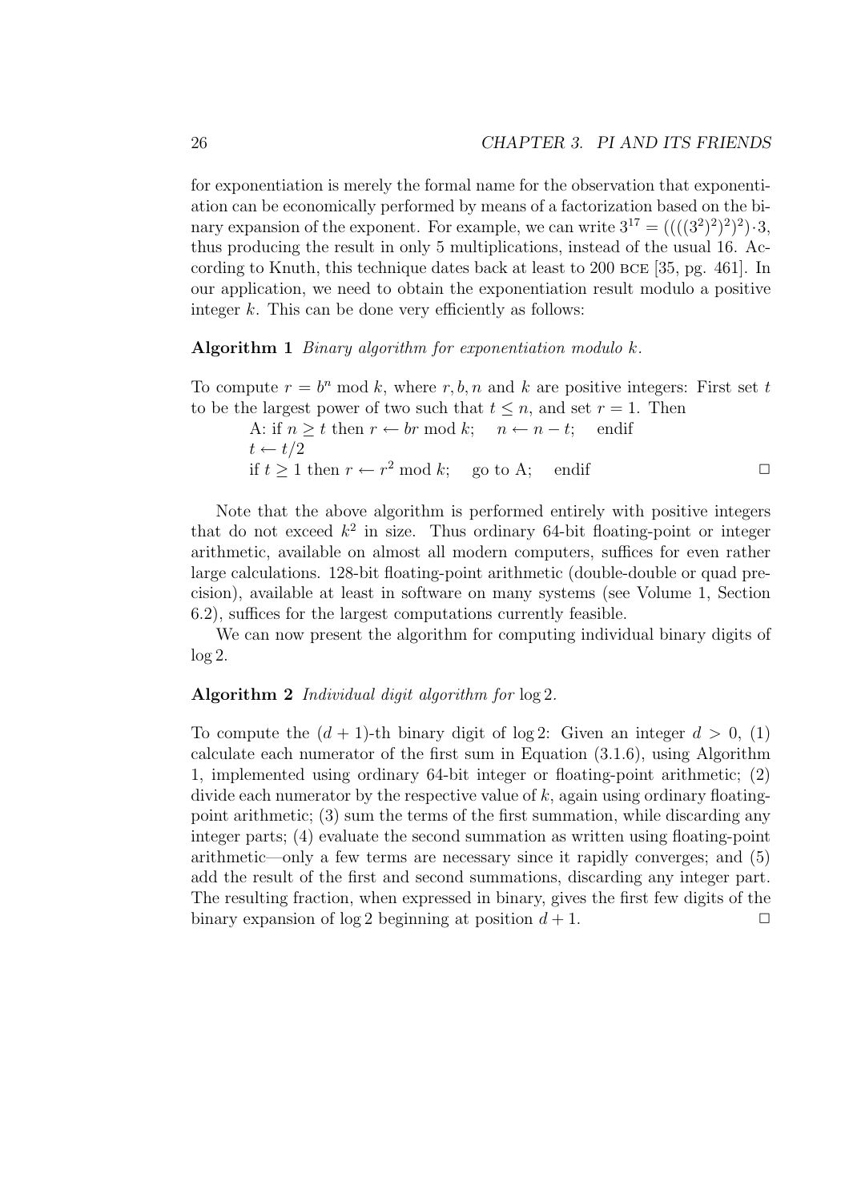for exponentiation is merely the formal name for the observation that exponentiation can be economically performed by means of a factorization based on the binary expansion of the exponent. For example, we can write $3^{17} = ((((3^2)^2)^2)^2) \cdot 3$, thus producing the result in only 5 multiplications, instead of the usual 16. According to Knuth, this technique dates back at least to 200 BCE [35, pg. 461]. In our application, we need to obtain the exponentiation result modulo a positive integer $k$. This can be done very efficiently as follows:

**Algorithm 1** *Binary algorithm for exponentiation modulo $k$.*

To compute $r = b^n \bmod k$, where $r, b, n$ and $k$ are positive integers: First set $t$ to be the largest power of two such that $t \leq n$, and set $r = 1$. Then

A: if $n \geq t$ then $r \leftarrow br \bmod k$; $\quad n \leftarrow n - t$; $\quad$ endif
$t \leftarrow t/2$
if $t \geq 1$ then $r \leftarrow r^2 \bmod k$; $\quad$ go to A; $\quad$ endif $\qquad \square$

Note that the above algorithm is performed entirely with positive integers that do not exceed $k^2$ in size. Thus ordinary 64-bit floating-point or integer arithmetic, available on almost all modern computers, suffices for even rather large calculations. 128-bit floating-point arithmetic (double-double or quad precision), available at least in software on many systems (see Volume 1, Section 6.2), suffices for the largest computations currently feasible.

We can now present the algorithm for computing individual binary digits of $\log 2$.

**Algorithm 2** *Individual digit algorithm for* $\log 2$.

To compute the $(d+1)$-th binary digit of $\log 2$: Given an integer $d > 0$, (1) calculate each numerator of the first sum in Equation (3.1.6), using Algorithm 1, implemented using ordinary 64-bit integer or floating-point arithmetic; (2) divide each numerator by the respective value of $k$, again using ordinary floating-point arithmetic; (3) sum the terms of the first summation, while discarding any integer parts; (4) evaluate the second summation as written using floating-point arithmetic—only a few terms are necessary since it rapidly converges; and (5) add the result of the first and second summations, discarding any integer part. The resulting fraction, when expressed in binary, gives the first few digits of the binary expansion of $\log 2$ beginning at position $d + 1$. $\qquad \square$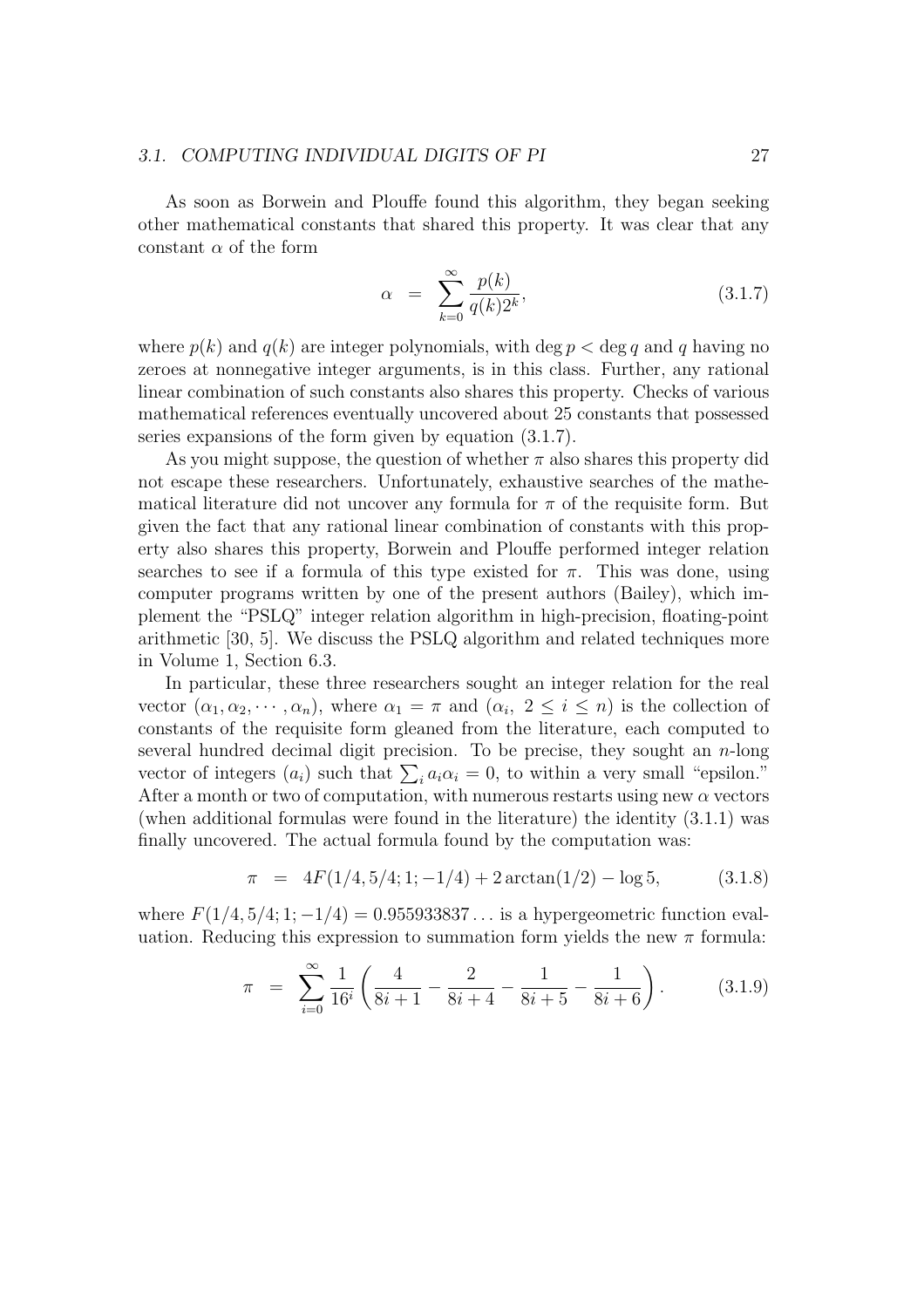As soon as Borwein and Plouffe found this algorithm, they began seeking other mathematical constants that shared this property. It was clear that any constant $\alpha$ of the form

$$\alpha \quad = \quad \sum_{k=0}^{\infty} \frac{p(k)}{q(k) 2^k}, \tag{3.1.7}$$

where $p(k)$ and $q(k)$ are integer polynomials, with $\deg p < \deg q$ and $q$ having no zeroes at nonnegative integer arguments, is in this class. Further, any rational linear combination of such constants also shares this property. Checks of various mathematical references eventually uncovered about 25 constants that possessed series expansions of the form given by equation (3.1.7).

As you might suppose, the question of whether $\pi$ also shares this property did not escape these researchers. Unfortunately, exhaustive searches of the mathematical literature did not uncover any formula for $\pi$ of the requisite form. But given the fact that any rational linear combination of constants with this property also shares this property, Borwein and Plouffe performed integer relation searches to see if a formula of this type existed for $\pi$. This was done, using computer programs written by one of the present authors (Bailey), which implement the "PSLQ" integer relation algorithm in high-precision, floating-point arithmetic [30, 5]. We discuss the PSLQ algorithm and related techniques more in Volume 1, Section 6.3.

In particular, these three researchers sought an integer relation for the real vector $(\alpha_1, \alpha_2, \cdots, \alpha_n)$, where $\alpha_1 = \pi$ and $(\alpha_i,\ 2 \le i \le n)$ is the collection of constants of the requisite form gleaned from the literature, each computed to several hundred decimal digit precision. To be precise, they sought an $n$-long vector of integers $(a_i)$ such that $\sum_i a_i \alpha_i = 0$, to within a very small "epsilon." After a month or two of computation, with numerous restarts using new $\alpha$ vectors (when additional formulas were found in the literature) the identity (3.1.1) was finally uncovered. The actual formula found by the computation was:

$$\pi \quad = \quad 4F(1/4, 5/4; 1; -1/4) + 2\arctan(1/2) - \log 5, \tag{3.1.8}$$

where $F(1/4, 5/4; 1; -1/4) = 0.955933837\ldots$ is a hypergeometric function evaluation. Reducing this expression to summation form yields the new $\pi$ formula:

$$\pi \quad = \quad \sum_{i=0}^{\infty} \frac{1}{16^i} \left( \frac{4}{8i+1} - \frac{2}{8i+4} - \frac{1}{8i+5} - \frac{1}{8i+6} \right). \tag{3.1.9}$$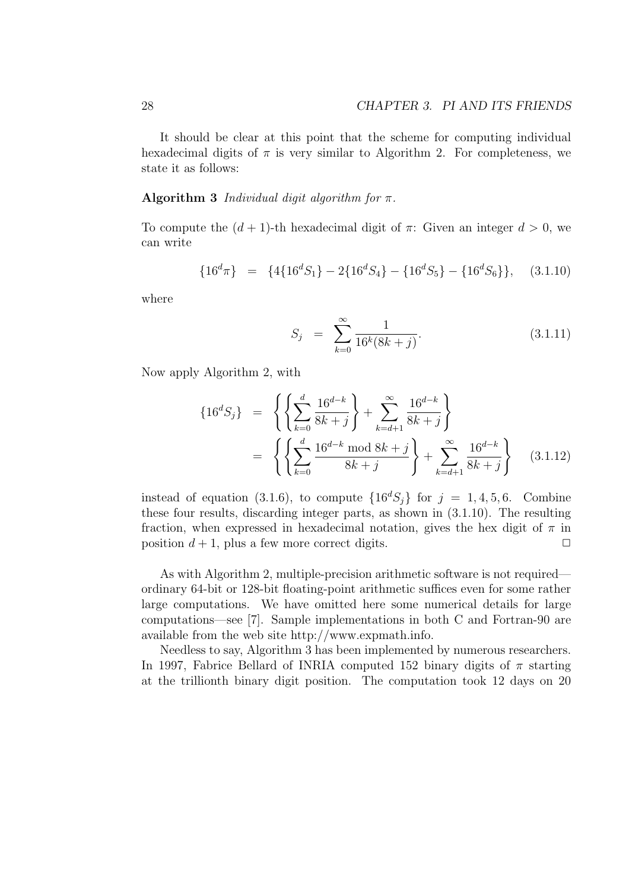It should be clear at this point that the scheme for computing individual hexadecimal digits of $\pi$ is very similar to Algorithm 2. For completeness, we state it as follows:

**Algorithm 3** *Individual digit algorithm for $\pi$.*

To compute the $(d+1)$-th hexadecimal digit of $\pi$: Given an integer $d > 0$, we can write

$$\{16^d \pi\} \;=\; \{4\{16^d S_1\} - 2\{16^d S_4\} - \{16^d S_5\} - \{16^d S_6\}\}, \quad (3.1.10)$$

where

$$S_j \;=\; \sum_{k=0}^{\infty} \frac{1}{16^k(8k+j)}. \quad (3.1.11)$$

Now apply Algorithm 2, with

$$\begin{aligned}
\{16^d S_j\} &= \left\{ \left\{ \sum_{k=0}^{d} \frac{16^{d-k}}{8k+j} \right\} + \sum_{k=d+1}^{\infty} \frac{16^{d-k}}{8k+j} \right\} \\
&= \left\{ \left\{ \sum_{k=0}^{d} \frac{16^{d-k} \bmod 8k+j}{8k+j} \right\} + \sum_{k=d+1}^{\infty} \frac{16^{d-k}}{8k+j} \right\} \quad (3.1.12)
\end{aligned}$$

instead of equation (3.1.6), to compute $\{16^d S_j\}$ for $j = 1, 4, 5, 6$. Combine these four results, discarding integer parts, as shown in (3.1.10). The resulting fraction, when expressed in hexadecimal notation, gives the hex digit of $\pi$ in position $d+1$, plus a few more correct digits. ☐

As with Algorithm 2, multiple-precision arithmetic software is not required—ordinary 64-bit or 128-bit floating-point arithmetic suffices even for some rather large computations. We have omitted here some numerical details for large computations—see [7]. Sample implementations in both C and Fortran-90 are available from the web site http://www.expmath.info.

Needless to say, Algorithm 3 has been implemented by numerous researchers. In 1997, Fabrice Bellard of INRIA computed 152 binary digits of $\pi$ starting at the trillionth binary digit position. The computation took 12 days on 20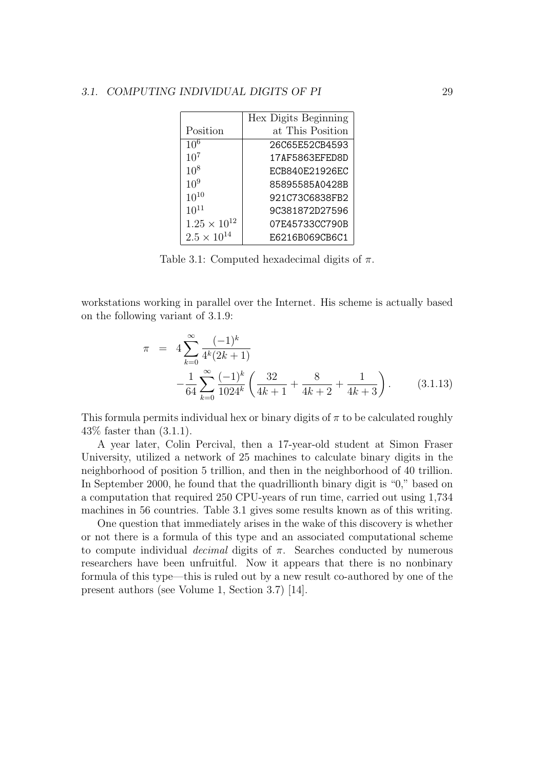| Position | Hex Digits Beginning at This Position |
|---|---|
| $10^6$ | 26C65E52CB4593 |
| $10^7$ | 17AF5863EFED8D |
| $10^8$ | ECB840E21926EC |
| $10^9$ | 85895585A0428B |
| $10^{10}$ | 921C73C6838FB2 |
| $10^{11}$ | 9C381872D27596 |
| $1.25 \times 10^{12}$ | 07E45733CC790B |
| $2.5 \times 10^{14}$ | E6216B069CB6C1 |

Table 3.1: Computed hexadecimal digits of $\pi$.

workstations working in parallel over the Internet. His scheme is actually based on the following variant of 3.1.9:

$$\pi = 4\sum_{k=0}^{\infty} \frac{(-1)^k}{4^k(2k+1)} - \frac{1}{64}\sum_{k=0}^{\infty} \frac{(-1)^k}{1024^k}\left(\frac{32}{4k+1} + \frac{8}{4k+2} + \frac{1}{4k+3}\right). \qquad (3.1.13)$$

This formula permits individual hex or binary digits of $\pi$ to be calculated roughly 43% faster than (3.1.1).

A year later, Colin Percival, then a 17-year-old student at Simon Fraser University, utilized a network of 25 machines to calculate binary digits in the neighborhood of position 5 trillion, and then in the neighborhood of 40 trillion. In September 2000, he found that the quadrillionth binary digit is "0," based on a computation that required 250 CPU-years of run time, carried out using 1,734 machines in 56 countries. Table 3.1 gives some results known as of this writing.

One question that immediately arises in the wake of this discovery is whether or not there is a formula of this type and an associated computational scheme to compute individual *decimal* digits of $\pi$. Searches conducted by numerous researchers have been unfruitful. Now it appears that there is no nonbinary formula of this type—this is ruled out by a new result co-authored by one of the present authors (see Volume 1, Section 3.7) [14].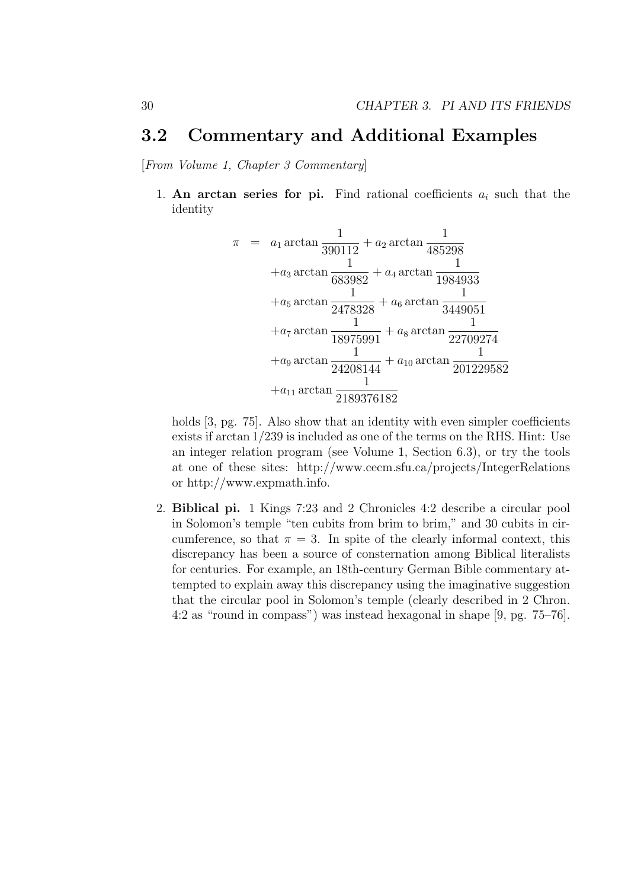## 3.2 Commentary and Additional Examples

[*From Volume 1, Chapter 3 Commentary*]

1. **An arctan series for pi.** Find rational coefficients $a_i$ such that the identity

$$
\begin{aligned}
\pi \quad = \quad & a_1 \arctan \frac{1}{390112} + a_2 \arctan \frac{1}{485298} \\
& + a_3 \arctan \frac{1}{683982} + a_4 \arctan \frac{1}{1984933} \\
& + a_5 \arctan \frac{1}{2478328} + a_6 \arctan \frac{1}{3449051} \\
& + a_7 \arctan \frac{1}{18975991} + a_8 \arctan \frac{1}{22709274} \\
& + a_9 \arctan \frac{1}{24208144} + a_{10} \arctan \frac{1}{201229582} \\
& + a_{11} \arctan \frac{1}{2189376182}
\end{aligned}
$$

   holds [3, pg. 75]. Also show that an identity with even simpler coefficients exists if $\arctan 1/239$ is included as one of the terms on the RHS. Hint: Use an integer relation program (see Volume 1, Section 6.3), or try the tools at one of these sites: http://www.cecm.sfu.ca/projects/IntegerRelations or http://www.expmath.info.

2. **Biblical pi.** 1 Kings 7:23 and 2 Chronicles 4:2 describe a circular pool in Solomon's temple "ten cubits from brim to brim," and 30 cubits in circumference, so that $\pi = 3$. In spite of the clearly informal context, this discrepancy has been a source of consternation among Biblical literalists for centuries. For example, an 18th-century German Bible commentary attempted to explain away this discrepancy using the imaginative suggestion that the circular pool in Solomon's temple (clearly described in 2 Chron. 4:2 as "round in compass") was instead hexagonal in shape [9, pg. 75–76].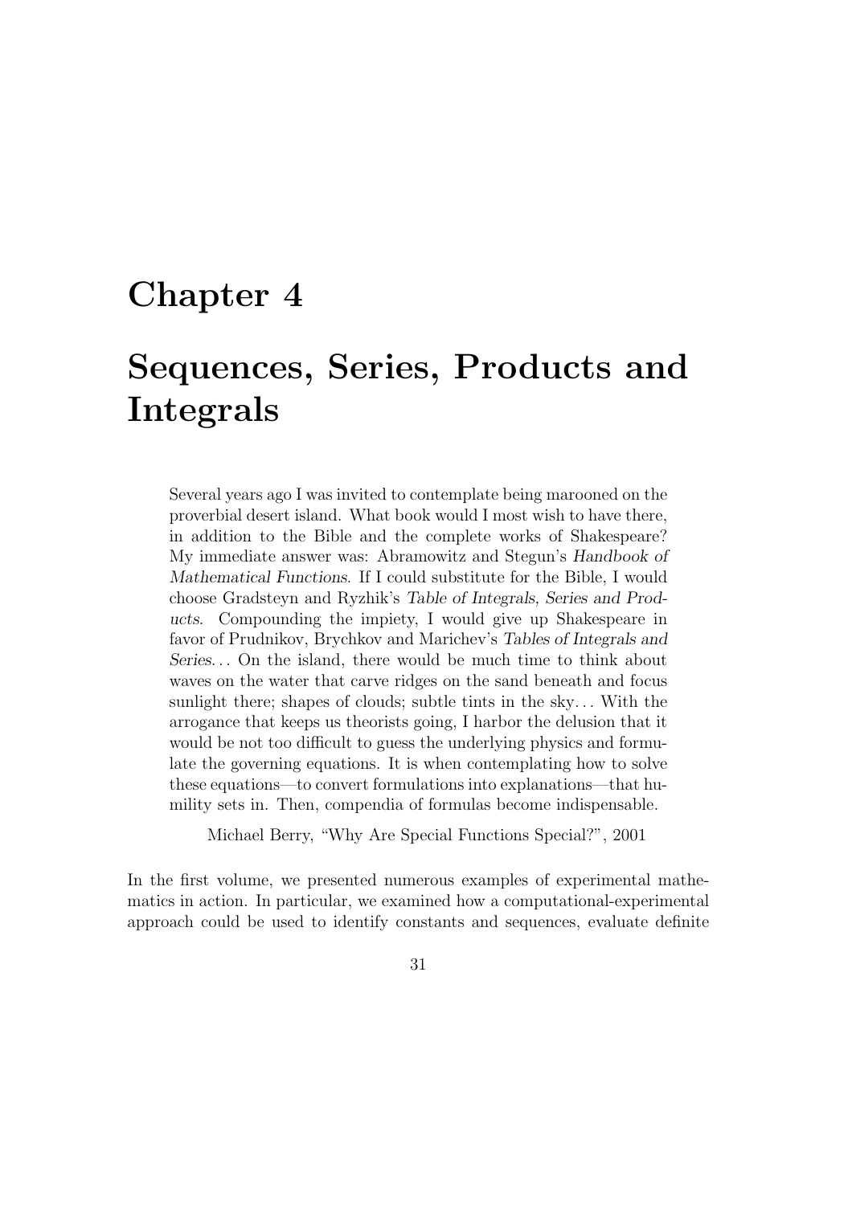# Chapter 4

# Sequences, Series, Products and Integrals

> Several years ago I was invited to contemplate being marooned on the proverbial desert island. What book would I most wish to have there, in addition to the Bible and the complete works of Shakespeare? My immediate answer was: Abramowitz and Stegun's *Handbook of Mathematical Functions*. If I could substitute for the Bible, I would choose Gradsteyn and Ryzhik's *Table of Integrals, Series and Products*. Compounding the impiety, I would give up Shakespeare in favor of Prudnikov, Brychkov and Marichev's *Tables of Integrals and Series*... On the island, there would be much time to think about waves on the water that carve ridges on the sand beneath and focus sunlight there; shapes of clouds; subtle tints in the sky... With the arrogance that keeps us theorists going, I harbor the delusion that it would be not too difficult to guess the underlying physics and formulate the governing equations. It is when contemplating how to solve these equations—to convert formulations into explanations—that humility sets in. Then, compendia of formulas become indispensable.
>
> Michael Berry, "Why Are Special Functions Special?", 2001

In the first volume, we presented numerous examples of experimental mathematics in action. In particular, we examined how a computational-experimental approach could be used to identify constants and sequences, evaluate definite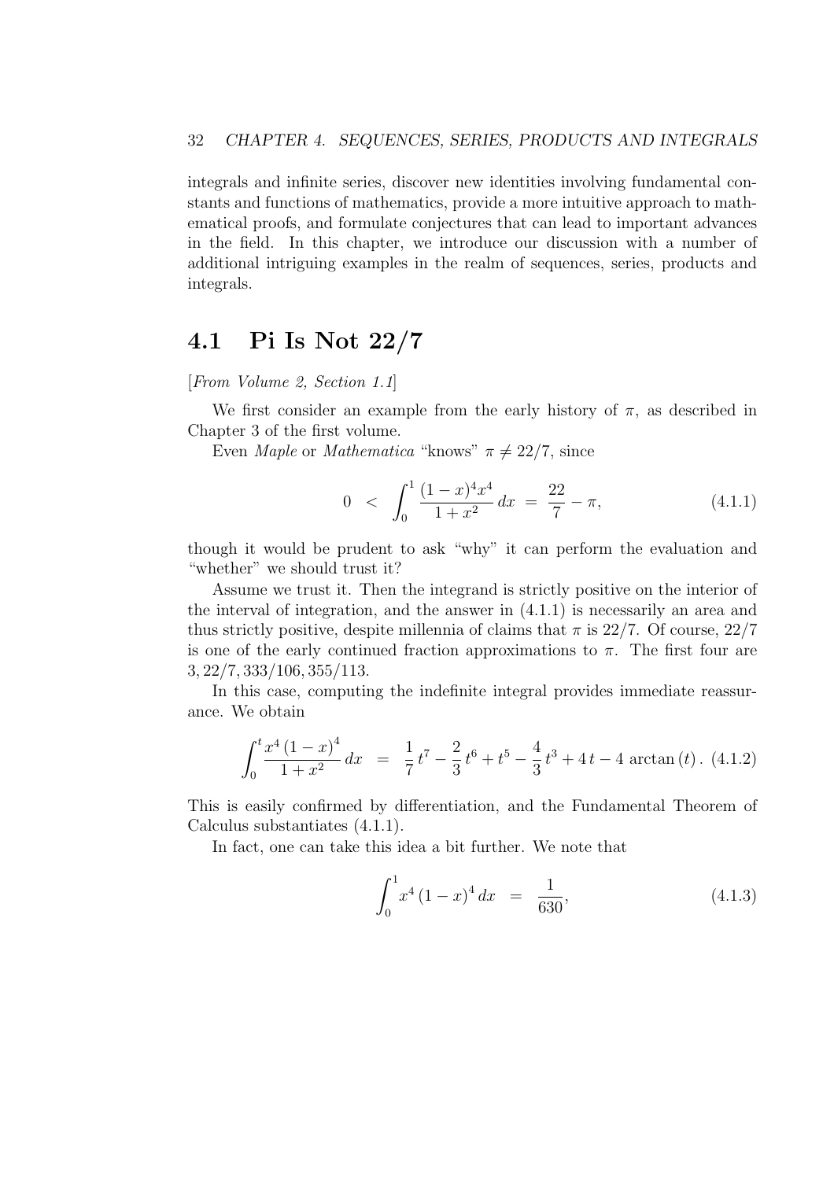integrals and infinite series, discover new identities involving fundamental constants and functions of mathematics, provide a more intuitive approach to mathematical proofs, and formulate conjectures that can lead to important advances in the field. In this chapter, we introduce our discussion with a number of additional intriguing examples in the realm of sequences, series, products and integrals.

## 4.1 Pi Is Not 22/7

[*From Volume 2, Section 1.1*]

We first consider an example from the early history of $\pi$, as described in Chapter 3 of the first volume.

Even *Maple* or *Mathematica* "knows" $\pi \neq 22/7$, since

$$0 \;<\; \int_0^1 \frac{(1-x)^4 x^4}{1+x^2}\, dx \;=\; \frac{22}{7} - \pi, \tag{4.1.1}$$

though it would be prudent to ask "why" it can perform the evaluation and "whether" we should trust it?

Assume we trust it. Then the integrand is strictly positive on the interior of the interval of integration, and the answer in (4.1.1) is necessarily an area and thus strictly positive, despite millennia of claims that $\pi$ is $22/7$. Of course, $22/7$ is one of the early continued fraction approximations to $\pi$. The first four are $3, 22/7, 333/106, 355/113$.

In this case, computing the indefinite integral provides immediate reassurance. We obtain

$$\int_0^t \frac{x^4\,(1-x)^4}{1+x^2}\, dx \;=\; \frac{1}{7}\, t^7 - \frac{2}{3}\, t^6 + t^5 - \frac{4}{3}\, t^3 + 4\, t - 4\, \arctan(t)\,. \tag{4.1.2}$$

This is easily confirmed by differentiation, and the Fundamental Theorem of Calculus substantiates (4.1.1).

In fact, one can take this idea a bit further. We note that

$$\int_0^1 x^4\,(1-x)^4\, dx \;=\; \frac{1}{630}, \tag{4.1.3}$$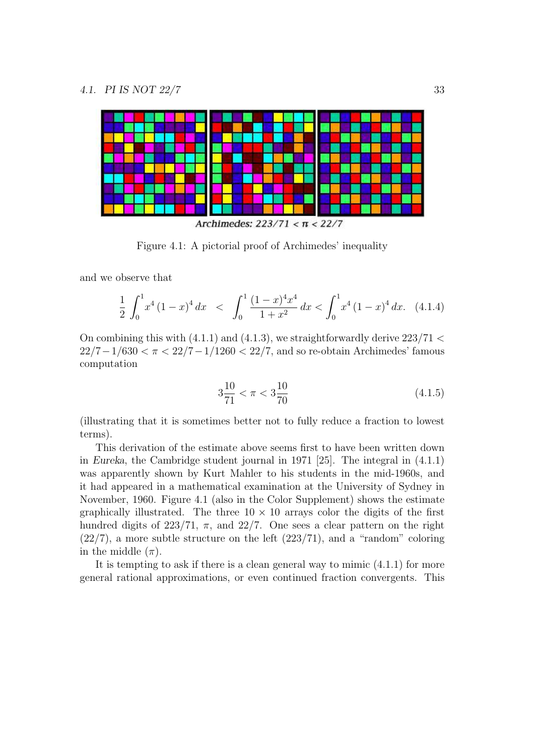Archimedes: $223/71 < \pi < 22/7$

Figure 4.1: A pictorial proof of Archimedes' inequality

and we observe that

$$\frac{1}{2}\int_0^1 x^4(1-x)^4\,dx \;<\; \int_0^1 \frac{(1-x)^4x^4}{1+x^2}\,dx < \int_0^1 x^4(1-x)^4\,dx. \quad (4.1.4)$$

On combining this with (4.1.1) and (4.1.3), we straightforwardly derive $223/71 < 22/7 - 1/630 < \pi < 22/7 - 1/1260 < 22/7$, and so re-obtain Archimedes' famous computation

$$3\frac{10}{71} < \pi < 3\frac{10}{70} \quad (4.1.5)$$

(illustrating that it is sometimes better not to fully reduce a fraction to lowest terms).

This derivation of the estimate above seems first to have been written down in *Eureka*, the Cambridge student journal in 1971 [25]. The integral in (4.1.1) was apparently shown by Kurt Mahler to his students in the mid-1960s, and it had appeared in a mathematical examination at the University of Sydney in November, 1960. Figure 4.1 (also in the Color Supplement) shows the estimate graphically illustrated. The three $10 \times 10$ arrays color the digits of the first hundred digits of 223/71, $\pi$, and 22/7. One sees a clear pattern on the right (22/7), a more subtle structure on the left (223/71), and a "random" coloring in the middle ($\pi$).

It is tempting to ask if there is a clean general way to mimic (4.1.1) for more general rational approximations, or even continued fraction convergents. This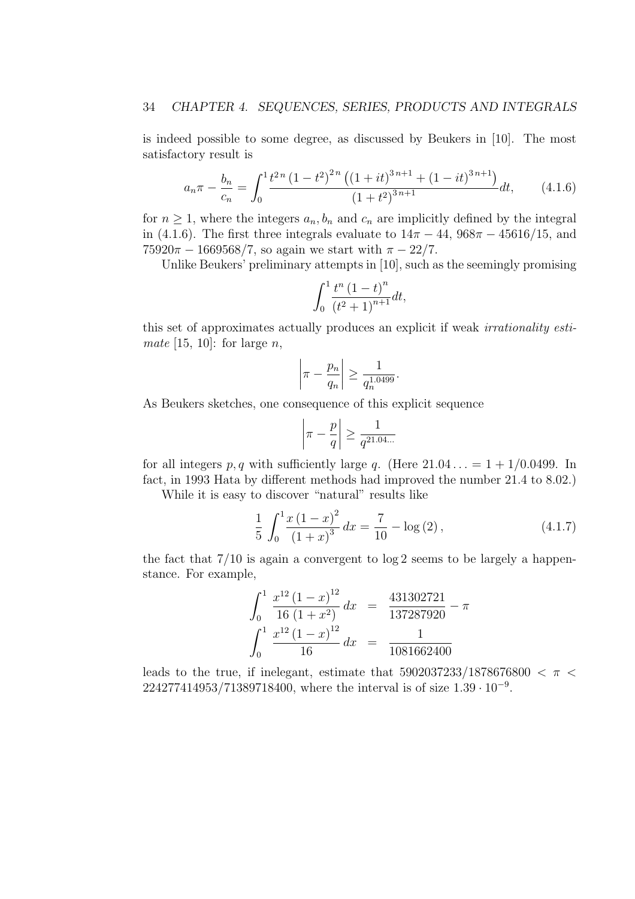is indeed possible to some degree, as discussed by Beukers in [10]. The most satisfactory result is

$$a_n\pi - \frac{b_n}{c_n} = \int_0^1 \frac{t^{2n}\left(1-t^2\right)^{2n}\left(\left(1+it\right)^{3n+1} + \left(1-it\right)^{3n+1}\right)}{\left(1+t^2\right)^{3n+1}} dt, \qquad (4.1.6)$$

for $n \geq 1$, where the integers $a_n, b_n$ and $c_n$ are implicitly defined by the integral in (4.1.6). The first three integrals evaluate to $14\pi - 44$, $968\pi - 45616/15$, and $75920\pi - 1669568/7$, so again we start with $\pi - 22/7$.

Unlike Beukers' preliminary attempts in [10], such as the seemingly promising

$$\int_0^1 \frac{t^n\left(1-t\right)^n}{\left(t^2+1\right)^{n+1}} dt,$$

this set of approximates actually produces an explicit if weak *irrationality estimate* [15, 10]: for large $n$,

$$\left|\pi - \frac{p_n}{q_n}\right| \geq \frac{1}{q_n^{1.0499}}.$$

As Beukers sketches, one consequence of this explicit sequence

$$\left|\pi - \frac{p}{q}\right| \geq \frac{1}{q^{21.04\ldots}}$$

for all integers $p, q$ with sufficiently large $q$. (Here $21.04\ldots = 1 + 1/0.0499$. In fact, in 1993 Hata by different methods had improved the number 21.4 to 8.02.)

While it is easy to discover "natural" results like

$$\frac{1}{5}\int_0^1 \frac{x\left(1-x\right)^2}{\left(1+x\right)^3}\,dx = \frac{7}{10} - \log\left(2\right), \qquad (4.1.7)$$

the fact that $7/10$ is again a convergent to $\log 2$ seems to be largely a happenstance. For example,

$$\begin{aligned}
\int_0^1 \frac{x^{12}\left(1-x\right)^{12}}{16\left(1+x^2\right)}\,dx &= \frac{431302721}{137287920} - \pi \\
\int_0^1 \frac{x^{12}\left(1-x\right)^{12}}{16}\,dx &= \frac{1}{1081662400}
\end{aligned}$$

leads to the true, if inelegant, estimate that $5902037233/1878676800 < \pi < 224277414953/71389718400$, where the interval is of size $1.39 \cdot 10^{-9}$.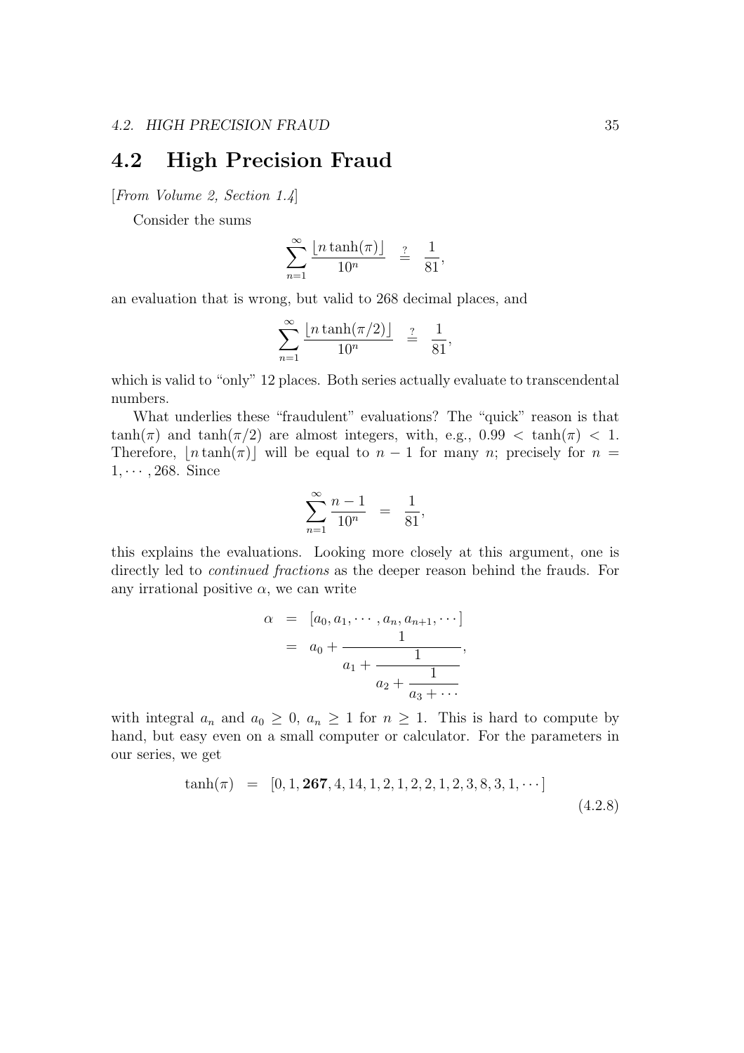## 4.2 High Precision Fraud

[*From Volume 2, Section 1.4*]

Consider the sums

$$\sum_{n=1}^{\infty} \frac{\lfloor n \tanh(\pi) \rfloor}{10^n} \stackrel{?}{=} \frac{1}{81},$$

an evaluation that is wrong, but valid to 268 decimal places, and

$$\sum_{n=1}^{\infty} \frac{\lfloor n \tanh(\pi/2) \rfloor}{10^n} \stackrel{?}{=} \frac{1}{81},$$

which is valid to "only" 12 places. Both series actually evaluate to transcendental numbers.

What underlies these "fraudulent" evaluations? The "quick" reason is that $\tanh(\pi)$ and $\tanh(\pi/2)$ are almost integers, with, e.g., $0.99 < \tanh(\pi) < 1$. Therefore, $\lfloor n \tanh(\pi) \rfloor$ will be equal to $n-1$ for many $n$; precisely for $n = 1, \cdots, 268$. Since

$$\sum_{n=1}^{\infty} \frac{n-1}{10^n} = \frac{1}{81},$$

this explains the evaluations. Looking more closely at this argument, one is directly led to *continued fractions* as the deeper reason behind the frauds. For any irrational positive $\alpha$, we can write

$$\begin{aligned} \alpha &= [a_0, a_1, \cdots, a_n, a_{n+1}, \cdots] \\ &= a_0 + \cfrac{1}{a_1 + \cfrac{1}{a_2 + \cfrac{1}{a_3 + \cdots}}}, \end{aligned}$$

with integral $a_n$ and $a_0 \geq 0$, $a_n \geq 1$ for $n \geq 1$. This is hard to compute by hand, but easy even on a small computer or calculator. For the parameters in our series, we get

$$\tanh(\pi) = [0, 1, \mathbf{267}, 4, 14, 1, 2, 1, 2, 2, 1, 2, 3, 8, 3, 1, \cdots] \tag{4.2.8}$$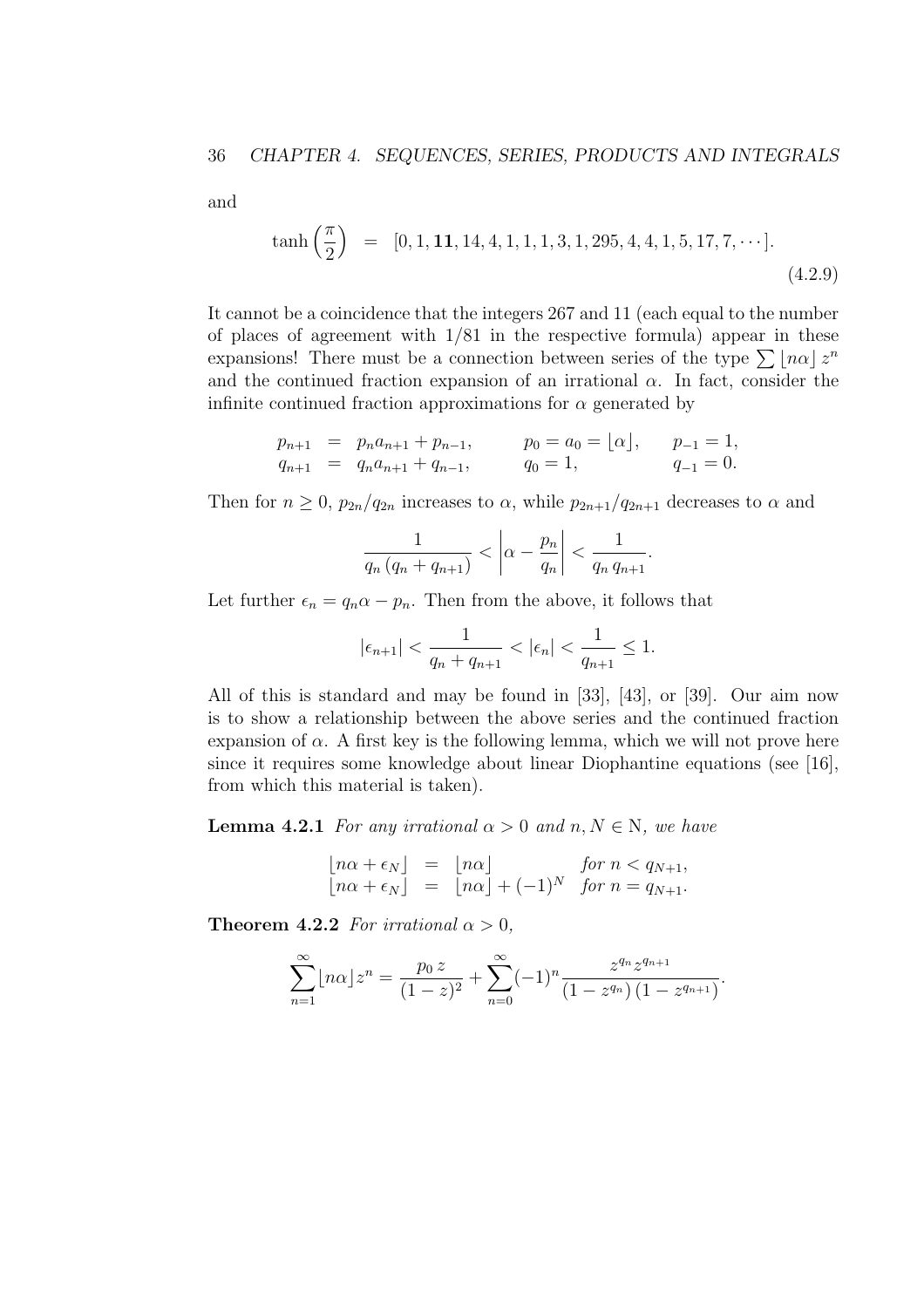and

$$\tanh\left(\frac{\pi}{2}\right) = [0, 1, \mathbf{11}, 14, 4, 1, 1, 1, 3, 1, 295, 4, 4, 1, 5, 17, 7, \cdots]. \tag{4.2.9}$$

It cannot be a coincidence that the integers 267 and 11 (each equal to the number of places of agreement with 1/81 in the respective formula) appear in these expansions! There must be a connection between series of the type $\sum \lfloor n\alpha \rfloor z^n$ and the continued fraction expansion of an irrational $\alpha$. In fact, consider the infinite continued fraction approximations for $\alpha$ generated by

$$\begin{array}{lll} p_{n+1} = p_n a_{n+1} + p_{n-1}, & p_0 = a_0 = \lfloor \alpha \rfloor, & p_{-1} = 1, \\ q_{n+1} = q_n a_{n+1} + q_{n-1}, & q_0 = 1, & q_{-1} = 0. \end{array}$$

Then for $n \geq 0$, $p_{2n}/q_{2n}$ increases to $\alpha$, while $p_{2n+1}/q_{2n+1}$ decreases to $\alpha$ and

$$\frac{1}{q_n(q_n + q_{n+1})} < \left|\alpha - \frac{p_n}{q_n}\right| < \frac{1}{q_n\, q_{n+1}}.$$

Let further $\epsilon_n = q_n\alpha - p_n$. Then from the above, it follows that

$$|\epsilon_{n+1}| < \frac{1}{q_n + q_{n+1}} < |\epsilon_n| < \frac{1}{q_{n+1}} \leq 1.$$

All of this is standard and may be found in [33], [43], or [39]. Our aim now is to show a relationship between the above series and the continued fraction expansion of $\alpha$. A first key is the following lemma, which we will not prove here since it requires some knowledge about linear Diophantine equations (see [16], from which this material is taken).

**Lemma 4.2.1** *For any irrational $\alpha > 0$ and $n, N \in \mathrm{N}$, we have*

$$\begin{array}{lll} \lfloor n\alpha + \epsilon_N \rfloor = \lfloor n\alpha \rfloor & \text{for } n < q_{N+1}, \\ \lfloor n\alpha + \epsilon_N \rfloor = \lfloor n\alpha \rfloor + (-1)^N & \text{for } n = q_{N+1}. \end{array}$$

**Theorem 4.2.2** *For irrational $\alpha > 0$,*

$$\sum_{n=1}^{\infty} \lfloor n\alpha \rfloor z^n = \frac{p_0\, z}{(1-z)^2} + \sum_{n=0}^{\infty} (-1)^n \frac{z^{q_n} z^{q_{n+1}}}{(1 - z^{q_n})(1 - z^{q_{n+1}})}.$$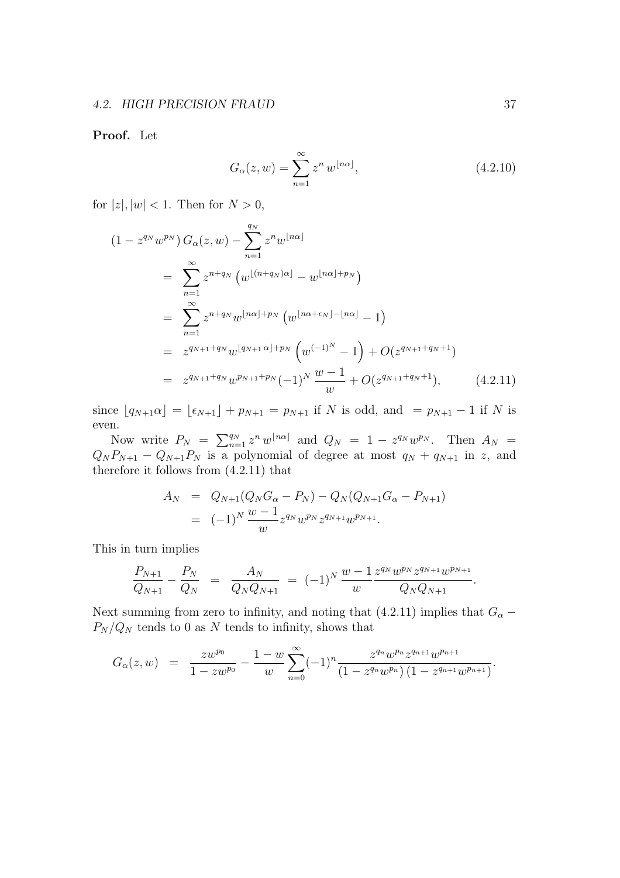**Proof.** Let

$$G_\alpha(z,w) = \sum_{n=1}^{\infty} z^n \, w^{\lfloor n\alpha \rfloor}, \tag{4.2.10}$$

for $|z|, |w| < 1$. Then for $N > 0$,

$$\begin{aligned}
(1 - z^{q_N} w^{p_N})\, G_\alpha(z,w) - \sum_{n=1}^{q_N} z^n w^{\lfloor n\alpha \rfloor} \\
&= \sum_{n=1}^{\infty} z^{n+q_N} \left( w^{\lfloor (n+q_N)\alpha \rfloor} - w^{\lfloor n\alpha \rfloor + p_N} \right) \\
&= \sum_{n=1}^{\infty} z^{n+q_N} w^{\lfloor n\alpha \rfloor + p_N} \left( w^{\lfloor n\alpha + \epsilon_N \rfloor - \lfloor n\alpha \rfloor} - 1 \right) \\
&= z^{q_{N+1}+q_N} w^{\lfloor q_{N+1}\, \alpha \rfloor + p_N} \left( w^{(-1)^N} - 1 \right) + O(z^{q_{N+1}+q_N+1}) \\
&= z^{q_{N+1}+q_N} w^{p_{N+1}+p_N} (-1)^N \, \frac{w-1}{w} + O(z^{q_{N+1}+q_N+1}), 
\end{aligned} \tag{4.2.11}$$

since $\lfloor q_{N+1}\alpha \rfloor = \lfloor \epsilon_{N+1} \rfloor + p_{N+1} = p_{N+1}$ if $N$ is odd, and $= p_{N+1} - 1$ if $N$ is even.

Now write $P_N = \sum_{n=1}^{q_N} z^n \, w^{\lfloor n\alpha \rfloor}$ and $Q_N = 1 - z^{q_N} w^{p_N}$. Then $A_N = Q_N P_{N+1} - Q_{N+1} P_N$ is a polynomial of degree at most $q_N + q_{N+1}$ in $z$, and therefore it follows from (4.2.11) that

$$\begin{aligned}
A_N &= Q_{N+1}(Q_N G_\alpha - P_N) - Q_N(Q_{N+1} G_\alpha - P_{N+1}) \\
&= (-1)^N \, \frac{w-1}{w} z^{q_N} w^{p_N} z^{q_{N+1}} w^{p_{N+1}}.
\end{aligned}$$

This in turn implies

$$\frac{P_{N+1}}{Q_{N+1}} - \frac{P_N}{Q_N} \;=\; \frac{A_N}{Q_N Q_{N+1}} \;=\; (-1)^N \, \frac{w-1}{w} \frac{z^{q_N} w^{p_N} z^{q_{N+1}} w^{p_{N+1}}}{Q_N Q_{N+1}}.$$

Next summing from zero to infinity, and noting that (4.2.11) implies that $G_\alpha - P_N/Q_N$ tends to 0 as $N$ tends to infinity, shows that

$$G_\alpha(z,w) \;=\; \frac{z w^{p_0}}{1 - z w^{p_0}} - \frac{1-w}{w} \sum_{n=0}^{\infty} (-1)^n \frac{z^{q_n} w^{p_n} z^{q_{n+1}} w^{p_{n+1}}}{(1 - z^{q_n} w^{p_n})\,(1 - z^{q_{n+1}} w^{p_{n+1}})}.$$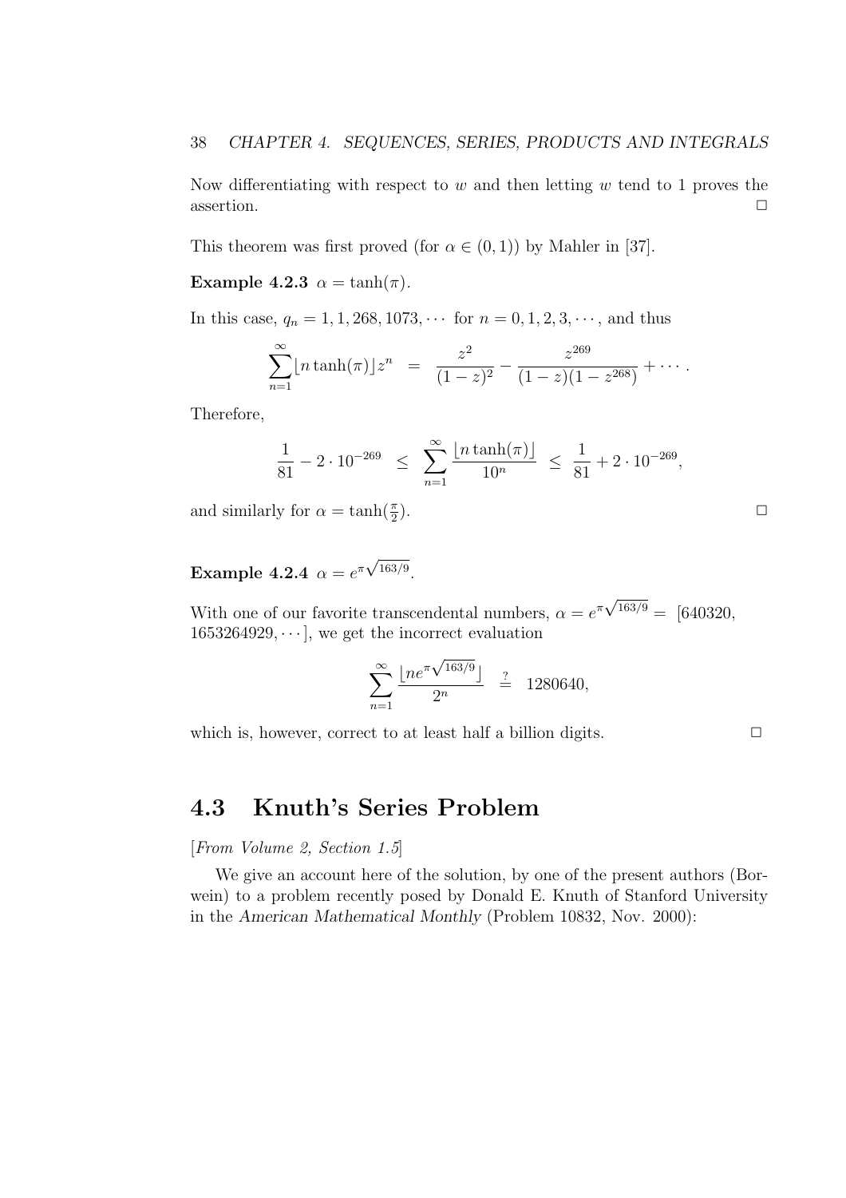Now differentiating with respect to $w$ and then letting $w$ tend to 1 proves the assertion. $\Box$

This theorem was first proved (for $\alpha \in (0,1)$) by Mahler in [37].

**Example 4.2.3** $\alpha = \tanh(\pi)$.

In this case, $q_n = 1, 1, 268, 1073, \cdots$ for $n = 0, 1, 2, 3, \cdots$, and thus

$$\sum_{n=1}^{\infty} \lfloor n \tanh(\pi) \rfloor z^n \;=\; \frac{z^2}{(1-z)^2} - \frac{z^{269}}{(1-z)(1-z^{268})} + \cdots .$$

Therefore,

$$\frac{1}{81} - 2 \cdot 10^{-269} \;\leq\; \sum_{n=1}^{\infty} \frac{\lfloor n \tanh(\pi) \rfloor}{10^n} \;\leq\; \frac{1}{81} + 2 \cdot 10^{-269},$$

and similarly for $\alpha = \tanh(\frac{\pi}{2})$. $\Box$

**Example 4.2.4** $\alpha = e^{\pi\sqrt{163/9}}$.

With one of our favorite transcendental numbers, $\alpha = e^{\pi\sqrt{163/9}} = [640320, 1653264929, \cdots]$, we get the incorrect evaluation

$$\sum_{n=1}^{\infty} \frac{\lfloor n e^{\pi\sqrt{163/9}} \rfloor}{2^n} \;\stackrel{?}{=}\; 1280640,$$

which is, however, correct to at least half a billion digits. $\Box$

## 4.3 Knuth's Series Problem

[*From Volume 2, Section 1.5*]

We give an account here of the solution, by one of the present authors (Borwein) to a problem recently posed by Donald E. Knuth of Stanford University in the *American Mathematical Monthly* (Problem 10832, Nov. 2000):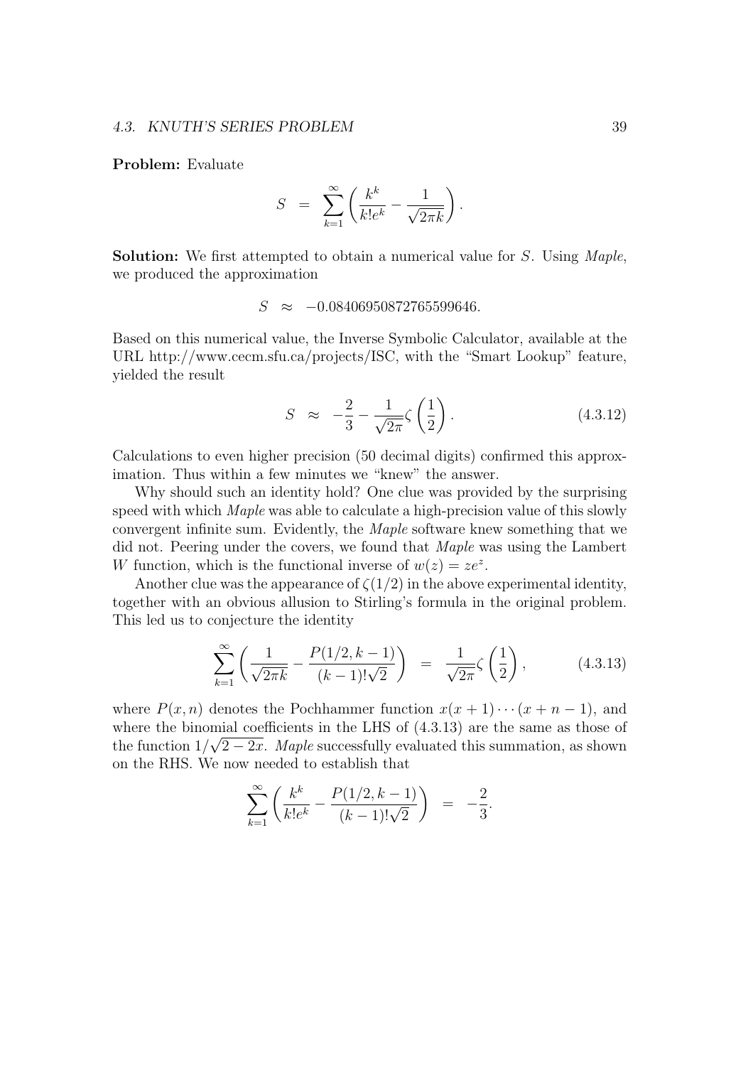**Problem:** Evaluate

$$S = \sum_{k=1}^{\infty} \left( \frac{k^k}{k! e^k} - \frac{1}{\sqrt{2\pi k}} \right).$$

**Solution:** We first attempted to obtain a numerical value for $S$. Using *Maple*, we produced the approximation

$$S \approx -0.08406950872765599646.$$

Based on this numerical value, the Inverse Symbolic Calculator, available at the URL http://www.cecm.sfu.ca/projects/ISC, with the "Smart Lookup" feature, yielded the result

$$S \approx -\frac{2}{3} - \frac{1}{\sqrt{2\pi}} \zeta\left(\frac{1}{2}\right). \tag{4.3.12}$$

Calculations to even higher precision (50 decimal digits) confirmed this approximation. Thus within a few minutes we "knew" the answer.

Why should such an identity hold? One clue was provided by the surprising speed with which *Maple* was able to calculate a high-precision value of this slowly convergent infinite sum. Evidently, the *Maple* software knew something that we did not. Peering under the covers, we found that *Maple* was using the Lambert $W$ function, which is the functional inverse of $w(z) = ze^z$.

Another clue was the appearance of $\zeta(1/2)$ in the above experimental identity, together with an obvious allusion to Stirling's formula in the original problem. This led us to conjecture the identity

$$\sum_{k=1}^{\infty} \left( \frac{1}{\sqrt{2\pi k}} - \frac{P(1/2, k-1)}{(k-1)!\sqrt{2}} \right) = \frac{1}{\sqrt{2\pi}} \zeta\left(\frac{1}{2}\right), \tag{4.3.13}$$

where $P(x, n)$ denotes the Pochhammer function $x(x+1)\cdots(x+n-1)$, and where the binomial coefficients in the LHS of (4.3.13) are the same as those of the function $1/\sqrt{2-2x}$. *Maple* successfully evaluated this summation, as shown on the RHS. We now needed to establish that

$$\sum_{k=1}^{\infty} \left( \frac{k^k}{k! e^k} - \frac{P(1/2, k-1)}{(k-1)!\sqrt{2}} \right) = -\frac{2}{3}.$$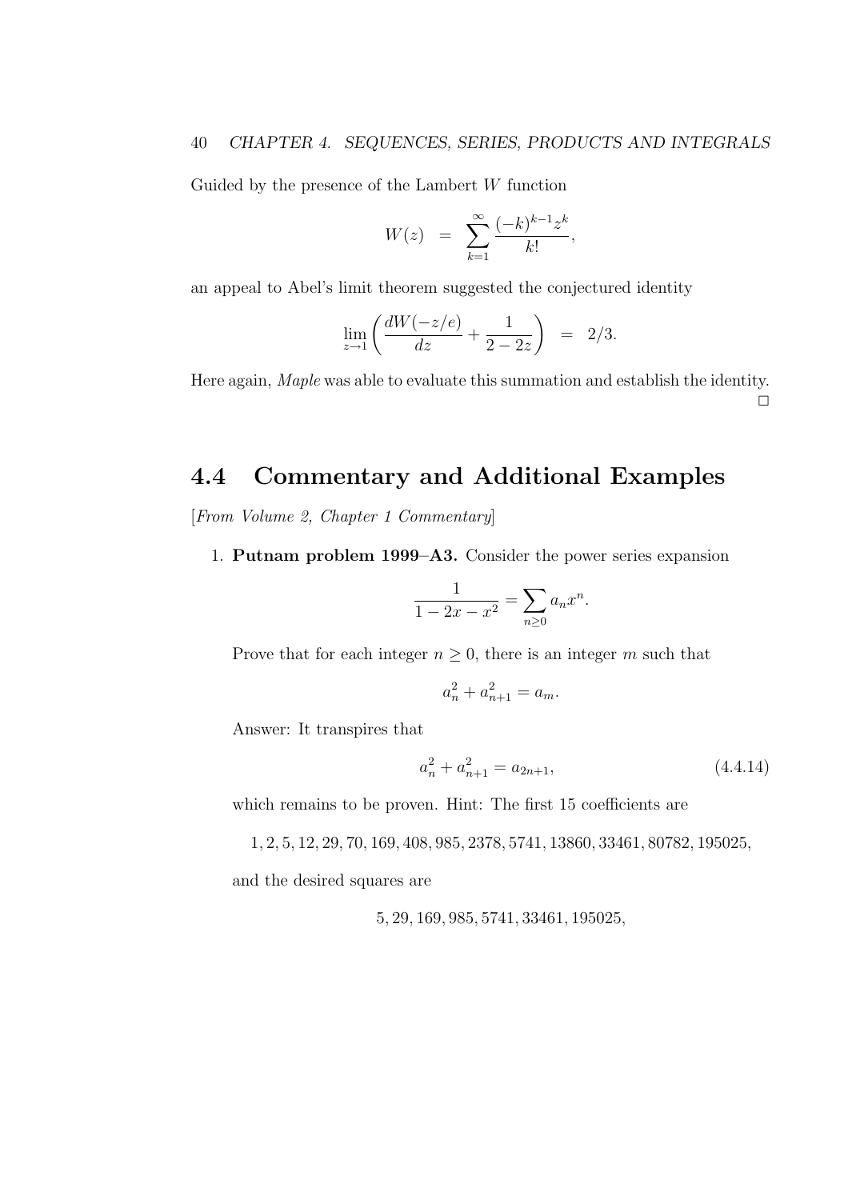Guided by the presence of the Lambert $W$ function

$$W(z) = \sum_{k=1}^{\infty} \frac{(-k)^{k-1} z^k}{k!},$$

an appeal to Abel's limit theorem suggested the conjectured identity

$$\lim_{z \to 1} \left( \frac{dW(-z/e)}{dz} + \frac{1}{2 - 2z} \right) = 2/3.$$

Here again, *Maple* was able to evaluate this summation and establish the identity. □

## 4.4 Commentary and Additional Examples

[*From Volume 2, Chapter 1 Commentary*]

1. **Putnam problem 1999–A3.** Consider the power series expansion

   $$\frac{1}{1 - 2x - x^2} = \sum_{n \geq 0} a_n x^n.$$

   Prove that for each integer $n \geq 0$, there is an integer $m$ such that

   $$a_n^2 + a_{n+1}^2 = a_m.$$

   Answer: It transpires that

   $$a_n^2 + a_{n+1}^2 = a_{2n+1}, \tag{4.4.14}$$

   which remains to be proven. Hint: The first 15 coefficients are

   $$1, 2, 5, 12, 29, 70, 169, 408, 985, 2378, 5741, 13860, 33461, 80782, 195025,$$

   and the desired squares are

   $$5, 29, 169, 985, 5741, 33461, 195025,$$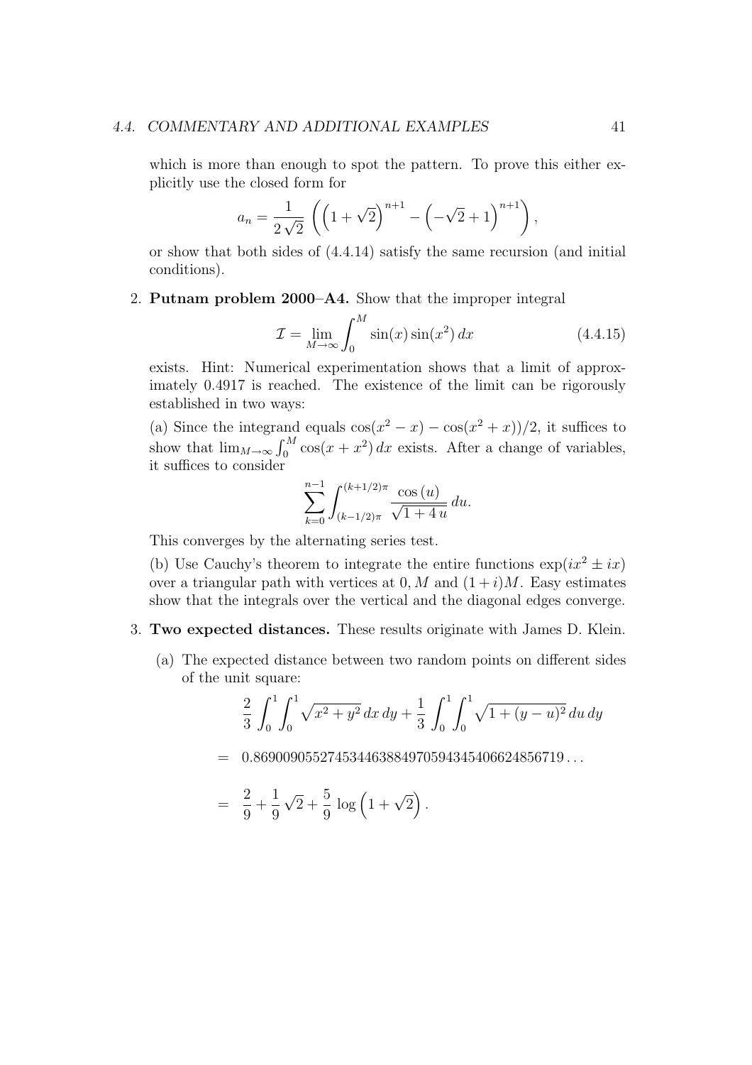which is more than enough to spot the pattern. To prove this either explicitly use the closed form for

$$a_n = \frac{1}{2\sqrt{2}} \left( \left(1+\sqrt{2}\right)^{n+1} - \left(-\sqrt{2}+1\right)^{n+1} \right),$$

or show that both sides of (4.4.14) satisfy the same recursion (and initial conditions).

2. **Putnam problem 2000–A4.** Show that the improper integral

$$\mathcal{I} = \lim_{M\to\infty} \int_0^M \sin(x)\sin(x^2)\,dx \tag{4.4.15}$$

exists. Hint: Numerical experimentation shows that a limit of approximately 0.4917 is reached. The existence of the limit can be rigorously established in two ways:

(a) Since the integrand equals $\cos(x^2 - x) - \cos(x^2+x))/2$, it suffices to show that $\lim_{M\to\infty} \int_0^M \cos(x+x^2)\,dx$ exists. After a change of variables, it suffices to consider

$$\sum_{k=0}^{n-1} \int_{(k-1/2)\pi}^{(k+1/2)\pi} \frac{\cos(u)}{\sqrt{1+4\,u}}\,du.$$

This converges by the alternating series test.

(b) Use Cauchy's theorem to integrate the entire functions $\exp(ix^2 \pm ix)$ over a triangular path with vertices at $0, M$ and $(1+i)M$. Easy estimates show that the integrals over the vertical and the diagonal edges converge.

3. **Two expected distances.** These results originate with James D. Klein.

   (a) The expected distance between two random points on different sides of the unit square:

$$\frac{2}{3}\int_0^1\int_0^1 \sqrt{x^2+y^2}\,dx\,dy + \frac{1}{3}\int_0^1\int_0^1 \sqrt{1+(y-u)^2}\,du\,dy$$

$$= \; 0.86900905527453446388497059434540662485671 9\ldots$$

$$= \; \frac{2}{9} + \frac{1}{9}\sqrt{2} + \frac{5}{9}\log\left(1+\sqrt{2}\right).$$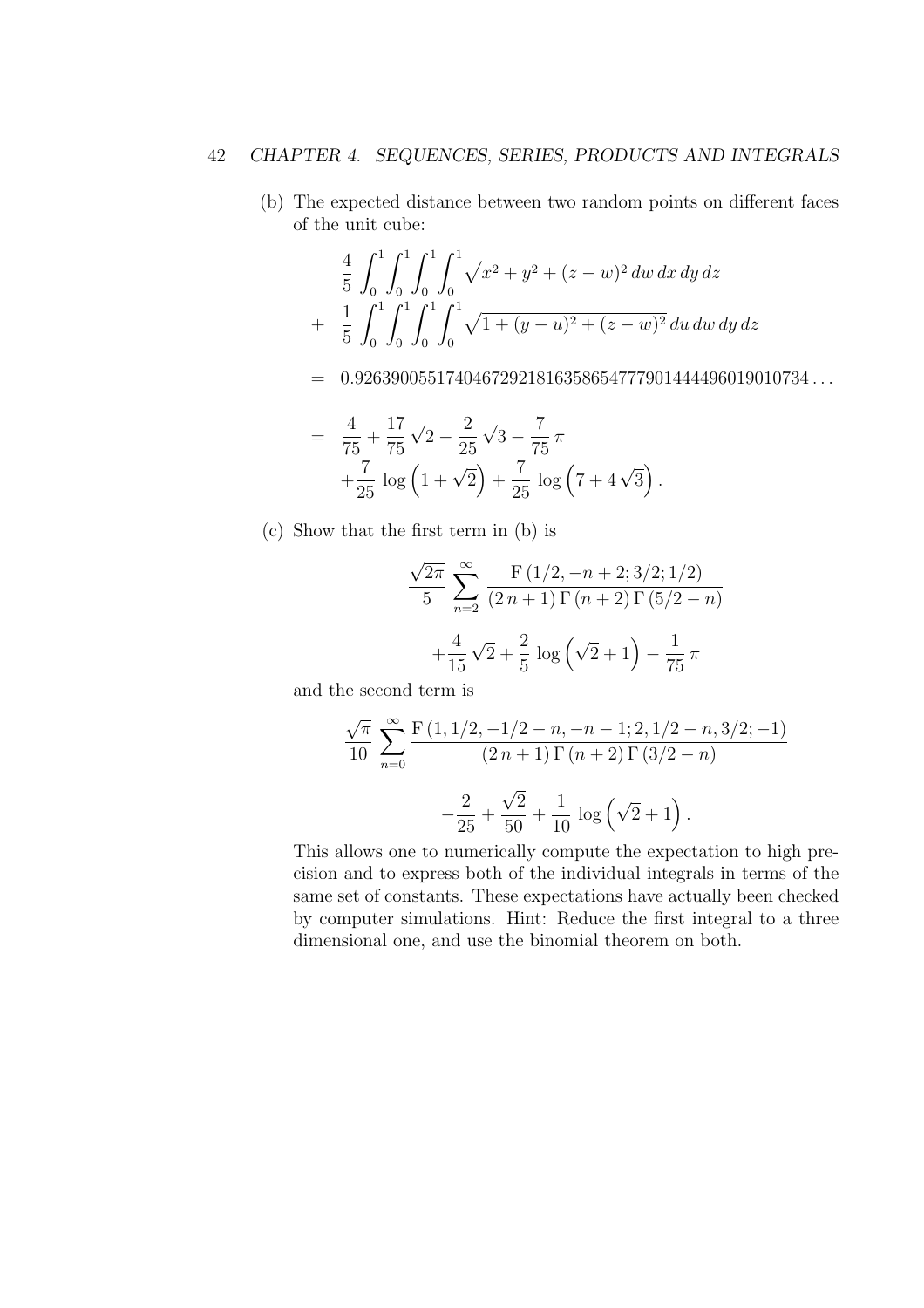(b) The expected distance between two random points on different faces of the unit cube:

$$
\begin{aligned}
& \frac{4}{5}\int_0^1\int_0^1\int_0^1\int_0^1 \sqrt{x^2+y^2+(z-w)^2}\,dw\,dx\,dy\,dz \\
+ & \ \frac{1}{5}\int_0^1\int_0^1\int_0^1\int_0^1 \sqrt{1+(y-u)^2+(z-w)^2}\,du\,dw\,dy\,dz \\
= & \ 0.92639005517404672921816358654777901444496019010734\ldots \\
= & \ \frac{4}{75}+\frac{17}{75}\sqrt{2}-\frac{2}{25}\sqrt{3}-\frac{7}{75}\pi \\
& +\frac{7}{25}\log\left(1+\sqrt{2}\right)+\frac{7}{25}\log\left(7+4\sqrt{3}\right).
\end{aligned}
$$

(c) Show that the first term in (b) is

$$
\frac{\sqrt{2\pi}}{5}\sum_{n=2}^{\infty}\frac{\mathrm{F}\left(1/2,-n+2;3/2;1/2\right)}{(2\,n+1)\,\Gamma\left(n+2\right)\Gamma\left(5/2-n\right)}
$$

$$
+\frac{4}{15}\sqrt{2}+\frac{2}{5}\log\left(\sqrt{2}+1\right)-\frac{1}{75}\pi
$$

and the second term is

$$
\frac{\sqrt{\pi}}{10}\sum_{n=0}^{\infty}\frac{\mathrm{F}\left(1,1/2,-1/2-n,-n-1;2,1/2-n,3/2;-1\right)}{(2\,n+1)\,\Gamma\left(n+2\right)\Gamma\left(3/2-n\right)}
$$

$$
-\frac{2}{25}+\frac{\sqrt{2}}{50}+\frac{1}{10}\log\left(\sqrt{2}+1\right).
$$

This allows one to numerically compute the expectation to high precision and to express both of the individual integrals in terms of the same set of constants. These expectations have actually been checked by computer simulations. Hint: Reduce the first integral to a three dimensional one, and use the binomial theorem on both.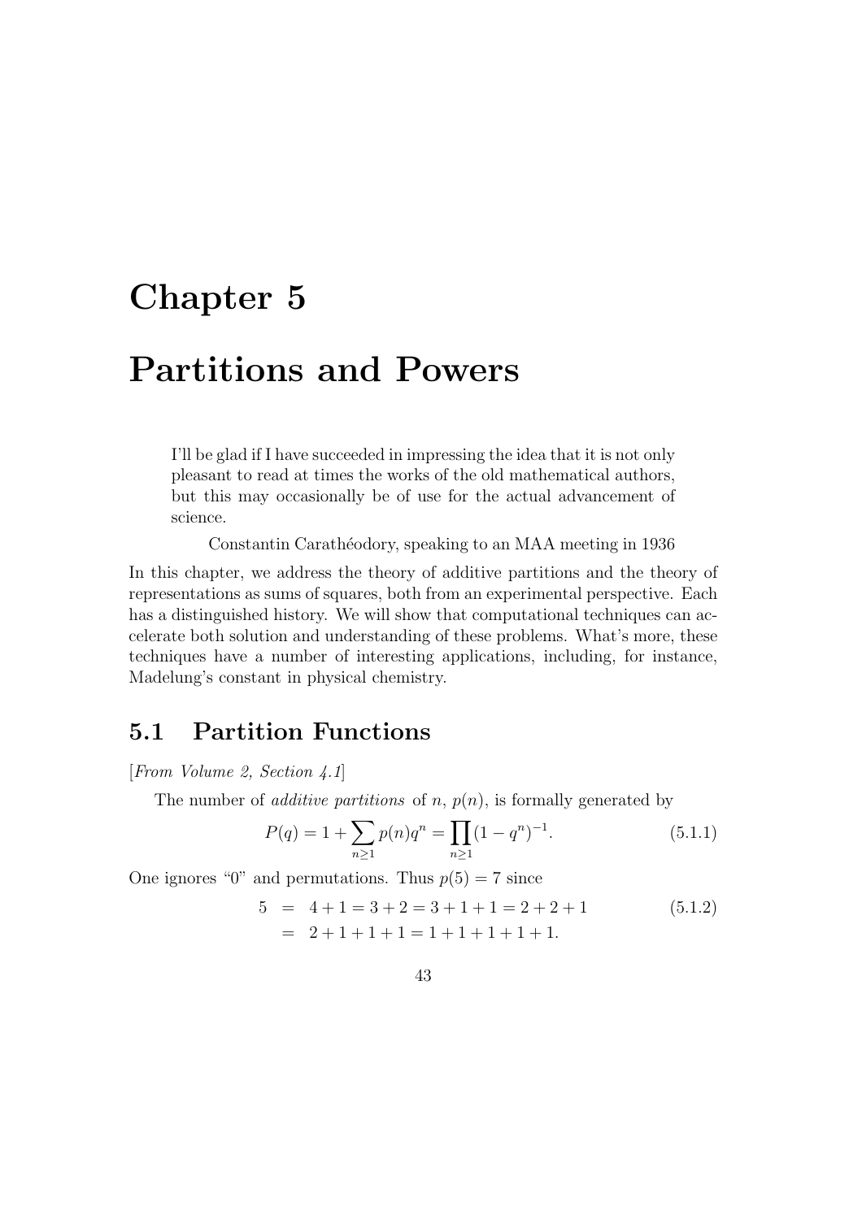# Chapter 5

# Partitions and Powers

> I'll be glad if I have succeeded in impressing the idea that it is not only pleasant to read at times the works of the old mathematical authors, but this may occasionally be of use for the actual advancement of science.
>
> Constantin Carathéodory, speaking to an MAA meeting in 1936

In this chapter, we address the theory of additive partitions and the theory of representations as sums of squares, both from an experimental perspective. Each has a distinguished history. We will show that computational techniques can accelerate both solution and understanding of these problems. What's more, these techniques have a number of interesting applications, including, for instance, Madelung's constant in physical chemistry.

## 5.1 Partition Functions

[*From Volume 2, Section 4.1*]

The number of *additive partitions* of $n$, $p(n)$, is formally generated by

$$P(q) = 1 + \sum_{n \geq 1} p(n) q^n = \prod_{n \geq 1} (1 - q^n)^{-1}. \tag{5.1.1}$$

One ignores "0" and permutations. Thus $p(5) = 7$ since

$$\begin{aligned} 5 &= 4 + 1 = 3 + 2 = 3 + 1 + 1 = 2 + 2 + 1 \\ &= 2 + 1 + 1 + 1 = 1 + 1 + 1 + 1 + 1. \end{aligned} \tag{5.1.2}$$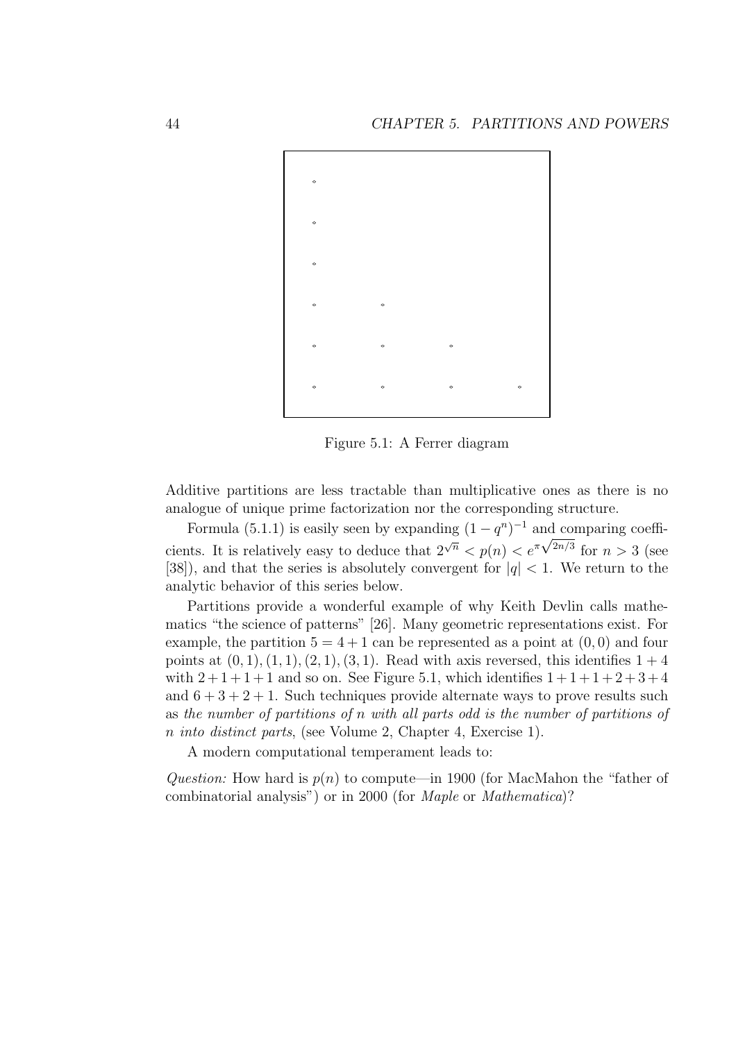Figure 5.1: A Ferrer diagram

Additive partitions are less tractable than multiplicative ones as there is no analogue of unique prime factorization nor the corresponding structure.

Formula (5.1.1) is easily seen by expanding $(1-q^n)^{-1}$ and comparing coefficients. It is relatively easy to deduce that $2^{\sqrt{n}} < p(n) < e^{\pi\sqrt{2n/3}}$ for $n > 3$ (see [38]), and that the series is absolutely convergent for $|q| < 1$. We return to the analytic behavior of this series below.

Partitions provide a wonderful example of why Keith Devlin calls mathematics "the science of patterns" [26]. Many geometric representations exist. For example, the partition $5 = 4 + 1$ can be represented as a point at $(0, 0)$ and four points at $(0, 1), (1, 1), (2, 1), (3, 1)$. Read with axis reversed, this identifies $1 + 4$ with $2 + 1 + 1 + 1$ and so on. See Figure 5.1, which identifies $1 + 1 + 1 + 2 + 3 + 4$ and $6 + 3 + 2 + 1$. Such techniques provide alternate ways to prove results such as *the number of partitions of $n$ with all parts odd is the number of partitions of $n$ into distinct parts*, (see Volume 2, Chapter 4, Exercise 1).

A modern computational temperament leads to:

*Question:* How hard is $p(n)$ to compute—in 1900 (for MacMahon the "father of combinatorial analysis") or in 2000 (for *Maple* or *Mathematica*)?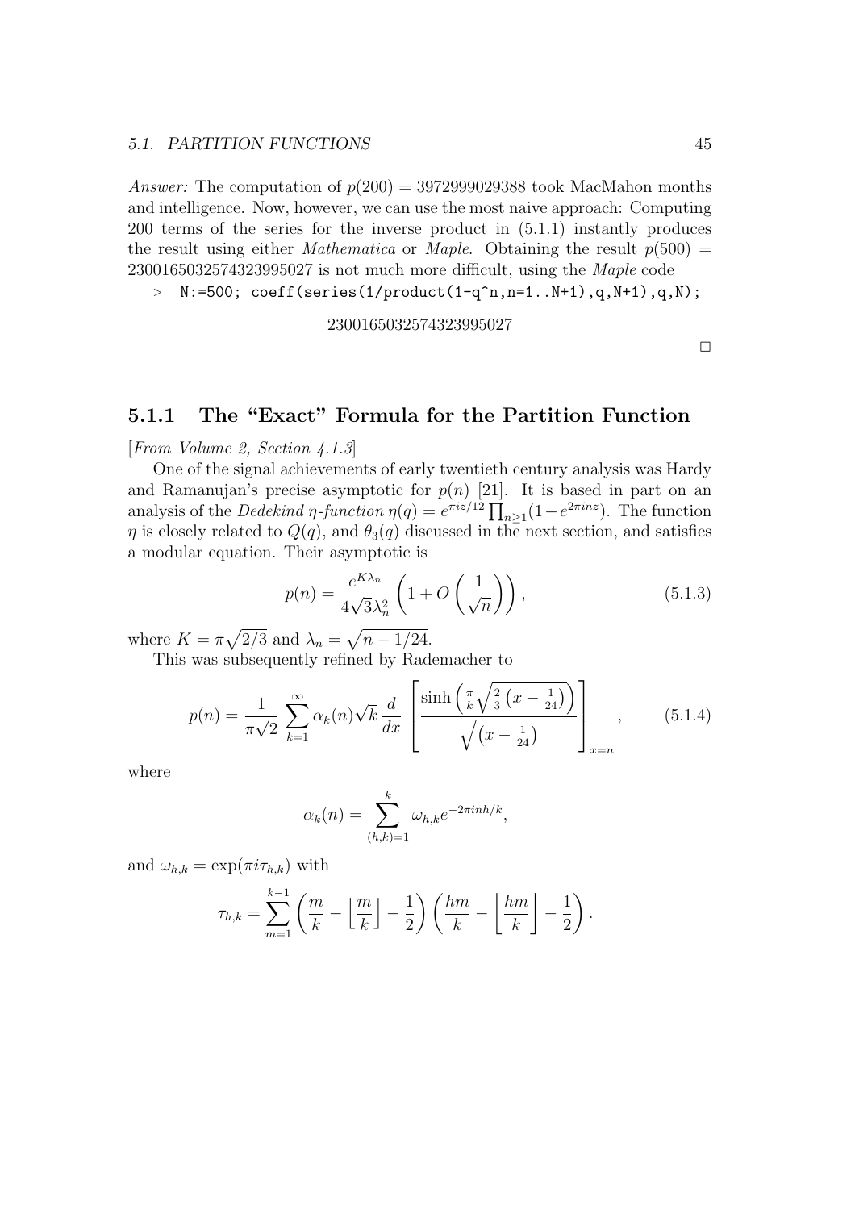*Answer:* The computation of $p(200) = 3972999029388$ took MacMahon months and intelligence. Now, however, we can use the most naive approach: Computing 200 terms of the series for the inverse product in (5.1.1) instantly produces the result using either *Mathematica* or *Maple*. Obtaining the result $p(500) = 2300165032574323995027$ is not much more difficult, using the *Maple* code

```
> N:=500; coeff(series(1/product(1-q^n,n=1..N+1),q,N+1),q,N);
```

2300165032574323995027

□

### 5.1.1 The "Exact" Formula for the Partition Function

[*From Volume 2, Section 4.1.3*]

One of the signal achievements of early twentieth century analysis was Hardy and Ramanujan's precise asymptotic for $p(n)$ [21]. It is based in part on an analysis of the *Dedekind $\eta$-function* $\eta(q) = e^{\pi i z/12} \prod_{n \geq 1}(1 - e^{2\pi i n z})$. The function $\eta$ is closely related to $Q(q)$, and $\theta_3(q)$ discussed in the next section, and satisfies a modular equation. Their asymptotic is

$$p(n) = \frac{e^{K\lambda_n}}{4\sqrt{3}\lambda_n^2}\left(1 + O\left(\frac{1}{\sqrt{n}}\right)\right), \tag{5.1.3}$$

where $K = \pi\sqrt{2/3}$ and $\lambda_n = \sqrt{n - 1/24}$.

This was subsequently refined by Rademacher to

$$p(n) = \frac{1}{\pi\sqrt{2}} \sum_{k=1}^{\infty} \alpha_k(n)\sqrt{k}\, \frac{d}{dx}\left[\frac{\sinh\left(\frac{\pi}{k}\sqrt{\frac{2}{3}\left(x - \frac{1}{24}\right)}\right)}{\sqrt{\left(x - \frac{1}{24}\right)}}\right]_{x=n}, \tag{5.1.4}$$

where

$$\alpha_k(n) = \sum_{(h,k)=1}^{k} \omega_{h,k} e^{-2\pi i n h/k},$$

and $\omega_{h,k} = \exp(\pi i \tau_{h,k})$ with

$$\tau_{h,k} = \sum_{m=1}^{k-1}\left(\frac{m}{k} - \left\lfloor\frac{m}{k}\right\rfloor - \frac{1}{2}\right)\left(\frac{hm}{k} - \left\lfloor\frac{hm}{k}\right\rfloor - \frac{1}{2}\right).$$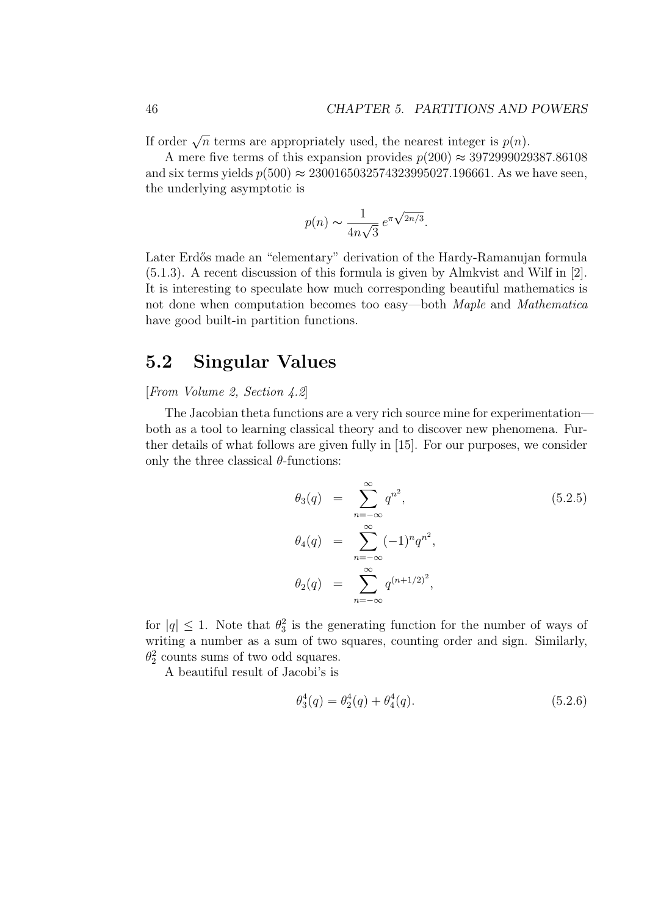If order $\sqrt{n}$ terms are appropriately used, the nearest integer is $p(n)$.

A mere five terms of this expansion provides $p(200) \approx 3972999029387.86108$ and six terms yields $p(500) \approx 2300165032574323995027.196661$. As we have seen, the underlying asymptotic is

$$p(n) \sim \frac{1}{4n\sqrt{3}}\, e^{\pi\sqrt{2n/3}}.$$

Later Erdős made an "elementary" derivation of the Hardy-Ramanujan formula (5.1.3). A recent discussion of this formula is given by Almkvist and Wilf in [2]. It is interesting to speculate how much corresponding beautiful mathematics is not done when computation becomes too easy—both *Maple* and *Mathematica* have good built-in partition functions.

## 5.2 Singular Values

[*From Volume 2, Section 4.2*]

The Jacobian theta functions are a very rich source mine for experimentation—both as a tool to learning classical theory and to discover new phenomena. Further details of what follows are given fully in [15]. For our purposes, we consider only the three classical $\theta$-functions:

$$\begin{aligned}
\theta_3(q) &= \sum_{n=-\infty}^{\infty} q^{n^2}, \\
\theta_4(q) &= \sum_{n=-\infty}^{\infty} (-1)^n q^{n^2}, \\
\theta_2(q) &= \sum_{n=-\infty}^{\infty} q^{(n+1/2)^2},
\end{aligned} \tag{5.2.5}$$

for $|q| \leq 1$. Note that $\theta_3^2$ is the generating function for the number of ways of writing a number as a sum of two squares, counting order and sign. Similarly, $\theta_2^2$ counts sums of two odd squares.

A beautiful result of Jacobi's is

$$\theta_3^4(q) = \theta_2^4(q) + \theta_4^4(q). \tag{5.2.6}$$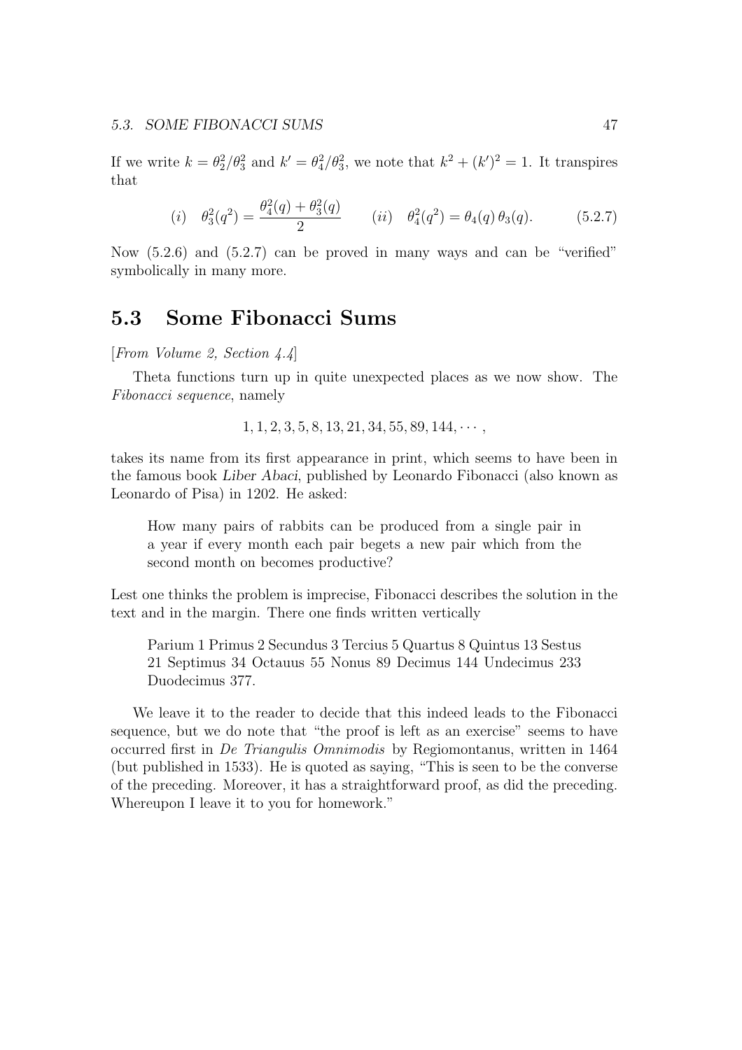If we write $k = \theta_2^2/\theta_3^2$ and $k' = \theta_4^2/\theta_3^2$, we note that $k^2 + (k')^2 = 1$. It transpires that

$$(i) \quad \theta_3^2(q^2) = \frac{\theta_4^2(q) + \theta_3^2(q)}{2} \qquad (ii) \quad \theta_4^2(q^2) = \theta_4(q)\,\theta_3(q). \tag{5.2.7}$$

Now (5.2.6) and (5.2.7) can be proved in many ways and can be "verified" symbolically in many more.

## 5.3 Some Fibonacci Sums

[*From Volume 2, Section 4.4*]

Theta functions turn up in quite unexpected places as we now show. The *Fibonacci sequence*, namely

$$1, 1, 2, 3, 5, 8, 13, 21, 34, 55, 89, 144, \cdots,$$

takes its name from its first appearance in print, which seems to have been in the famous book *Liber Abaci*, published by Leonardo Fibonacci (also known as Leonardo of Pisa) in 1202. He asked:

> How many pairs of rabbits can be produced from a single pair in a year if every month each pair begets a new pair which from the second month on becomes productive?

Lest one thinks the problem is imprecise, Fibonacci describes the solution in the text and in the margin. There one finds written vertically

> Parium 1 Primus 2 Secundus 3 Tercius 5 Quartus 8 Quintus 13 Sestus 21 Septimus 34 Octauus 55 Nonus 89 Decimus 144 Undecimus 233 Duodecimus 377.

We leave it to the reader to decide that this indeed leads to the Fibonacci sequence, but we do note that "the proof is left as an exercise" seems to have occurred first in *De Triangulis Omnimodis* by Regiomontanus, written in 1464 (but published in 1533). He is quoted as saying, "This is seen to be the converse of the preceding. Moreover, it has a straightforward proof, as did the preceding. Whereupon I leave it to you for homework."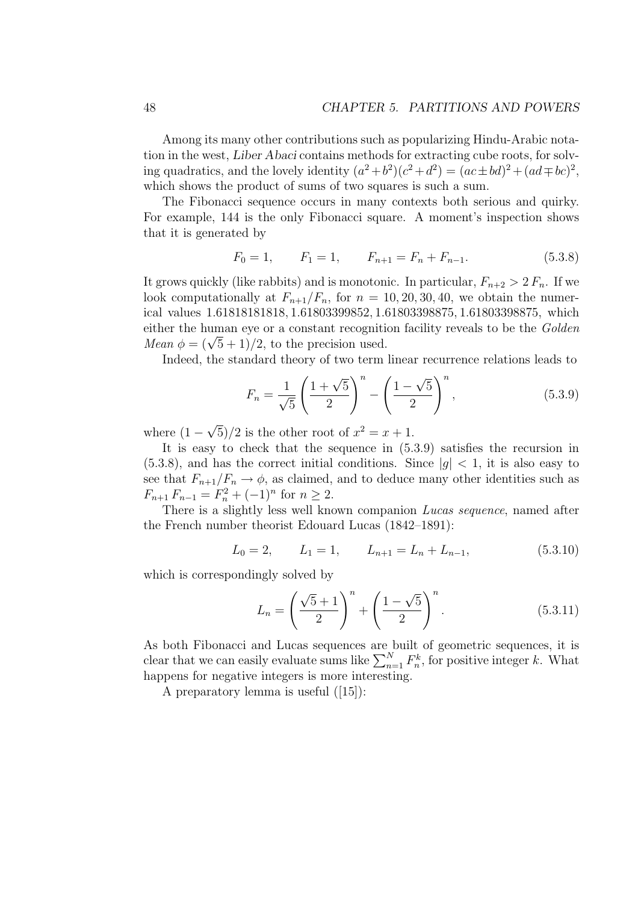Among its many other contributions such as popularizing Hindu-Arabic notation in the west, *Liber Abaci* contains methods for extracting cube roots, for solving quadratics, and the lovely identity $(a^2+b^2)(c^2+d^2) = (ac \pm bd)^2 + (ad \mp bc)^2$, which shows the product of sums of two squares is such a sum.

The Fibonacci sequence occurs in many contexts both serious and quirky. For example, 144 is the only Fibonacci square. A moment's inspection shows that it is generated by

$$F_0 = 1, \qquad F_1 = 1, \qquad F_{n+1} = F_n + F_{n-1}. \tag{5.3.8}$$

It grows quickly (like rabbits) and is monotonic. In particular, $F_{n+2} > 2\,F_n$. If we look computationally at $F_{n+1}/F_n$, for $n = 10, 20, 30, 40$, we obtain the numerical values $1.61818181818, 1.61803399852, 1.61803398875, 1.61803398875$, which either the human eye or a constant recognition facility reveals to be the *Golden Mean* $\phi = (\sqrt{5}+1)/2$, to the precision used.

Indeed, the standard theory of two term linear recurrence relations leads to

$$F_n = \frac{1}{\sqrt{5}}\left(\frac{1+\sqrt{5}}{2}\right)^n - \left(\frac{1-\sqrt{5}}{2}\right)^n, \tag{5.3.9}$$

where $(1-\sqrt{5})/2$ is the other root of $x^2 = x + 1$.

It is easy to check that the sequence in (5.3.9) satisfies the recursion in (5.3.8), and has the correct initial conditions. Since $|g| < 1$, it is also easy to see that $F_{n+1}/F_n \to \phi$, as claimed, and to deduce many other identities such as $F_{n+1}\,F_{n-1} = F_n^2 + (-1)^n$ for $n \geq 2$.

There is a slightly less well known companion *Lucas sequence*, named after the French number theorist Edouard Lucas (1842–1891):

$$L_0 = 2, \qquad L_1 = 1, \qquad L_{n+1} = L_n + L_{n-1}, \tag{5.3.10}$$

which is correspondingly solved by

$$L_n = \left(\frac{\sqrt{5}+1}{2}\right)^n + \left(\frac{1-\sqrt{5}}{2}\right)^n. \tag{5.3.11}$$

As both Fibonacci and Lucas sequences are built of geometric sequences, it is clear that we can easily evaluate sums like $\sum_{n=1}^{N} F_n^k$, for positive integer $k$. What happens for negative integers is more interesting.

A preparatory lemma is useful ([15]):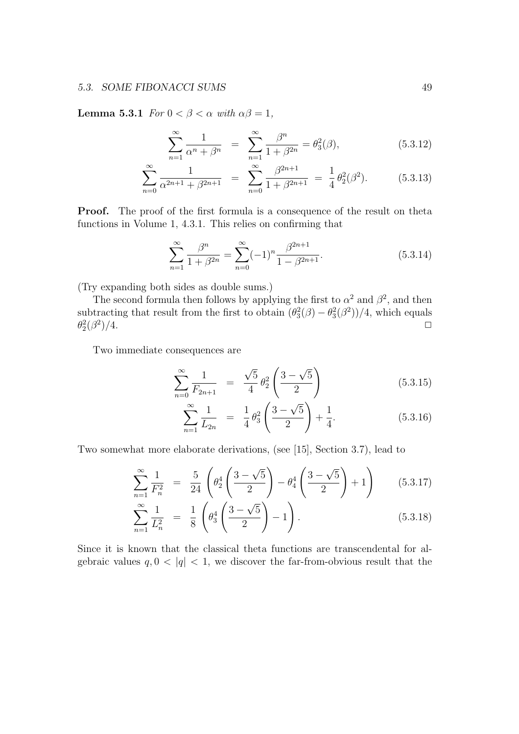**Lemma 5.3.1** *For $0 < \beta < \alpha$ with $\alpha\beta = 1$,*

$$\sum_{n=1}^{\infty} \frac{1}{\alpha^n + \beta^n} = \sum_{n=1}^{\infty} \frac{\beta^n}{1+\beta^{2n}} = \theta_3^2(\beta), \tag{5.3.12}$$

$$\sum_{n=0}^{\infty} \frac{1}{\alpha^{2n+1} + \beta^{2n+1}} = \sum_{n=0}^{\infty} \frac{\beta^{2n+1}}{1+\beta^{2n+1}} = \frac{1}{4}\,\theta_2^2(\beta^2). \tag{5.3.13}$$

**Proof.** The proof of the first formula is a consequence of the result on theta functions in Volume 1, 4.3.1. This relies on confirming that

$$\sum_{n=1}^{\infty} \frac{\beta^n}{1+\beta^{2n}} = \sum_{n=0}^{\infty} (-1)^n \frac{\beta^{2n+1}}{1-\beta^{2n+1}}. \tag{5.3.14}$$

(Try expanding both sides as double sums.)

The second formula then follows by applying the first to $\alpha^2$ and $\beta^2$, and then subtracting that result from the first to obtain $(\theta_3^2(\beta) - \theta_3^2(\beta^2))/4$, which equals $\theta_2^2(\beta^2)/4$. $\square$

Two immediate consequences are

$$\sum_{n=0}^{\infty} \frac{1}{F_{2n+1}} = \frac{\sqrt{5}}{4}\,\theta_2^2\left(\frac{3-\sqrt{5}}{2}\right) \tag{5.3.15}$$

$$\sum_{n=1}^{\infty} \frac{1}{L_{2n}} = \frac{1}{4}\,\theta_3^2\left(\frac{3-\sqrt{5}}{2}\right) + \frac{1}{4}. \tag{5.3.16}$$

Two somewhat more elaborate derivations, (see [15], Section 3.7), lead to

$$\sum_{n=1}^{\infty} \frac{1}{F_n^2} = \frac{5}{24}\left(\theta_2^4\left(\frac{3-\sqrt{5}}{2}\right) - \theta_4^4\left(\frac{3-\sqrt{5}}{2}\right) + 1\right) \tag{5.3.17}$$

$$\sum_{n=1}^{\infty} \frac{1}{L_n^2} = \frac{1}{8}\left(\theta_3^4\left(\frac{3-\sqrt{5}}{2}\right) - 1\right). \tag{5.3.18}$$

Since it is known that the classical theta functions are transcendental for algebraic values $q, 0 < |q| < 1$, we discover the far-from-obvious result that the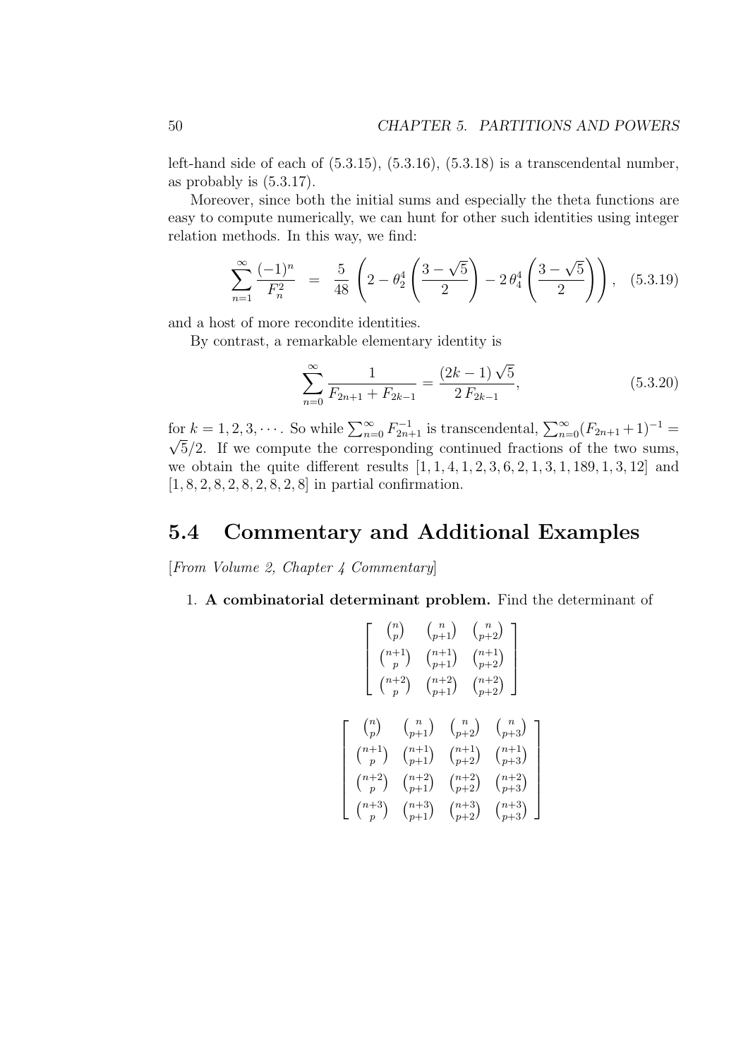left-hand side of each of (5.3.15), (5.3.16), (5.3.18) is a transcendental number, as probably is (5.3.17).

Moreover, since both the initial sums and especially the theta functions are easy to compute numerically, we can hunt for other such identities using integer relation methods. In this way, we find:

$$\sum_{n=1}^{\infty} \frac{(-1)^n}{F_n^2} = \frac{5}{48}\left(2 - \theta_2^4\left(\frac{3-\sqrt{5}}{2}\right) - 2\,\theta_4^4\left(\frac{3-\sqrt{5}}{2}\right)\right), \quad (5.3.19)$$

and a host of more recondite identities.

By contrast, a remarkable elementary identity is

$$\sum_{n=0}^{\infty} \frac{1}{F_{2n+1} + F_{2k-1}} = \frac{(2k-1)\sqrt{5}}{2\,F_{2k-1}}, \quad (5.3.20)$$

for $k = 1, 2, 3, \cdots$. So while $\sum_{n=0}^{\infty} F_{2n+1}^{-1}$ is transcendental, $\sum_{n=0}^{\infty}(F_{2n+1}+1)^{-1} = \sqrt{5}/2$. If we compute the corresponding continued fractions of the two sums, we obtain the quite different results [1, 1, 4, 1, 2, 3, 6, 2, 1, 3, 1, 189, 1, 3, 12] and [1, 8, 2, 8, 2, 8, 2, 8, 2, 8] in partial confirmation.

## 5.4 Commentary and Additional Examples

[*From Volume 2, Chapter 4 Commentary*]

1. **A combinatorial determinant problem.** Find the determinant of

$$\begin{bmatrix} \binom{n}{p} & \binom{n}{p+1} & \binom{n}{p+2} \\ \binom{n+1}{p} & \binom{n+1}{p+1} & \binom{n+1}{p+2} \\ \binom{n+2}{p} & \binom{n+2}{p+1} & \binom{n+2}{p+2} \end{bmatrix}$$

$$\begin{bmatrix} \binom{n}{p} & \binom{n}{p+1} & \binom{n}{p+2} & \binom{n}{p+3} \\ \binom{n+1}{p} & \binom{n+1}{p+1} & \binom{n+1}{p+2} & \binom{n+1}{p+3} \\ \binom{n+2}{p} & \binom{n+2}{p+1} & \binom{n+2}{p+2} & \binom{n+2}{p+3} \\ \binom{n+3}{p} & \binom{n+3}{p+1} & \binom{n+3}{p+2} & \binom{n+3}{p+3} \end{bmatrix}$$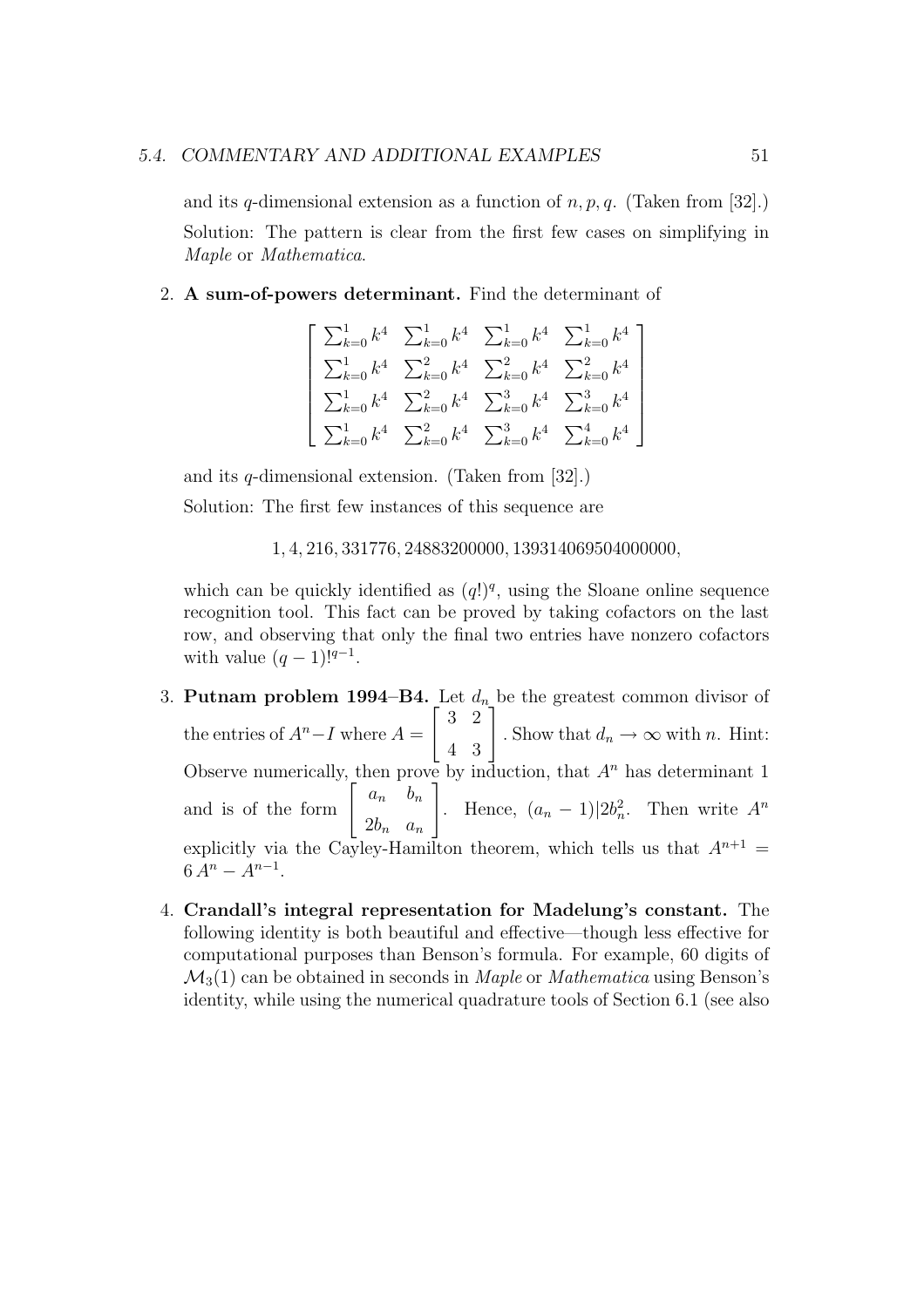and its $q$-dimensional extension as a function of $n, p, q$. (Taken from [32].)

Solution: The pattern is clear from the first few cases on simplifying in *Maple* or *Mathematica*.

2. **A sum-of-powers determinant.** Find the determinant of

$$\begin{bmatrix} \sum_{k=0}^{1} k^4 & \sum_{k=0}^{1} k^4 & \sum_{k=0}^{1} k^4 & \sum_{k=0}^{1} k^4 \\ \sum_{k=0}^{1} k^4 & \sum_{k=0}^{2} k^4 & \sum_{k=0}^{2} k^4 & \sum_{k=0}^{2} k^4 \\ \sum_{k=0}^{1} k^4 & \sum_{k=0}^{2} k^4 & \sum_{k=0}^{3} k^4 & \sum_{k=0}^{3} k^4 \\ \sum_{k=0}^{1} k^4 & \sum_{k=0}^{2} k^4 & \sum_{k=0}^{3} k^4 & \sum_{k=0}^{4} k^4 \end{bmatrix}$$

and its $q$-dimensional extension. (Taken from [32].)

Solution: The first few instances of this sequence are

$$1, 4, 216, 331776, 24883200000, 139314069504000000,$$

which can be quickly identified as $(q!)^q$, using the Sloane online sequence recognition tool. This fact can be proved by taking cofactors on the last row, and observing that only the final two entries have nonzero cofactors with value $(q-1)!^{q-1}$.

3. **Putnam problem 1994–B4.** Let $d_n$ be the greatest common divisor of the entries of $A^n - I$ where $A = \begin{bmatrix} 3 & 2 \\ 4 & 3 \end{bmatrix}$. Show that $d_n \to \infty$ with $n$. Hint: Observe numerically, then prove by induction, that $A^n$ has determinant 1 and is of the form $\begin{bmatrix} a_n & b_n \\ 2b_n & a_n \end{bmatrix}$. Hence, $(a_n - 1)|2b_n^2$. Then write $A^n$ explicitly via the Cayley-Hamilton theorem, which tells us that $A^{n+1} = 6\,A^n - A^{n-1}$.

4. **Crandall's integral representation for Madelung's constant.** The following identity is both beautiful and effective—though less effective for computational purposes than Benson's formula. For example, 60 digits of $\mathcal{M}_3(1)$ can be obtained in seconds in *Maple* or *Mathematica* using Benson's identity, while using the numerical quadrature tools of Section 6.1 (see also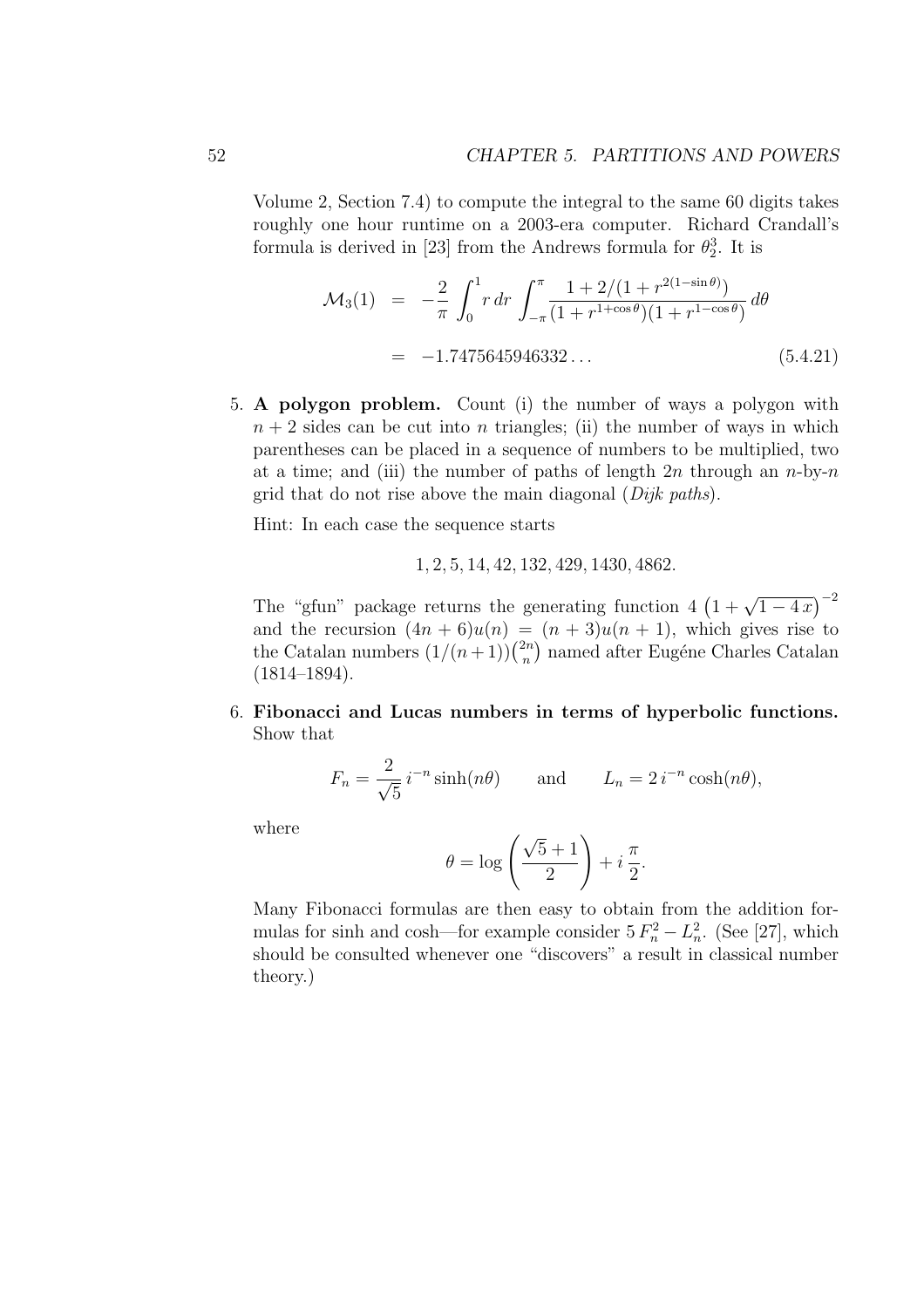Volume 2, Section 7.4) to compute the integral to the same 60 digits takes roughly one hour runtime on a 2003-era computer. Richard Crandall's formula is derived in [23] from the Andrews formula for $\theta_2^3$. It is

$$\begin{aligned}
\mathcal{M}_3(1) &= -\frac{2}{\pi}\int_0^1 r\,dr \int_{-\pi}^{\pi} \frac{1 + 2/(1 + r^{2(1-\sin\theta)})}{(1 + r^{1+\cos\theta})(1 + r^{1-\cos\theta})}\,d\theta \\
&= -1.7475645946332\ldots
\end{aligned} \tag{5.4.21}$$

5. **A polygon problem.** Count (i) the number of ways a polygon with $n+2$ sides can be cut into $n$ triangles; (ii) the number of ways in which parentheses can be placed in a sequence of numbers to be multiplied, two at a time; and (iii) the number of paths of length $2n$ through an $n$-by-$n$ grid that do not rise above the main diagonal (*Dijk paths*).

   Hint: In each case the sequence starts

   $$1, 2, 5, 14, 42, 132, 429, 1430, 4862.$$

   The "gfun" package returns the generating function $4\left(1 + \sqrt{1 - 4\,x}\right)^{-2}$ and the recursion $(4n+6)u(n) = (n+3)u(n+1)$, which gives rise to the Catalan numbers $(1/(n+1))\binom{2n}{n}$ named after Eugéne Charles Catalan (1814–1894).

6. **Fibonacci and Lucas numbers in terms of hyperbolic functions.** Show that

   $$F_n = \frac{2}{\sqrt{5}}\, i^{-n} \sinh(n\theta) \qquad \text{and} \qquad L_n = 2\, i^{-n}\cosh(n\theta),$$

   where

   $$\theta = \log\left(\frac{\sqrt{5}+1}{2}\right) + i\,\frac{\pi}{2}.$$

   Many Fibonacci formulas are then easy to obtain from the addition formulas for sinh and cosh—for example consider $5\,F_n^2 - L_n^2$. (See [27], which should be consulted whenever one "discovers" a result in classical number theory.)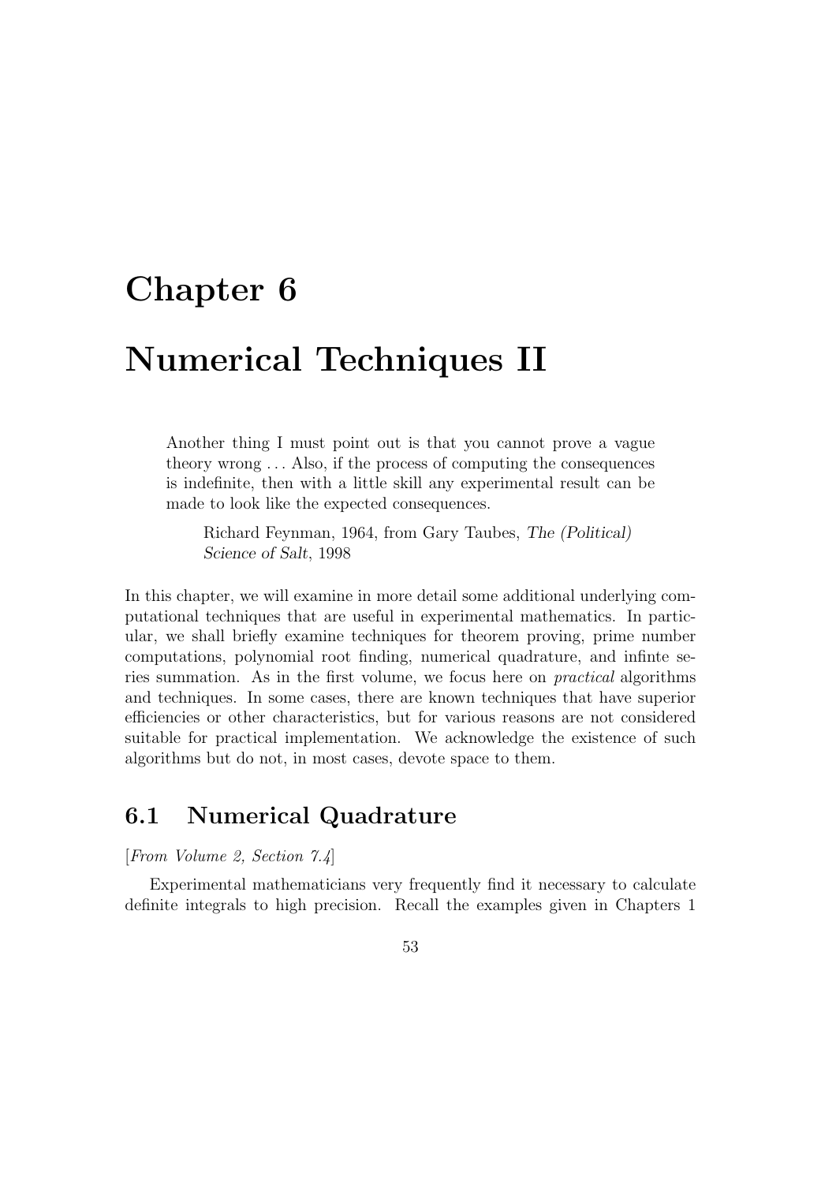# Chapter 6

# Numerical Techniques II

> Another thing I must point out is that you cannot prove a vague theory wrong . . . Also, if the process of computing the consequences is indefinite, then with a little skill any experimental result can be made to look like the expected consequences.
>
> Richard Feynman, 1964, from Gary Taubes, *The (Political) Science of Salt*, 1998

In this chapter, we will examine in more detail some additional underlying computational techniques that are useful in experimental mathematics. In particular, we shall briefly examine techniques for theorem proving, prime number computations, polynomial root finding, numerical quadrature, and infinte series summation. As in the first volume, we focus here on *practical* algorithms and techniques. In some cases, there are known techniques that have superior efficiencies or other characteristics, but for various reasons are not considered suitable for practical implementation. We acknowledge the existence of such algorithms but do not, in most cases, devote space to them.

## 6.1 Numerical Quadrature

[*From Volume 2, Section 7.4*]

Experimental mathematicians very frequently find it necessary to calculate definite integrals to high precision. Recall the examples given in Chapters 1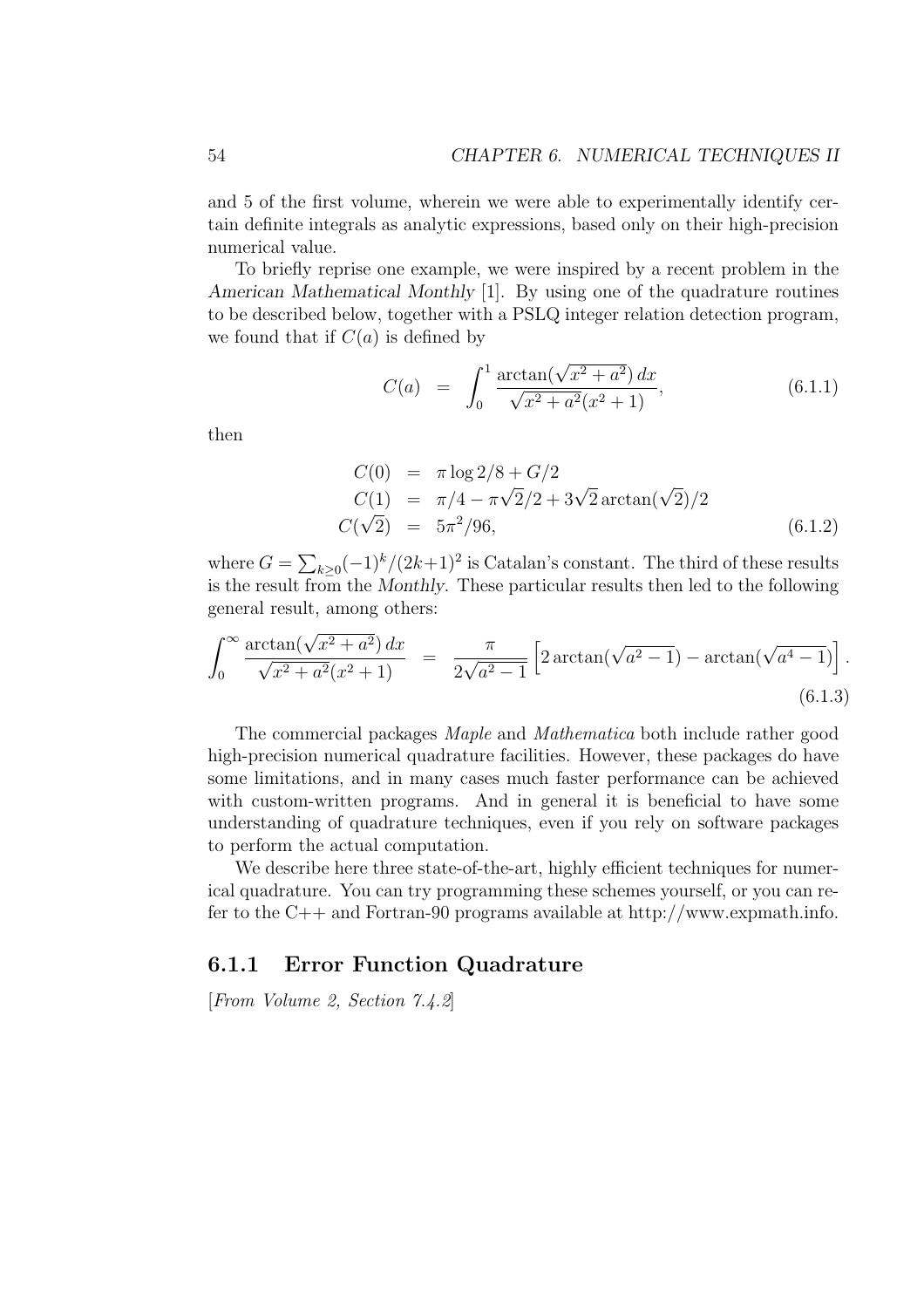and 5 of the first volume, wherein we were able to experimentally identify certain definite integrals as analytic expressions, based only on their high-precision numerical value.

To briefly reprise one example, we were inspired by a recent problem in the *American Mathematical Monthly* [1]. By using one of the quadrature routines to be described below, together with a PSLQ integer relation detection program, we found that if $C(a)$ is defined by

$$C(a) \quad = \quad \int_0^1 \frac{\arctan(\sqrt{x^2+a^2})\,dx}{\sqrt{x^2+a^2}(x^2+1)}, \tag{6.1.1}$$

then

$$\begin{aligned} C(0) &= \pi \log 2/8 + G/2 \\ C(1) &= \pi/4 - \pi\sqrt{2}/2 + 3\sqrt{2}\arctan(\sqrt{2})/2 \\ C(\sqrt{2}) &= 5\pi^2/96, \end{aligned} \tag{6.1.2}$$

where $G = \sum_{k\geq 0}(-1)^k/(2k+1)^2$ is Catalan's constant. The third of these results is the result from the *Monthly*. These particular results then led to the following general result, among others:

$$\int_0^\infty \frac{\arctan(\sqrt{x^2+a^2})\,dx}{\sqrt{x^2+a^2}(x^2+1)} \quad = \quad \frac{\pi}{2\sqrt{a^2-1}}\left[2\arctan(\sqrt{a^2-1}) - \arctan(\sqrt{a^4-1})\right]. \tag{6.1.3}$$

The commercial packages *Maple* and *Mathematica* both include rather good high-precision numerical quadrature facilities. However, these packages do have some limitations, and in many cases much faster performance can be achieved with custom-written programs. And in general it is beneficial to have some understanding of quadrature techniques, even if you rely on software packages to perform the actual computation.

We describe here three state-of-the-art, highly efficient techniques for numerical quadrature. You can try programming these schemes yourself, or you can refer to the C++ and Fortran-90 programs available at http://www.expmath.info.

### 6.1.1 Error Function Quadrature

[*From Volume 2, Section 7.4.2*]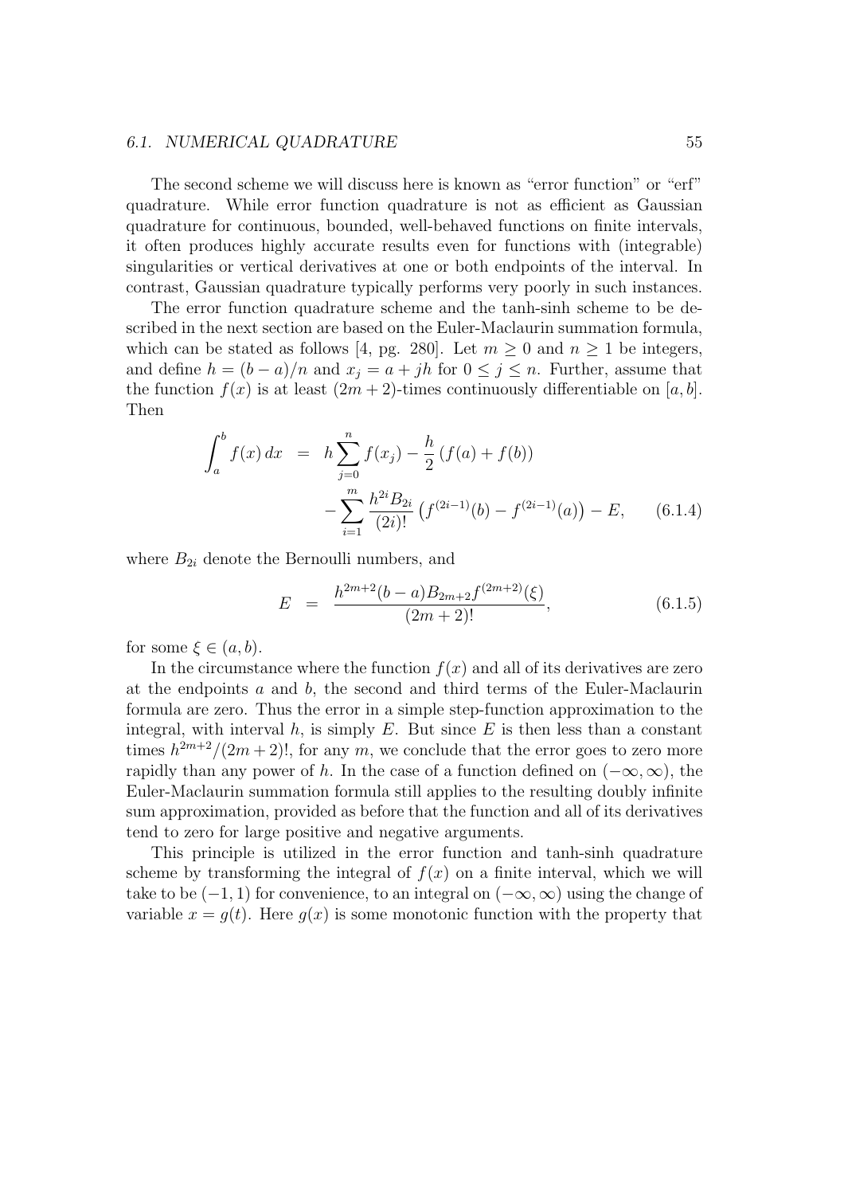The second scheme we will discuss here is known as "error function" or "erf" quadrature. While error function quadrature is not as efficient as Gaussian quadrature for continuous, bounded, well-behaved functions on finite intervals, it often produces highly accurate results even for functions with (integrable) singularities or vertical derivatives at one or both endpoints of the interval. In contrast, Gaussian quadrature typically performs very poorly in such instances.

The error function quadrature scheme and the tanh-sinh scheme to be described in the next section are based on the Euler-Maclaurin summation formula, which can be stated as follows [4, pg. 280]. Let $m \geq 0$ and $n \geq 1$ be integers, and define $h = (b-a)/n$ and $x_j = a + jh$ for $0 \leq j \leq n$. Further, assume that the function $f(x)$ is at least $(2m+2)$-times continuously differentiable on $[a, b]$. Then

$$
\begin{aligned}
\int_a^b f(x)\, dx &= h \sum_{j=0}^{n} f(x_j) - \frac{h}{2}\left(f(a) + f(b)\right) \\
&\quad - \sum_{i=1}^{m} \frac{h^{2i} B_{2i}}{(2i)!}\left(f^{(2i-1)}(b) - f^{(2i-1)}(a)\right) - E, \qquad (6.1.4)
\end{aligned}
$$

where $B_{2i}$ denote the Bernoulli numbers, and

$$
E = \frac{h^{2m+2}(b-a) B_{2m+2} f^{(2m+2)}(\xi)}{(2m+2)!}, \qquad (6.1.5)
$$

for some $\xi \in (a, b)$.

In the circumstance where the function $f(x)$ and all of its derivatives are zero at the endpoints $a$ and $b$, the second and third terms of the Euler-Maclaurin formula are zero. Thus the error in a simple step-function approximation to the integral, with interval $h$, is simply $E$. But since $E$ is then less than a constant times $h^{2m+2}/(2m+2)!$, for any $m$, we conclude that the error goes to zero more rapidly than any power of $h$. In the case of a function defined on $(-\infty, \infty)$, the Euler-Maclaurin summation formula still applies to the resulting doubly infinite sum approximation, provided as before that the function and all of its derivatives tend to zero for large positive and negative arguments.

This principle is utilized in the error function and tanh-sinh quadrature scheme by transforming the integral of $f(x)$ on a finite interval, which we will take to be $(-1, 1)$ for convenience, to an integral on $(-\infty, \infty)$ using the change of variable $x = g(t)$. Here $g(x)$ is some monotonic function with the property that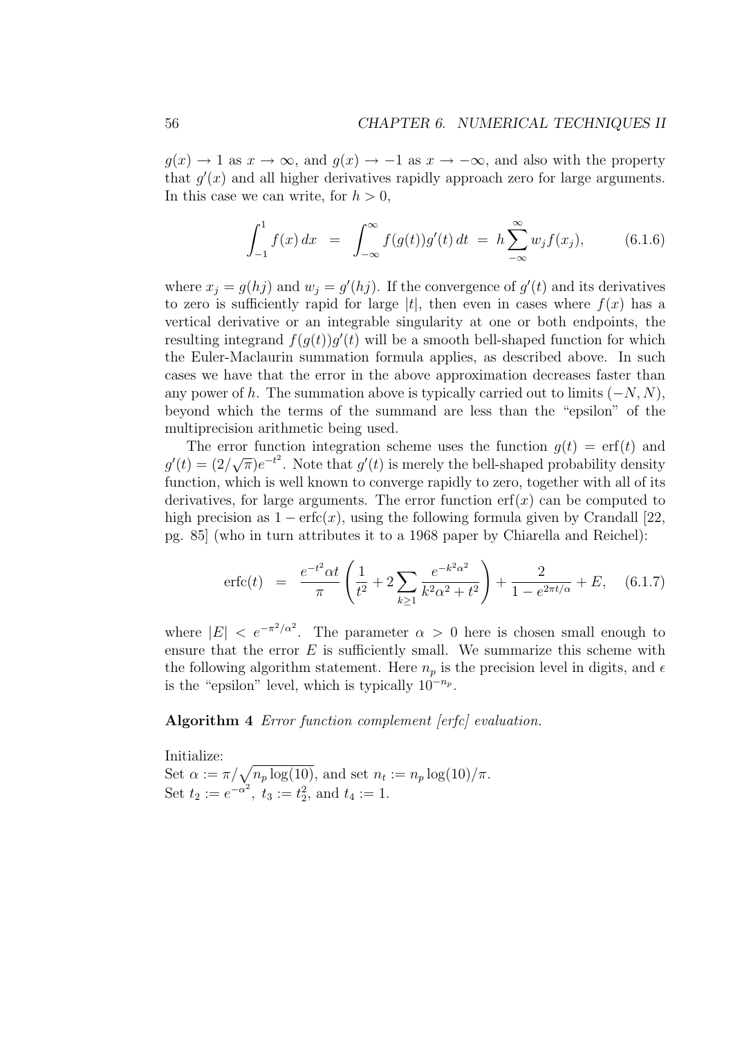$g(x) \to 1$ as $x \to \infty$, and $g(x) \to -1$ as $x \to -\infty$, and also with the property that $g'(x)$ and all higher derivatives rapidly approach zero for large arguments. In this case we can write, for $h > 0$,

$$\int_{-1}^{1} f(x)\,dx \;=\; \int_{-\infty}^{\infty} f(g(t))g'(t)\,dt \;=\; h\sum_{-\infty}^{\infty} w_j f(x_j), \tag{6.1.6}$$

where $x_j = g(hj)$ and $w_j = g'(hj)$. If the convergence of $g'(t)$ and its derivatives to zero is sufficiently rapid for large $|t|$, then even in cases where $f(x)$ has a vertical derivative or an integrable singularity at one or both endpoints, the resulting integrand $f(g(t))g'(t)$ will be a smooth bell-shaped function for which the Euler-Maclaurin summation formula applies, as described above. In such cases we have that the error in the above approximation decreases faster than any power of $h$. The summation above is typically carried out to limits $(-N, N)$, beyond which the terms of the summand are less than the "epsilon" of the multiprecision arithmetic being used.

The error function integration scheme uses the function $g(t) = \mathrm{erf}(t)$ and $g'(t) = (2/\sqrt{\pi})e^{-t^2}$. Note that $g'(t)$ is merely the bell-shaped probability density function, which is well known to converge rapidly to zero, together with all of its derivatives, for large arguments. The error function $\mathrm{erf}(x)$ can be computed to high precision as $1 - \mathrm{erfc}(x)$, using the following formula given by Crandall [22, pg. 85] (who in turn attributes it to a 1968 paper by Chiarella and Reichel):

$$\mathrm{erfc}(t) \;=\; \frac{e^{-t^2}\alpha t}{\pi}\left(\frac{1}{t^2} + 2\sum_{k\geq 1}\frac{e^{-k^2\alpha^2}}{k^2\alpha^2 + t^2}\right) + \frac{2}{1 - e^{2\pi t/\alpha}} + E, \tag{6.1.7}$$

where $|E| < e^{-\pi^2/\alpha^2}$. The parameter $\alpha > 0$ here is chosen small enough to ensure that the error $E$ is sufficiently small. We summarize this scheme with the following algorithm statement. Here $n_p$ is the precision level in digits, and $\epsilon$ is the "epsilon" level, which is typically $10^{-n_p}$.

**Algorithm 4** *Error function complement [erfc] evaluation.*

Initialize:
Set $\alpha := \pi/\sqrt{n_p \log(10)}$, and set $n_t := n_p \log(10)/\pi$.
Set $t_2 := e^{-\alpha^2}$, $t_3 := t_2^2$, and $t_4 := 1$.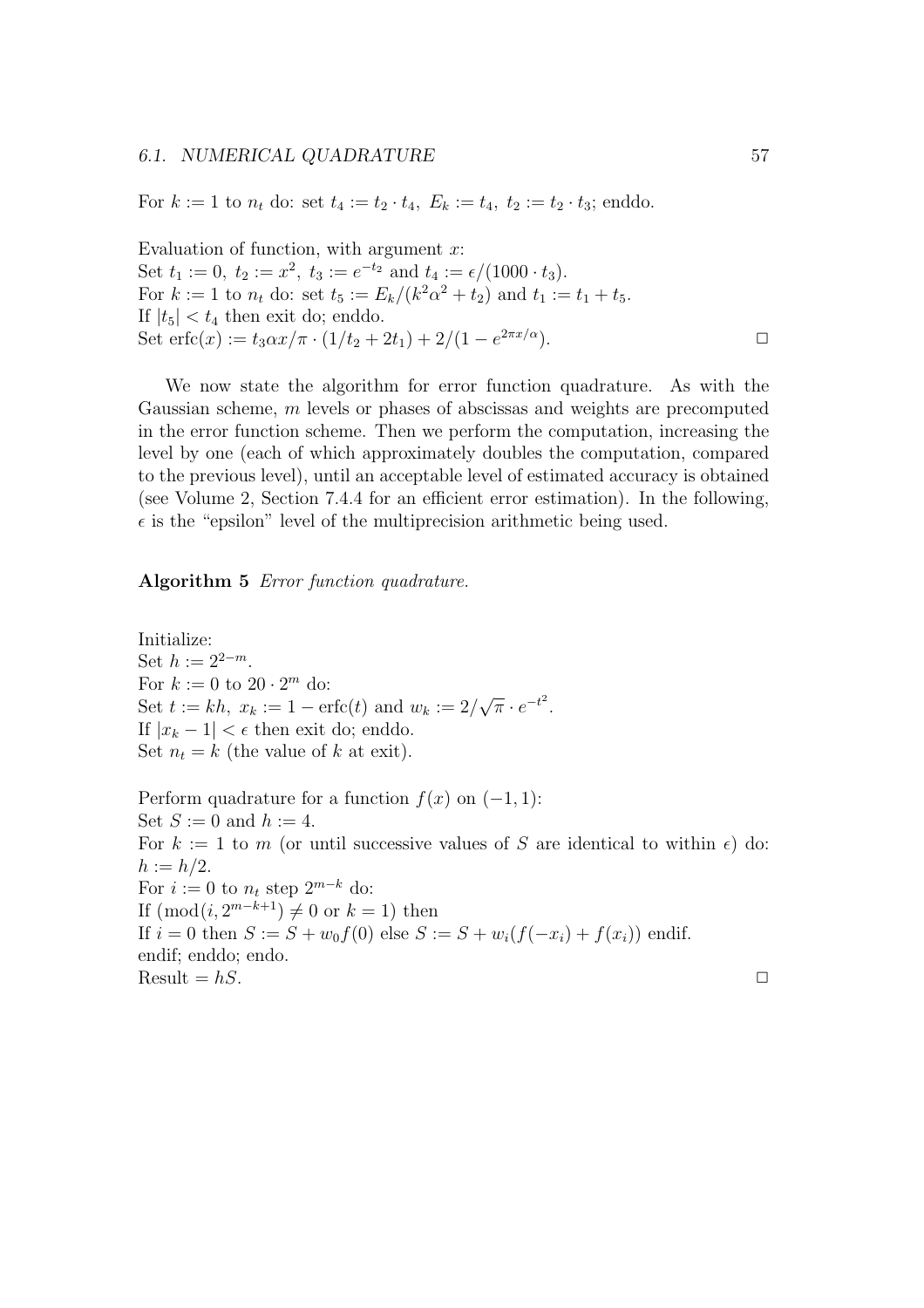For $k := 1$ to $n_t$ do: set $t_4 := t_2 \cdot t_4,\ E_k := t_4,\ t_2 := t_2 \cdot t_3$; enddo.

Evaluation of function, with argument $x$:
Set $t_1 := 0,\ t_2 := x^2,\ t_3 := e^{-t_2}$ and $t_4 := \epsilon/(1000 \cdot t_3)$.
For $k := 1$ to $n_t$ do: set $t_5 := E_k/(k^2\alpha^2 + t_2)$ and $t_1 := t_1 + t_5$.
If $|t_5| < t_4$ then exit do; enddo.
Set $\operatorname{erfc}(x) := t_3\alpha x/\pi \cdot (1/t_2 + 2t_1) + 2/(1 - e^{2\pi x/\alpha})$. □

We now state the algorithm for error function quadrature. As with the Gaussian scheme, $m$ levels or phases of abscissas and weights are precomputed in the error function scheme. Then we perform the computation, increasing the level by one (each of which approximately doubles the computation, compared to the previous level), until an acceptable level of estimated accuracy is obtained (see Volume 2, Section 7.4.4 for an efficient error estimation). In the following, $\epsilon$ is the "epsilon" level of the multiprecision arithmetic being used.

**Algorithm 5** *Error function quadrature.*

Initialize:
Set $h := 2^{2-m}$.
For $k := 0$ to $20 \cdot 2^m$ do:
Set $t := kh,\ x_k := 1 - \operatorname{erfc}(t)$ and $w_k := 2/\sqrt{\pi} \cdot e^{-t^2}$.
If $|x_k - 1| < \epsilon$ then exit do; enddo.
Set $n_t = k$ (the value of $k$ at exit).

Perform quadrature for a function $f(x)$ on $(-1, 1)$:
Set $S := 0$ and $h := 4$.
For $k := 1$ to $m$ (or until successive values of $S$ are identical to within $\epsilon$) do:
$h := h/2$.
For $i := 0$ to $n_t$ step $2^{m-k}$ do:
If $(\operatorname{mod}(i, 2^{m-k+1}) \neq 0$ or $k = 1)$ then
If $i = 0$ then $S := S + w_0 f(0)$ else $S := S + w_i(f(-x_i) + f(x_i))$ endif.
endif; enddo; endo.
Result $= hS$. □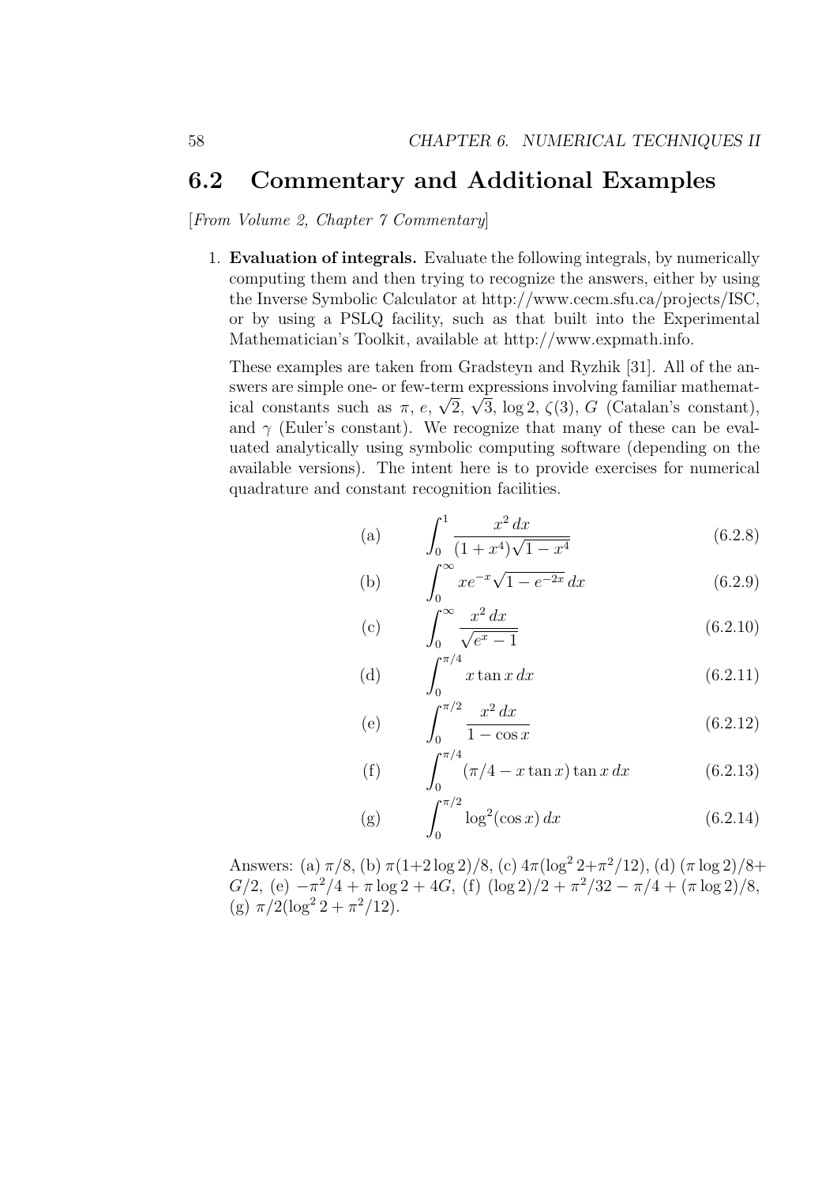## 6.2 Commentary and Additional Examples

[*From Volume 2, Chapter 7 Commentary*]

1. **Evaluation of integrals.** Evaluate the following integrals, by numerically computing them and then trying to recognize the answers, either by using the Inverse Symbolic Calculator at http://www.cecm.sfu.ca/projects/ISC, or by using a PSLQ facility, such as that built into the Experimental Mathematician's Toolkit, available at http://www.expmath.info.

   These examples are taken from Gradsteyn and Ryzhik [31]. All of the answers are simple one- or few-term expressions involving familiar mathematical constants such as $\pi$, $e$, $\sqrt{2}$, $\sqrt{3}$, $\log 2$, $\zeta(3)$, $G$ (Catalan's constant), and $\gamma$ (Euler's constant). We recognize that many of these can be evaluated analytically using symbolic computing software (depending on the available versions). The intent here is to provide exercises for numerical quadrature and constant recognition facilities.

$$\text{(a)} \qquad \int_0^1 \frac{x^2\,dx}{(1+x^4)\sqrt{1-x^4}} \tag{6.2.8}$$

$$\text{(b)} \qquad \int_0^\infty xe^{-x}\sqrt{1-e^{-2x}}\,dx \tag{6.2.9}$$

$$\text{(c)} \qquad \int_0^\infty \frac{x^2\,dx}{\sqrt{e^x-1}} \tag{6.2.10}$$

$$\text{(d)} \qquad \int_0^{\pi/4} x\tan x\,dx \tag{6.2.11}$$

$$\text{(e)} \qquad \int_0^{\pi/2} \frac{x^2\,dx}{1-\cos x} \tag{6.2.12}$$

$$\text{(f)} \qquad \int_0^{\pi/4} (\pi/4 - x\tan x)\tan x\,dx \tag{6.2.13}$$

$$\text{(g)} \qquad \int_0^{\pi/2} \log^2(\cos x)\,dx \tag{6.2.14}$$

   Answers: (a) $\pi/8$, (b) $\pi(1+2\log 2)/8$, (c) $4\pi(\log^2 2+\pi^2/12)$, (d) $(\pi\log 2)/8+G/2$, (e) $-\pi^2/4+\pi\log 2+4G$, (f) $(\log 2)/2+\pi^2/32-\pi/4+(\pi\log 2)/8$, (g) $\pi/2(\log^2 2+\pi^2/12)$.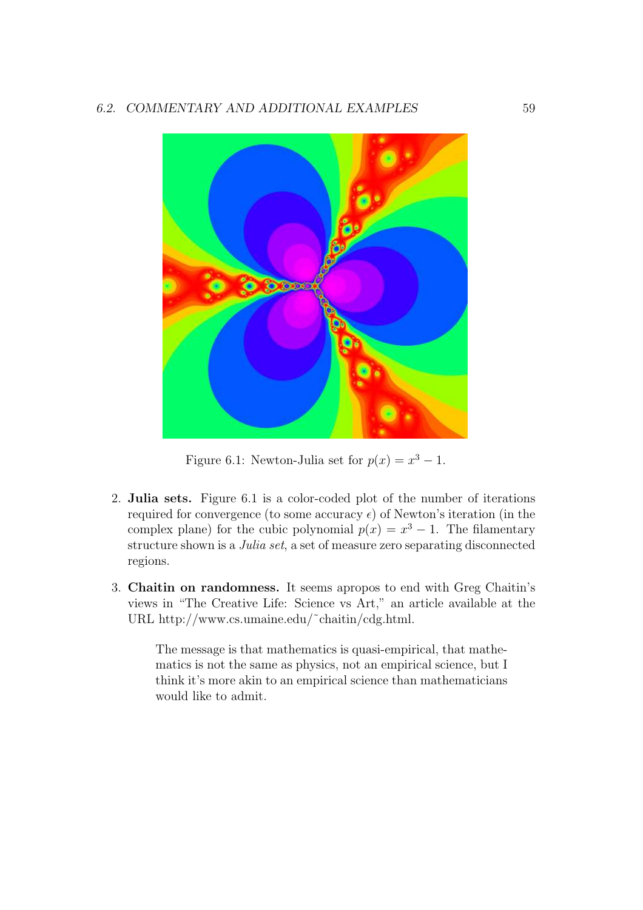Figure 6.1: Newton-Julia set for $p(x) = x^3 - 1$.

2. **Julia sets.** Figure 6.1 is a color-coded plot of the number of iterations required for convergence (to some accuracy $\epsilon$) of Newton's iteration (in the complex plane) for the cubic polynomial $p(x) = x^3 - 1$. The filamentary structure shown is a *Julia set*, a set of measure zero separating disconnected regions.

3. **Chaitin on randomness.** It seems apropos to end with Greg Chaitin's views in "The Creative Life: Science vs Art," an article available at the URL http://www.cs.umaine.edu/~chaitin/cdg.html.

> The message is that mathematics is quasi-empirical, that mathematics is not the same as physics, not an empirical science, but I think it's more akin to an empirical science than mathematicians would like to admit.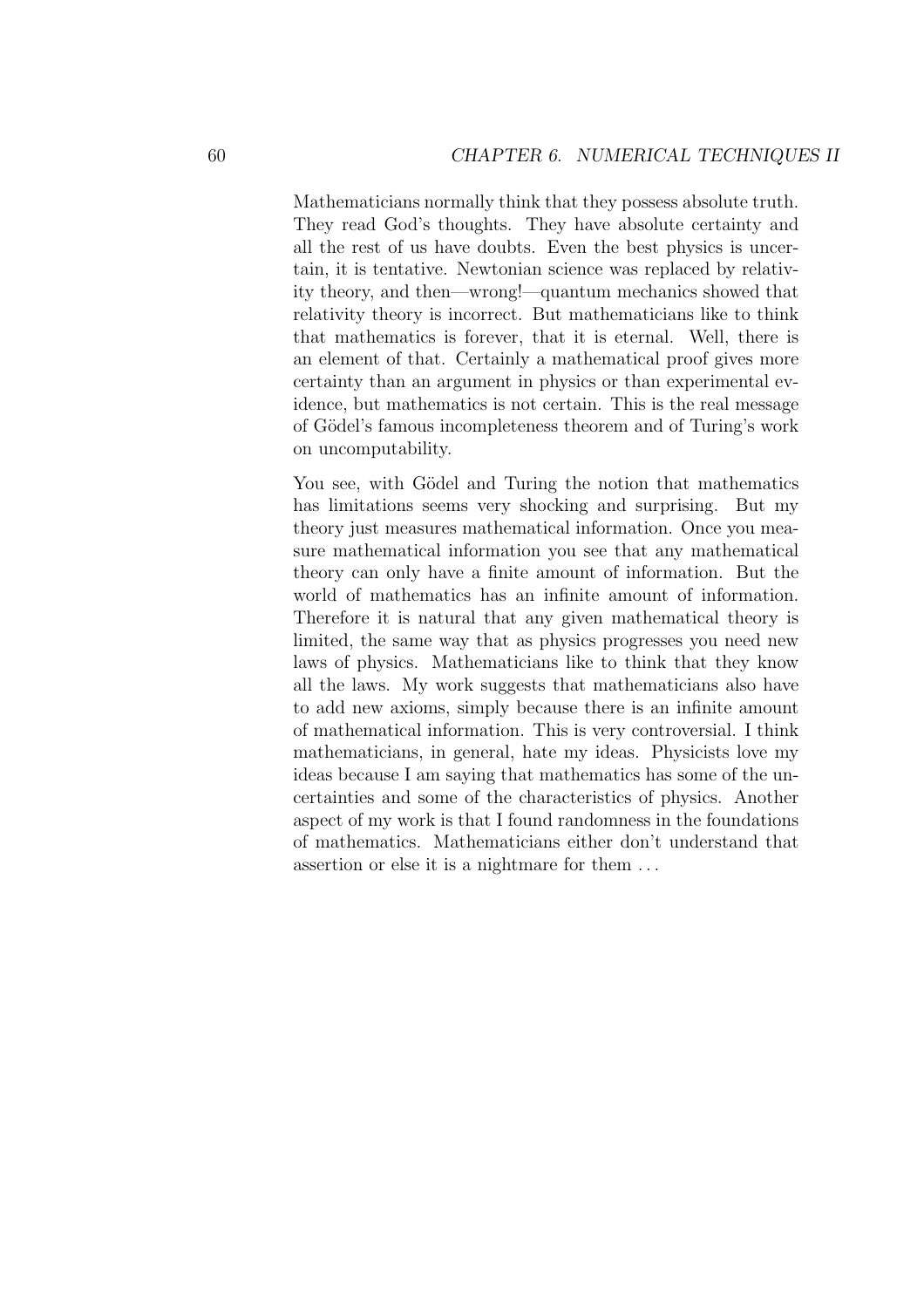Mathematicians normally think that they possess absolute truth. They read God's thoughts. They have absolute certainty and all the rest of us have doubts. Even the best physics is uncertain, it is tentative. Newtonian science was replaced by relativity theory, and then—wrong!—quantum mechanics showed that relativity theory is incorrect. But mathematicians like to think that mathematics is forever, that it is eternal. Well, there is an element of that. Certainly a mathematical proof gives more certainty than an argument in physics or than experimental evidence, but mathematics is not certain. This is the real message of Gödel's famous incompleteness theorem and of Turing's work on uncomputability.

You see, with Gödel and Turing the notion that mathematics has limitations seems very shocking and surprising. But my theory just measures mathematical information. Once you measure mathematical information you see that any mathematical theory can only have a finite amount of information. But the world of mathematics has an infinite amount of information. Therefore it is natural that any given mathematical theory is limited, the same way that as physics progresses you need new laws of physics. Mathematicians like to think that they know all the laws. My work suggests that mathematicians also have to add new axioms, simply because there is an infinite amount of mathematical information. This is very controversial. I think mathematicians, in general, hate my ideas. Physicists love my ideas because I am saying that mathematics has some of the uncertainties and some of the characteristics of physics. Another aspect of my work is that I found randomness in the foundations of mathematics. Mathematicians either don't understand that assertion or else it is a nightmare for them ...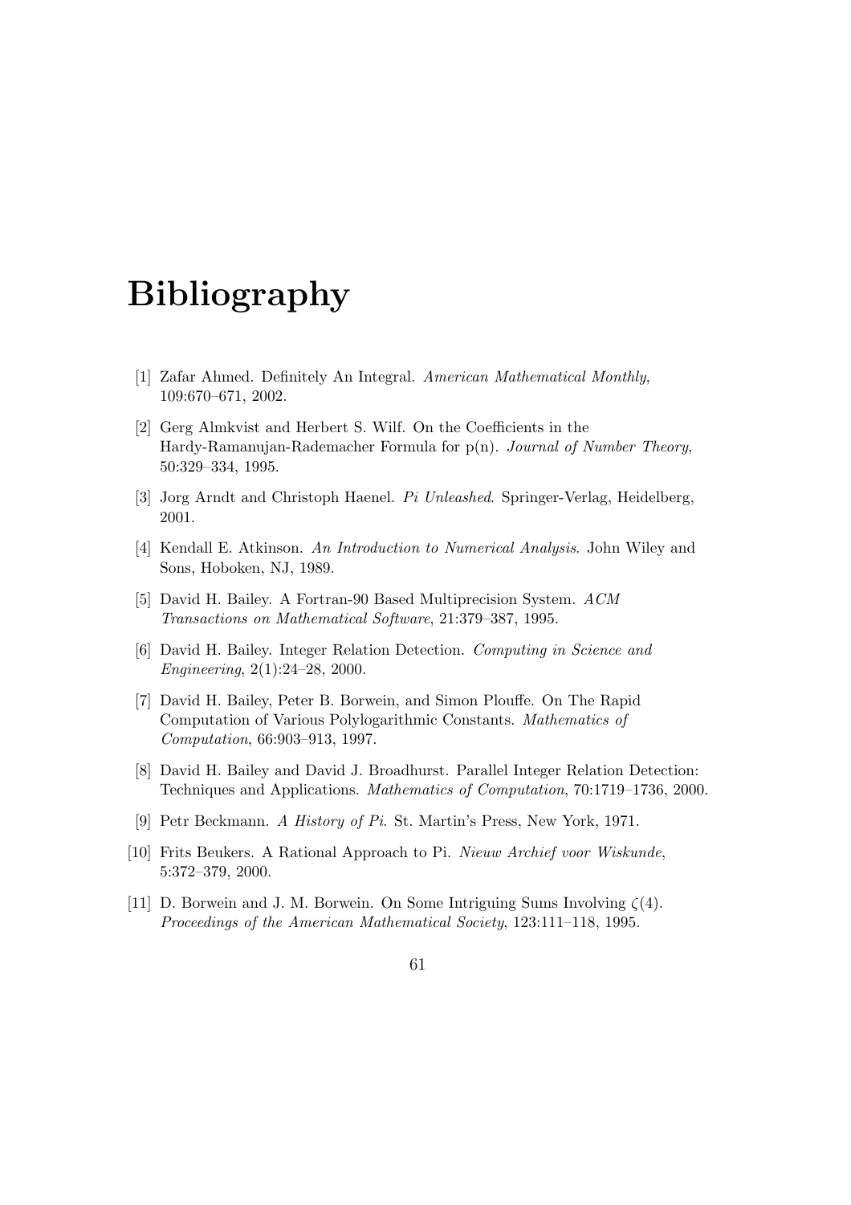# Bibliography

[1] Zafar Ahmed. Definitely An Integral. *American Mathematical Monthly*, 109:670–671, 2002.

[2] Gerg Almkvist and Herbert S. Wilf. On the Coefficients in the Hardy-Ramanujan-Rademacher Formula for p(n). *Journal of Number Theory*, 50:329–334, 1995.

[3] Jorg Arndt and Christoph Haenel. *Pi Unleashed*. Springer-Verlag, Heidelberg, 2001.

[4] Kendall E. Atkinson. *An Introduction to Numerical Analysis*. John Wiley and Sons, Hoboken, NJ, 1989.

[5] David H. Bailey. A Fortran-90 Based Multiprecision System. *ACM Transactions on Mathematical Software*, 21:379–387, 1995.

[6] David H. Bailey. Integer Relation Detection. *Computing in Science and Engineering*, 2(1):24–28, 2000.

[7] David H. Bailey, Peter B. Borwein, and Simon Plouffe. On The Rapid Computation of Various Polylogarithmic Constants. *Mathematics of Computation*, 66:903–913, 1997.

[8] David H. Bailey and David J. Broadhurst. Parallel Integer Relation Detection: Techniques and Applications. *Mathematics of Computation*, 70:1719–1736, 2000.

[9] Petr Beckmann. *A History of Pi*. St. Martin's Press, New York, 1971.

[10] Frits Beukers. A Rational Approach to Pi. *Nieuw Archief voor Wiskunde*, 5:372–379, 2000.

[11] D. Borwein and J. M. Borwein. On Some Intriguing Sums Involving $\zeta(4)$. *Proceedings of the American Mathematical Society*, 123:111–118, 1995.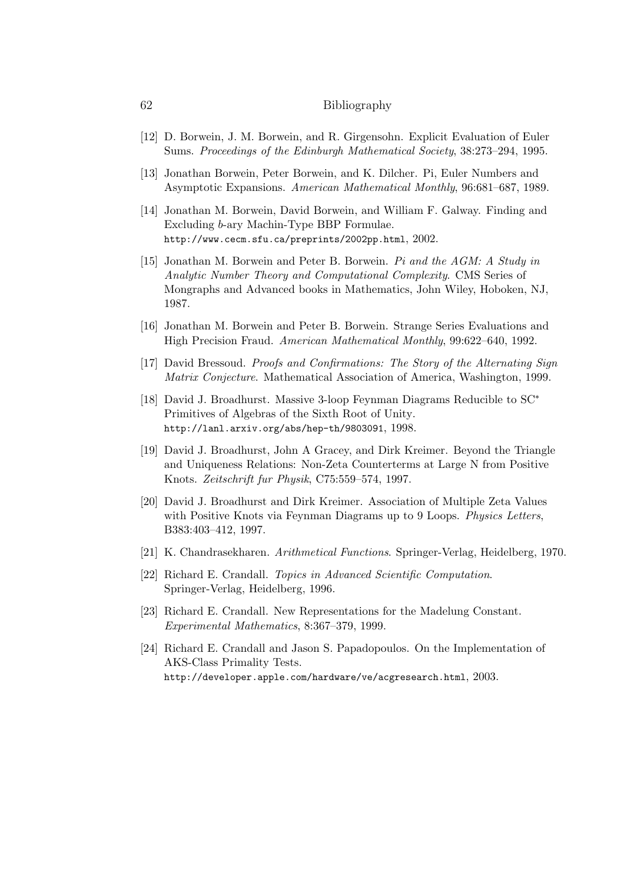[12] D. Borwein, J. M. Borwein, and R. Girgensohn. Explicit Evaluation of Euler Sums. *Proceedings of the Edinburgh Mathematical Society*, 38:273–294, 1995.

[13] Jonathan Borwein, Peter Borwein, and K. Dilcher. Pi, Euler Numbers and Asymptotic Expansions. *American Mathematical Monthly*, 96:681–687, 1989.

[14] Jonathan M. Borwein, David Borwein, and William F. Galway. Finding and Excluding *b*-ary Machin-Type BBP Formulae. `http://www.cecm.sfu.ca/preprints/2002pp.html`, 2002.

[15] Jonathan M. Borwein and Peter B. Borwein. *Pi and the AGM: A Study in Analytic Number Theory and Computational Complexity*. CMS Series of Mongraphs and Advanced books in Mathematics, John Wiley, Hoboken, NJ, 1987.

[16] Jonathan M. Borwein and Peter B. Borwein. Strange Series Evaluations and High Precision Fraud. *American Mathematical Monthly*, 99:622–640, 1992.

[17] David Bressoud. *Proofs and Confirmations: The Story of the Alternating Sign Matrix Conjecture*. Mathematical Association of America, Washington, 1999.

[18] David J. Broadhurst. Massive 3-loop Feynman Diagrams Reducible to $SC^*$ Primitives of Algebras of the Sixth Root of Unity. `http://lanl.arxiv.org/abs/hep-th/9803091`, 1998.

[19] David J. Broadhurst, John A Gracey, and Dirk Kreimer. Beyond the Triangle and Uniqueness Relations: Non-Zeta Counterterms at Large N from Positive Knots. *Zeitschrift fur Physik*, C75:559–574, 1997.

[20] David J. Broadhurst and Dirk Kreimer. Association of Multiple Zeta Values with Positive Knots via Feynman Diagrams up to 9 Loops. *Physics Letters*, B383:403–412, 1997.

[21] K. Chandrasekharen. *Arithmetical Functions*. Springer-Verlag, Heidelberg, 1970.

[22] Richard E. Crandall. *Topics in Advanced Scientific Computation*. Springer-Verlag, Heidelberg, 1996.

[23] Richard E. Crandall. New Representations for the Madelung Constant. *Experimental Mathematics*, 8:367–379, 1999.

[24] Richard E. Crandall and Jason S. Papadopoulos. On the Implementation of AKS-Class Primality Tests. `http://developer.apple.com/hardware/ve/acgresearch.html`, 2003.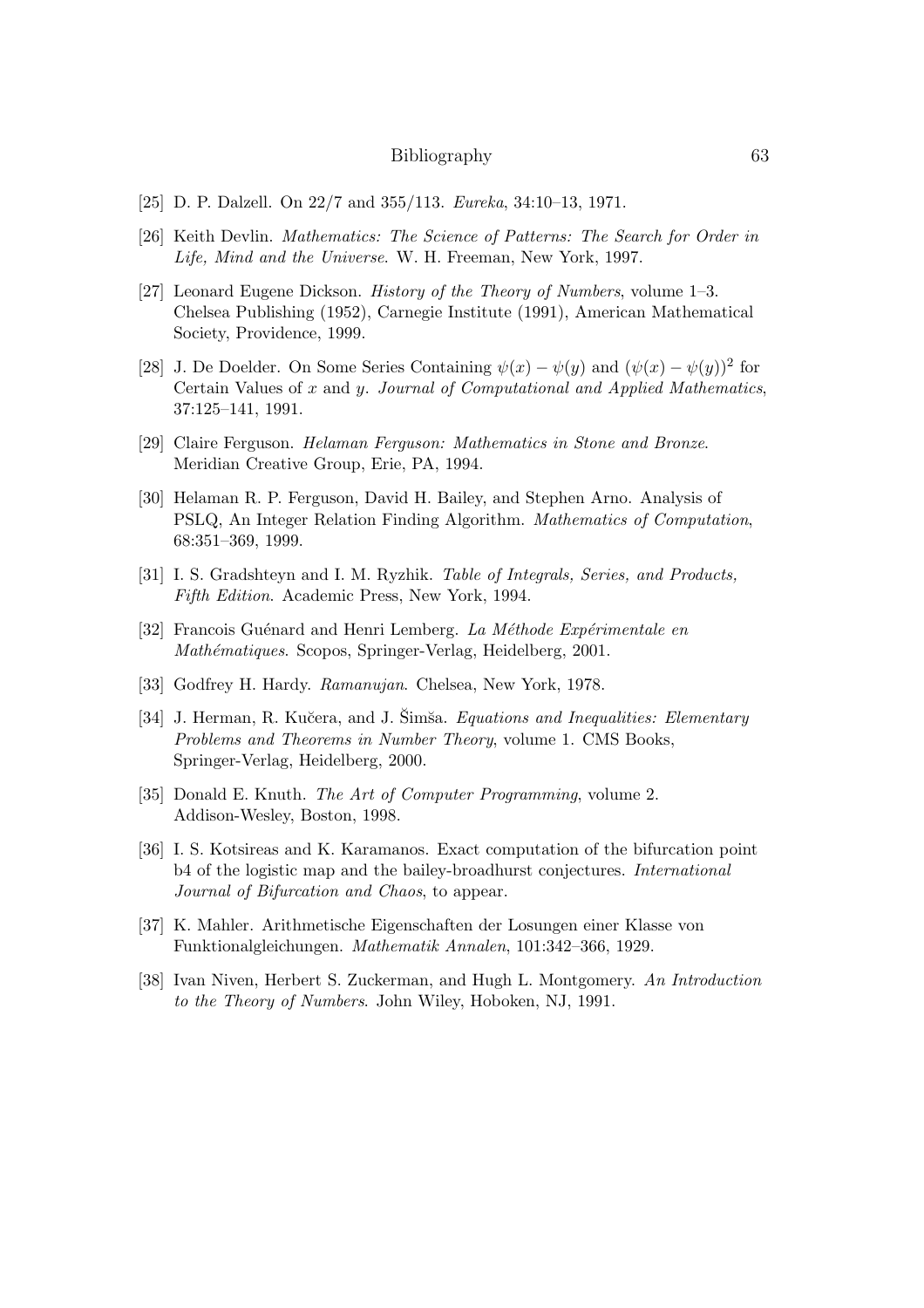[25] D. P. Dalzell. On 22/7 and 355/113. *Eureka*, 34:10–13, 1971.

[26] Keith Devlin. *Mathematics: The Science of Patterns: The Search for Order in Life, Mind and the Universe*. W. H. Freeman, New York, 1997.

[27] Leonard Eugene Dickson. *History of the Theory of Numbers*, volume 1–3. Chelsea Publishing (1952), Carnegie Institute (1991), American Mathematical Society, Providence, 1999.

[28] J. De Doelder. On Some Series Containing $\psi(x) - \psi(y)$ and $(\psi(x) - \psi(y))^2$ for Certain Values of $x$ and $y$. *Journal of Computational and Applied Mathematics*, 37:125–141, 1991.

[29] Claire Ferguson. *Helaman Ferguson: Mathematics in Stone and Bronze*. Meridian Creative Group, Erie, PA, 1994.

[30] Helaman R. P. Ferguson, David H. Bailey, and Stephen Arno. Analysis of PSLQ, An Integer Relation Finding Algorithm. *Mathematics of Computation*, 68:351–369, 1999.

[31] I. S. Gradshteyn and I. M. Ryzhik. *Table of Integrals, Series, and Products, Fifth Edition*. Academic Press, New York, 1994.

[32] Francois Guénard and Henri Lemberg. *La Méthode Expérimentale en Mathématiques*. Scopos, Springer-Verlag, Heidelberg, 2001.

[33] Godfrey H. Hardy. *Ramanujan*. Chelsea, New York, 1978.

[34] J. Herman, R. Kučera, and J. Šimša. *Equations and Inequalities: Elementary Problems and Theorems in Number Theory*, volume 1. CMS Books, Springer-Verlag, Heidelberg, 2000.

[35] Donald E. Knuth. *The Art of Computer Programming*, volume 2. Addison-Wesley, Boston, 1998.

[36] I. S. Kotsireas and K. Karamanos. Exact computation of the bifurcation point b4 of the logistic map and the bailey-broadhurst conjectures. *International Journal of Bifurcation and Chaos*, to appear.

[37] K. Mahler. Arithmetische Eigenschaften der Losungen einer Klasse von Funktionalgleichungen. *Mathematik Annalen*, 101:342–366, 1929.

[38] Ivan Niven, Herbert S. Zuckerman, and Hugh L. Montgomery. *An Introduction to the Theory of Numbers*. John Wiley, Hoboken, NJ, 1991.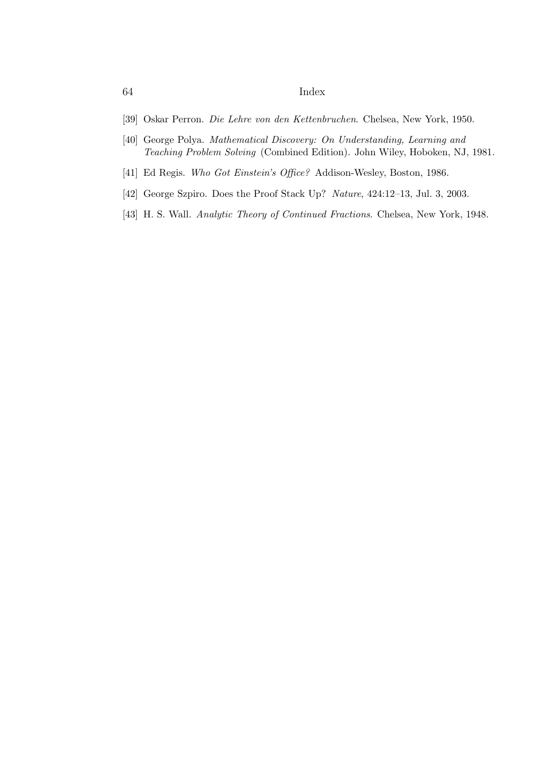[39] Oskar Perron. *Die Lehre von den Kettenbruchen*. Chelsea, New York, 1950.

[40] George Polya. *Mathematical Discovery: On Understanding, Learning and Teaching Problem Solving* (Combined Edition). John Wiley, Hoboken, NJ, 1981.

[41] Ed Regis. *Who Got Einstein's Office?* Addison-Wesley, Boston, 1986.

[42] George Szpiro. Does the Proof Stack Up? *Nature*, 424:12–13, Jul. 3, 2003.

[43] H. S. Wall. *Analytic Theory of Continued Fractions*. Chelsea, New York, 1948.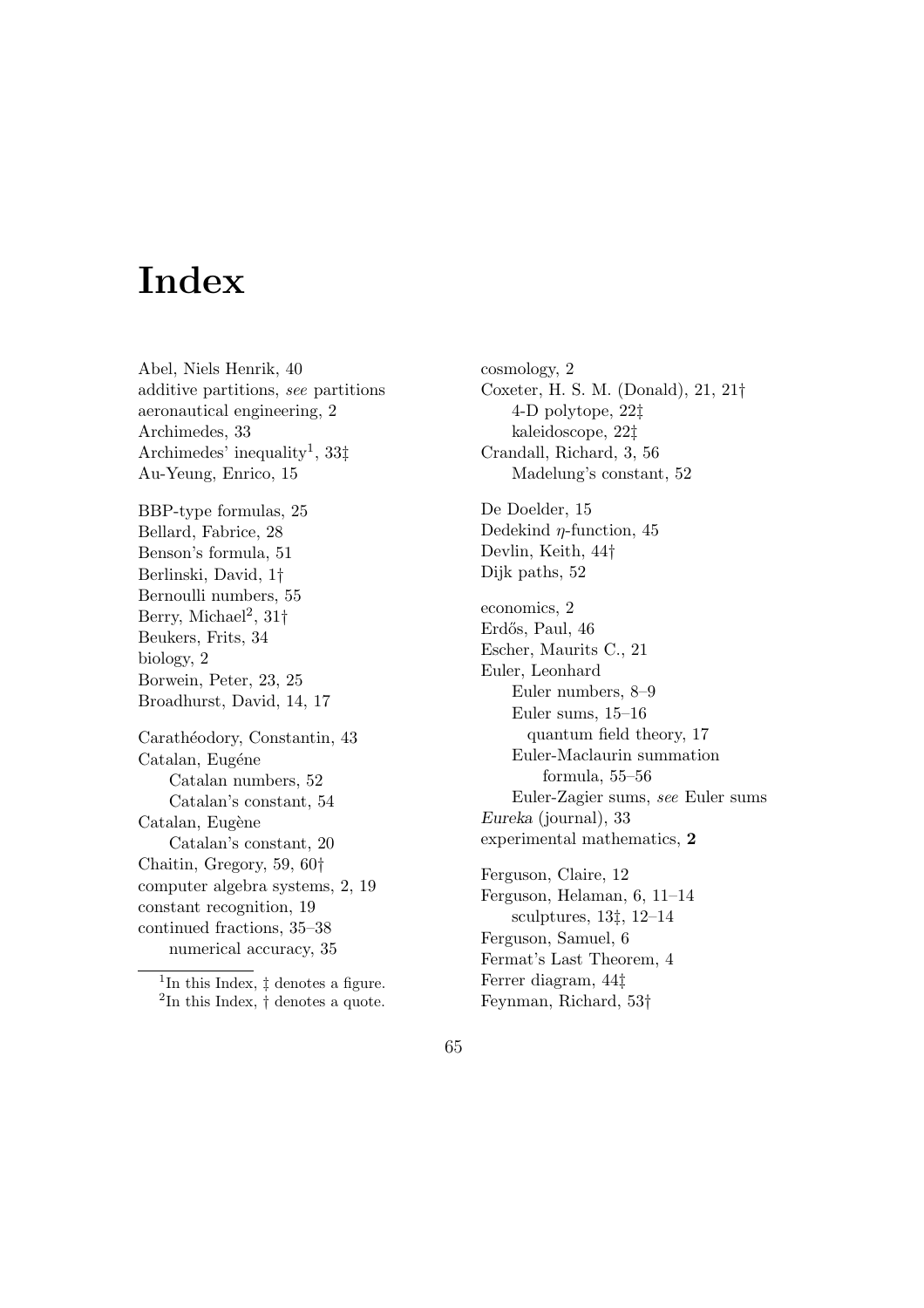# Index

Abel, Niels Henrik, 40
additive partitions, *see* partitions
aeronautical engineering, 2
Archimedes, 33
Archimedes' inequality[1], 33‡
Au-Yeung, Enrico, 15

BBP-type formulas, 25
Bellard, Fabrice, 28
Benson's formula, 51
Berlinski, David, 1†
Bernoulli numbers, 55
Berry, Michael[2], 31†
Beukers, Frits, 34
biology, 2
Borwein, Peter, 23, 25
Broadhurst, David, 14, 17

Carathéodory, Constantin, 43
Catalan, Eugéne
  Catalan numbers, 52
  Catalan's constant, 54
Catalan, Eugène
  Catalan's constant, 20
Chaitin, Gregory, 59, 60†
computer algebra systems, 2, 19
constant recognition, 19
continued fractions, 35–38
  numerical accuracy, 35

cosmology, 2
Coxeter, H. S. M. (Donald), 21, 21†
  4-D polytope, 22‡
  kaleidoscope, 22‡
Crandall, Richard, 3, 56
  Madelung's constant, 52

De Doelder, 15
Dedekind $\eta$-function, 45
Devlin, Keith, 44†
Dijk paths, 52

economics, 2
Erdős, Paul, 46
Escher, Maurits C., 21
Euler, Leonhard
  Euler numbers, 8–9
  Euler sums, 15–16
    quantum field theory, 17
  Euler-Maclaurin summation formula, 55–56
  Euler-Zagier sums, *see* Euler sums
*Eureka* (journal), 33
experimental mathematics, **2**

Ferguson, Claire, 12
Ferguson, Helaman, 6, 11–14
  sculptures, 13‡, 12–14
Ferguson, Samuel, 6
Fermat's Last Theorem, 4
Ferrer diagram, 44‡
Feynman, Richard, 53†

[1] In this Index, ‡ denotes a figure.
[2] In this Index, † denotes a quote.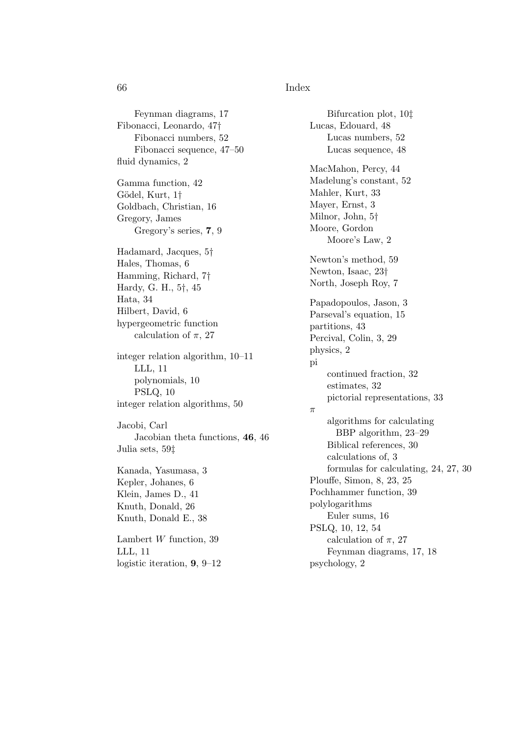Feynman diagrams, 17
Fibonacci, Leonardo, 47†
    Fibonacci numbers, 52
    Fibonacci sequence, 47–50
fluid dynamics, 2

Gamma function, 42
Gödel, Kurt, 1†
Goldbach, Christian, 16
Gregory, James
    Gregory's series, **7**, 9

Hadamard, Jacques, 5†
Hales, Thomas, 6
Hamming, Richard, 7†
Hardy, G. H., 5†, 45
Hata, 34
Hilbert, David, 6
hypergeometric function
    calculation of $\pi$, 27

integer relation algorithm, 10–11
    LLL, 11
    polynomials, 10
    PSLQ, 10
integer relation algorithms, 50

Jacobi, Carl
    Jacobian theta functions, **46**, 46
Julia sets, 59‡

Kanada, Yasumasa, 3
Kepler, Johanes, 6
Klein, James D., 41
Knuth, Donald, 26
Knuth, Donald E., 38

Lambert $W$ function, 39
LLL, 11
logistic iteration, **9**, 9–12
    Bifurcation plot, 10‡
Lucas, Edouard, 48
    Lucas numbers, 52
    Lucas sequence, 48

MacMahon, Percy, 44
Madelung's constant, 52
Mahler, Kurt, 33
Mayer, Ernst, 3
Milnor, John, 5†
Moore, Gordon
    Moore's Law, 2

Newton's method, 59
Newton, Isaac, 23†
North, Joseph Roy, 7

Papadopoulos, Jason, 3
Parseval's equation, 15
partitions, 43
Percival, Colin, 3, 29
physics, 2
pi
    continued fraction, 32
    estimates, 32
    pictorial representations, 33
$\pi$
    algorithms for calculating
        BBP algorithm, 23–29
    Biblical references, 30
    calculations of, 3
    formulas for calculating, 24, 27, 30
Plouffe, Simon, 8, 23, 25
Pochhammer function, 39
polylogarithms
    Euler sums, 16
PSLQ, 10, 12, 54
    calculation of $\pi$, 27
    Feynman diagrams, 17, 18
psychology, 2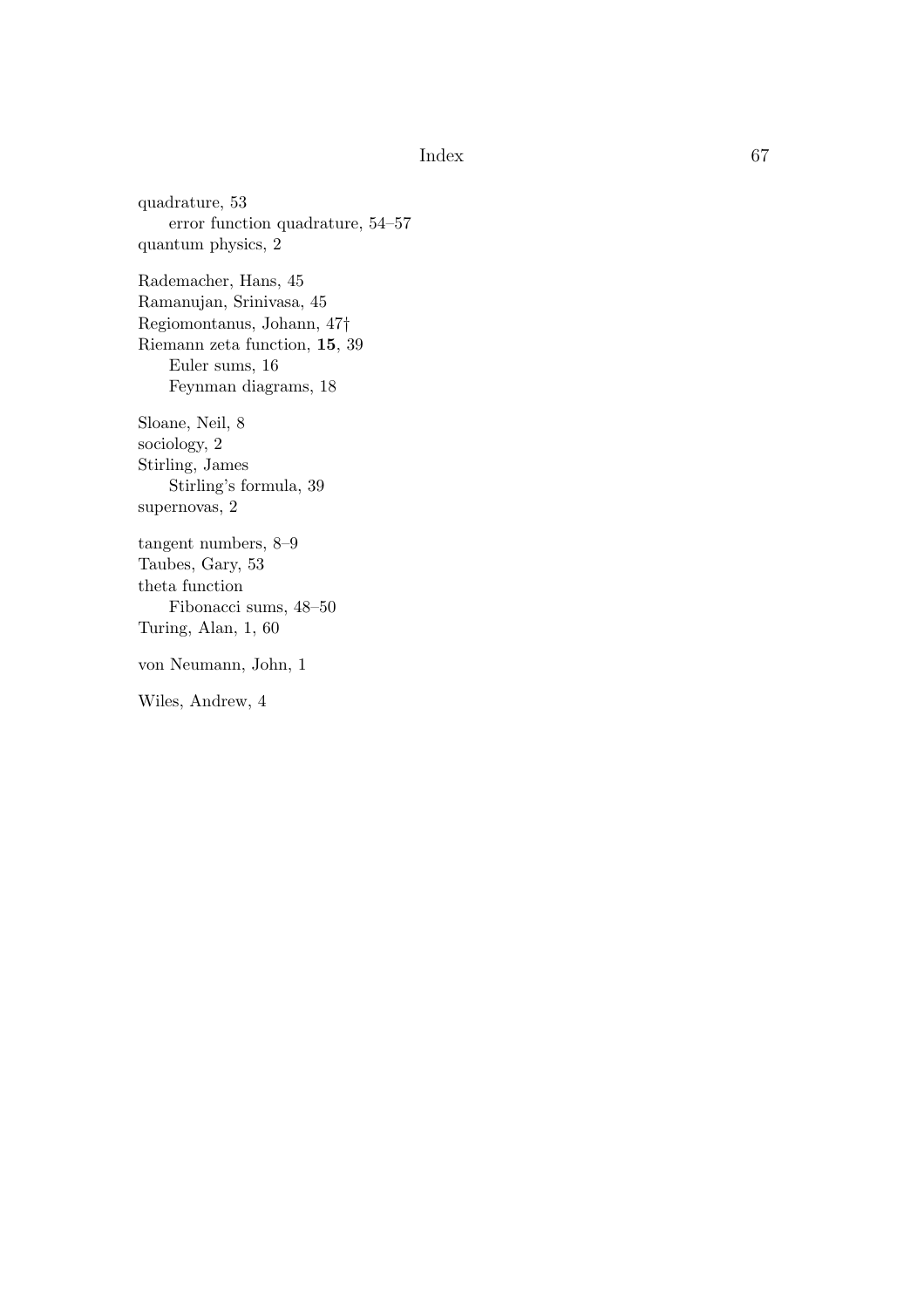quadrature, 53
    error function quadrature, 54–57
quantum physics, 2

Rademacher, Hans, 45
Ramanujan, Srinivasa, 45
Regiomontanus, Johann, 47†
Riemann zeta function, **15**, 39
    Euler sums, 16
    Feynman diagrams, 18

Sloane, Neil, 8
sociology, 2
Stirling, James
    Stirling's formula, 39
supernovas, 2

tangent numbers, 8–9
Taubes, Gary, 53
theta function
    Fibonacci sums, 48–50
Turing, Alan, 1, 60

von Neumann, John, 1

Wiles, Andrew, 4